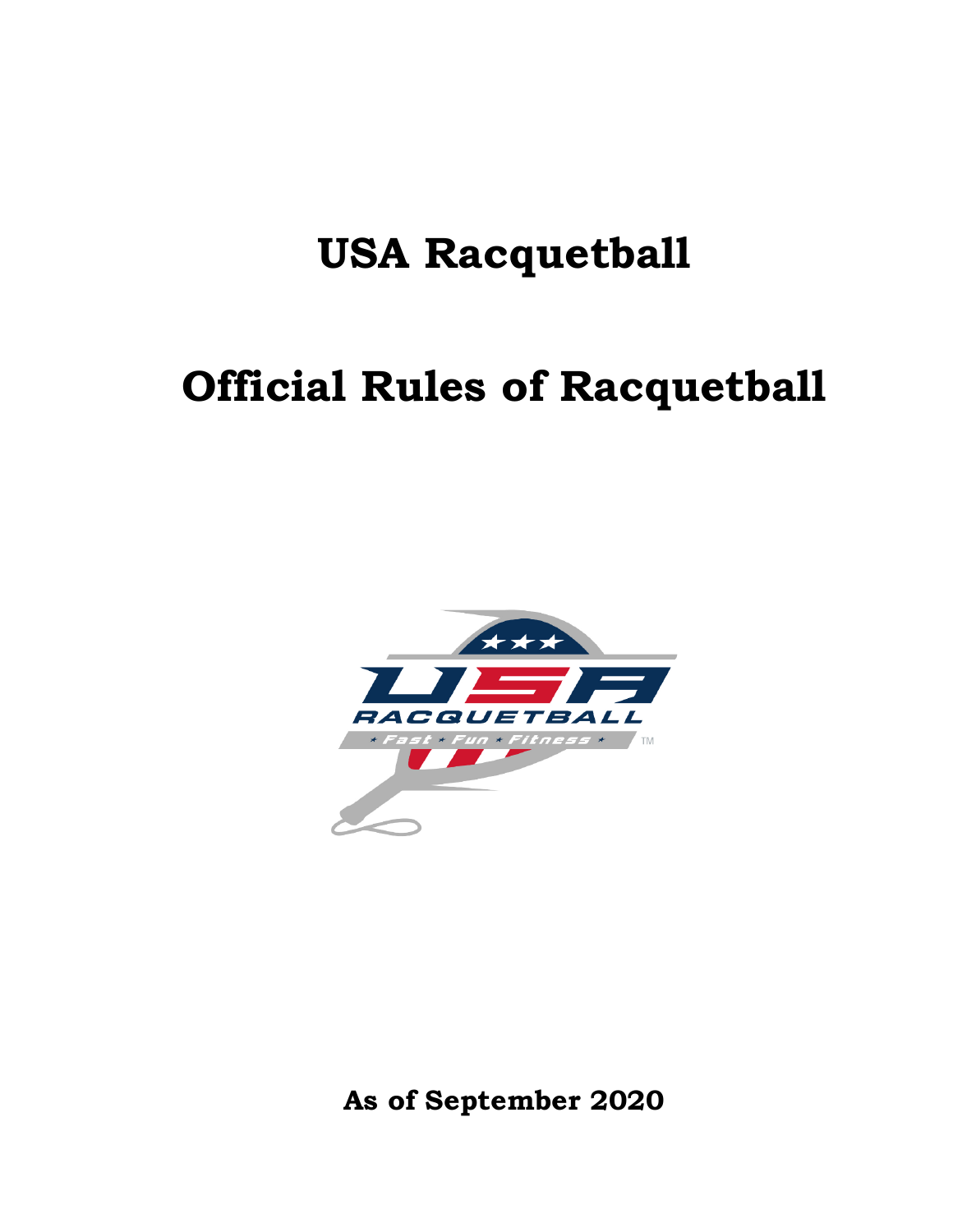# USA Racquetball

# Official Rules of Racquetball

**As of September 2020**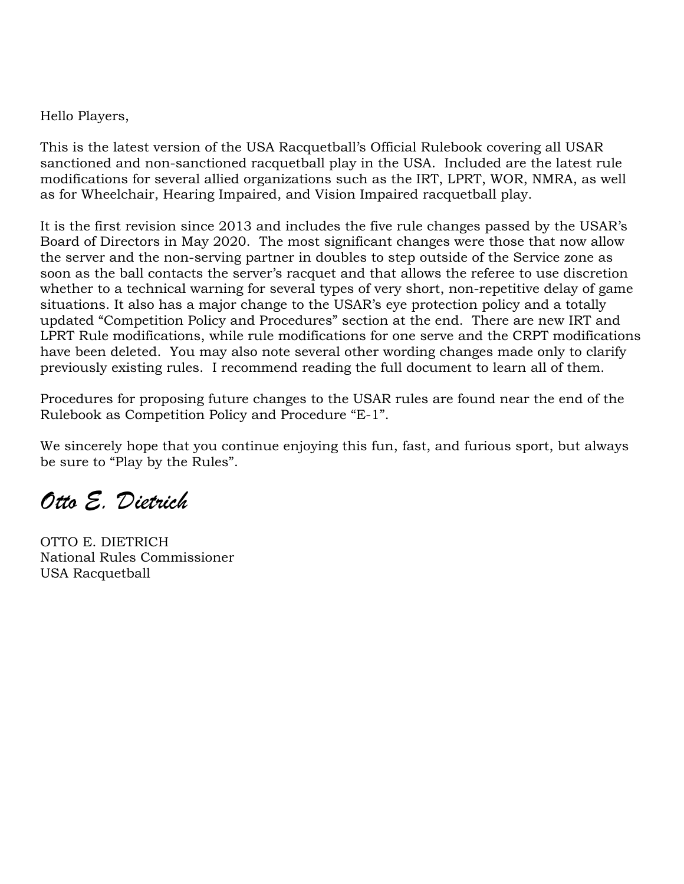Hello Players,

This is the latest version of the USA Racquetball's Official Rulebook covering all USAR sanctioned and non-sanctioned racquetball play in the USA. Included are the latest rule modifications for several allied organizations such as the IRT, LPRT, WOR, NMRA, as well as for Wheelchair, Hearing Impaired, and Vision Impaired racquetball play.

It is the first revision since 2013 and includes the five rule changes passed by the USAR's Board of Directors in May 2020. The most significant changes were those that now allow the server and the non-serving partner in doubles to step outside of the Service zone as soon as the ball contacts the server's racquet and that allows the referee to use discretion whether to a technical warning for several types of very short, non-repetitive delay of game situations. It also has a major change to the USAR's eye protection policy and a totally updated "Competition Policy and Procedures" section at the end. There are new IRT and LPRT Rule modifications, while rule modifications for one serve and the CRPT modifications have been deleted. You may also note several other wording changes made only to clarify previously existing rules. I recommend reading the full document to learn all of them.

Procedures for proposing future changes to the USAR rules are found near the end of the Rulebook as Competition Policy and Procedure "E-1".

We sincerely hope that you continue enjoying this fun, fast, and furious sport, but always be sure to "Play by the Rules".

*Otto E. Dietrich*

OTTO E. DIETRICH
National Rules Commissioner
USA Racquetball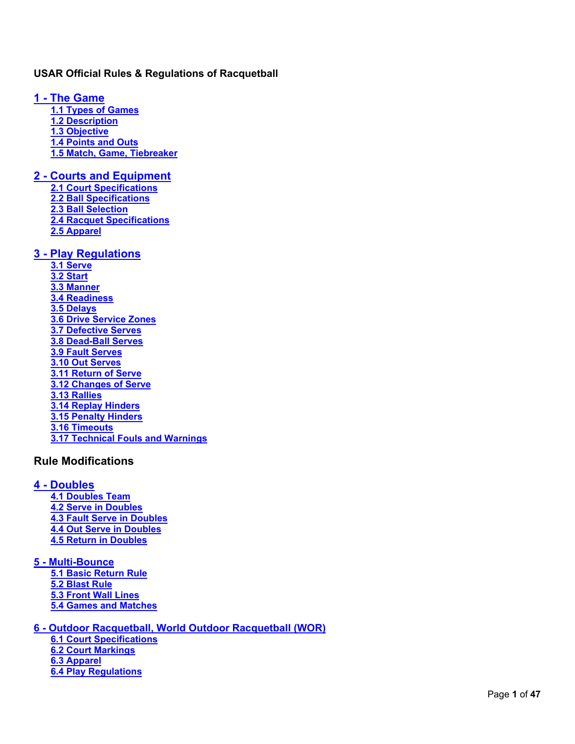**USAR Official Rules & Regulations of Racquetball**

## 1 - The Game

- 1.1 Types of Games
- 1.2 Description
- 1.3 Objective
- 1.4 Points and Outs
- 1.5 Match, Game, Tiebreaker

## 2 - Courts and Equipment

- 2.1 Court Specifications
- 2.2 Ball Specifications
- 2.3 Ball Selection
- 2.4 Racquet Specifications
- 2.5 Apparel

## 3 - Play Regulations

- 3.1 Serve
- 3.2 Start
- 3.3 Manner
- 3.4 Readiness
- 3.5 Delays
- 3.6 Drive Service Zones
- 3.7 Defective Serves
- 3.8 Dead-Ball Serves
- 3.9 Fault Serves
- 3.10 Out Serves
- 3.11 Return of Serve
- 3.12 Changes of Serve
- 3.13 Rallies
- 3.14 Replay Hinders
- 3.15 Penalty Hinders
- 3.16 Timeouts
- 3.17 Technical Fouls and Warnings

**Rule Modifications**

## 4 - Doubles

- 4.1 Doubles Team
- 4.2 Serve in Doubles
- 4.3 Fault Serve in Doubles
- 4.4 Out Serve in Doubles
- 4.5 Return in Doubles

## 5 - Multi-Bounce

- 5.1 Basic Return Rule
- 5.2 Blast Rule
- 5.3 Front Wall Lines
- 5.4 Games and Matches

## 6 - Outdoor Racquetball, World Outdoor Racquetball (WOR)

- 6.1 Court Specifications
- 6.2 Court Markings
- 6.3 Apparel
- 6.4 Play Regulations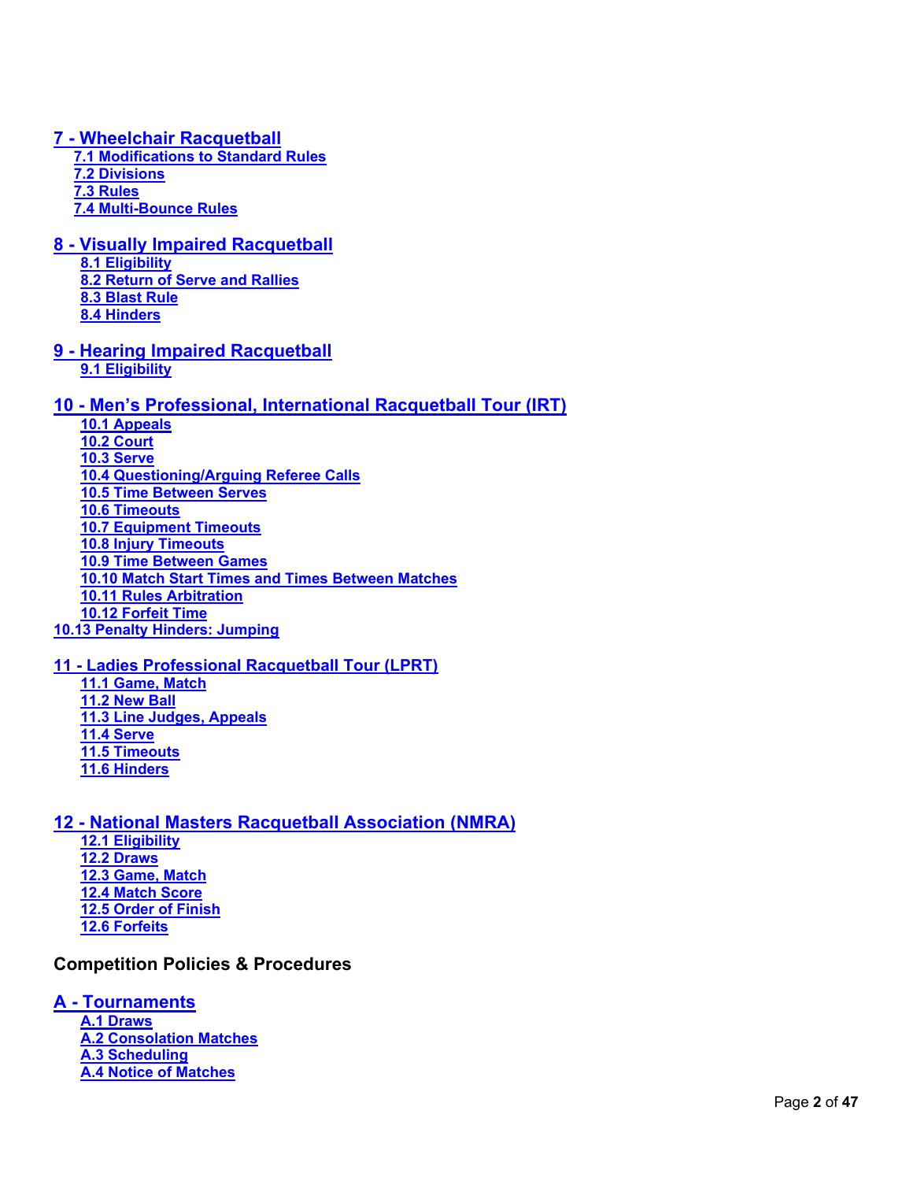**7 - Wheelchair Racquetball**

- 7.1 Modifications to Standard Rules
- 7.2 Divisions
- 7.3 Rules
- 7.4 Multi-Bounce Rules

**8 - Visually Impaired Racquetball**

- 8.1 Eligibility
- 8.2 Return of Serve and Rallies
- 8.3 Blast Rule
- 8.4 Hinders

**9 - Hearing Impaired Racquetball**

- 9.1 Eligibility

**10 - Men's Professional, International Racquetball Tour (IRT)**

- 10.1 Appeals
- 10.2 Court
- 10.3 Serve
- 10.4 Questioning/Arguing Referee Calls
- 10.5 Time Between Serves
- 10.6 Timeouts
- 10.7 Equipment Timeouts
- 10.8 Injury Timeouts
- 10.9 Time Between Games
- 10.10 Match Start Times and Times Between Matches
- 10.11 Rules Arbitration
- 10.12 Forfeit Time

10.13 Penalty Hinders: Jumping

**11 - Ladies Professional Racquetball Tour (LPRT)**

- 11.1 Game, Match
- 11.2 New Ball
- 11.3 Line Judges, Appeals
- 11.4 Serve
- 11.5 Timeouts
- 11.6 Hinders

**12 - National Masters Racquetball Association (NMRA)**

- 12.1 Eligibility
- 12.2 Draws
- 12.3 Game, Match
- 12.4 Match Score
- 12.5 Order of Finish
- 12.6 Forfeits

## Competition Policies & Procedures

**A - Tournaments**

- A.1 Draws
- A.2 Consolation Matches
- A.3 Scheduling
- A.4 Notice of Matches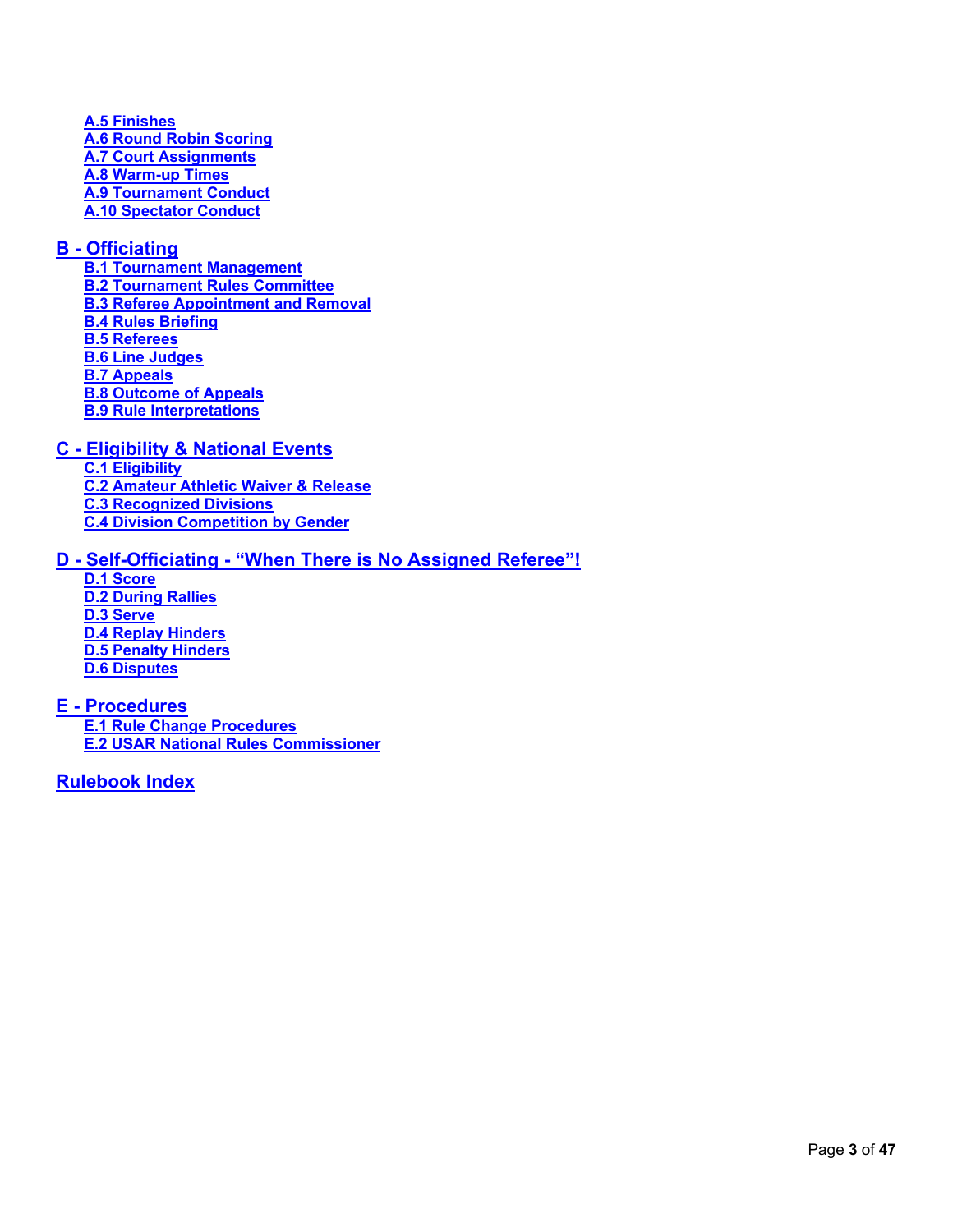- A.5 Finishes
- A.6 Round Robin Scoring
- A.7 Court Assignments
- A.8 Warm-up Times
- A.9 Tournament Conduct
- A.10 Spectator Conduct

## B - Officiating

- B.1 Tournament Management
- B.2 Tournament Rules Committee
- B.3 Referee Appointment and Removal
- B.4 Rules Briefing
- B.5 Referees
- B.6 Line Judges
- B.7 Appeals
- B.8 Outcome of Appeals
- B.9 Rule Interpretations

## C - Eligibility & National Events

- C.1 Eligibility
- C.2 Amateur Athletic Waiver & Release
- C.3 Recognized Divisions
- C.4 Division Competition by Gender

## D - Self-Officiating - “When There is No Assigned Referee”!

- D.1 Score
- D.2 During Rallies
- D.3 Serve
- D.4 Replay Hinders
- D.5 Penalty Hinders
- D.6 Disputes

## E - Procedures

- E.1 Rule Change Procedures
- E.2 USAR National Rules Commissioner

## Rulebook Index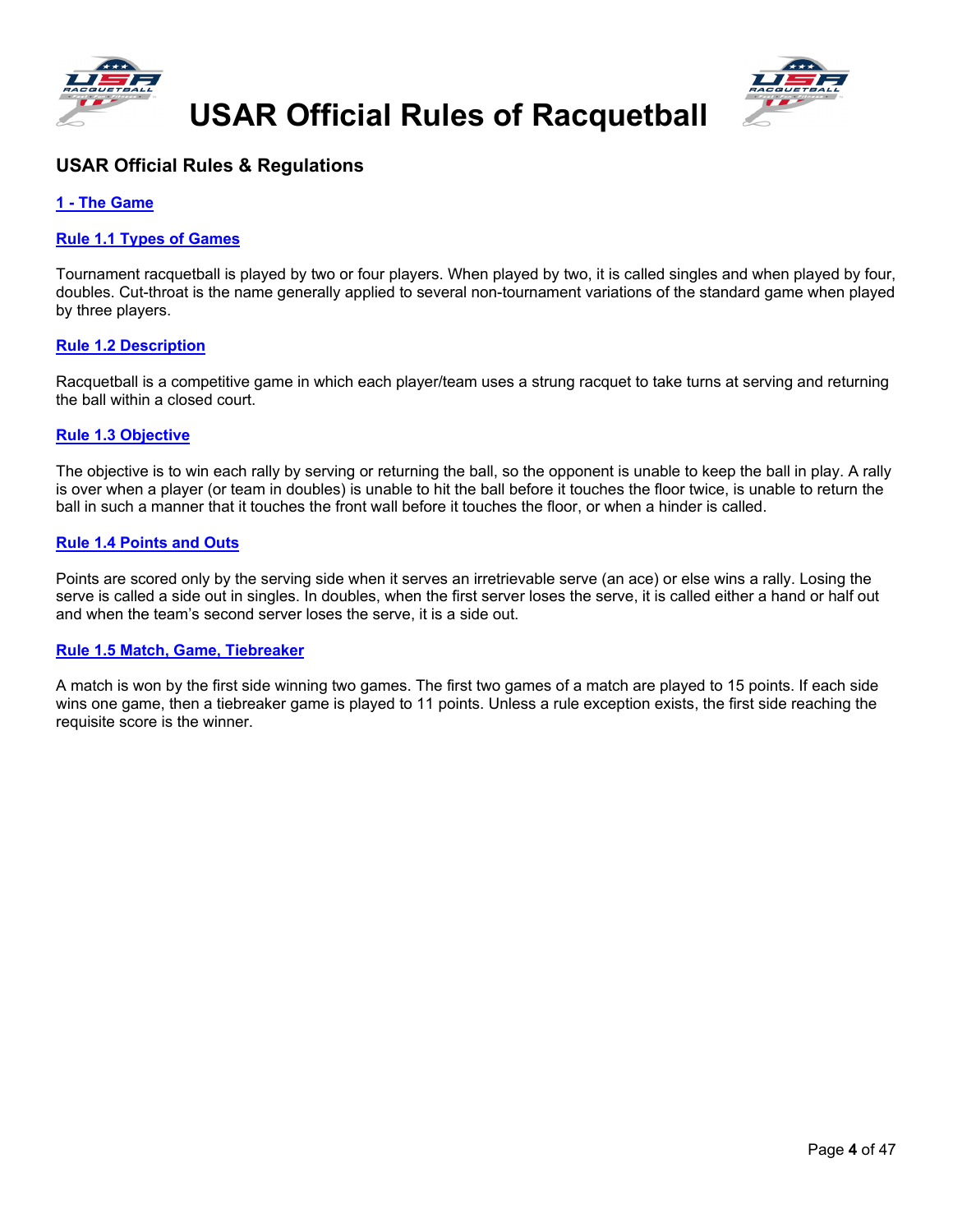# USAR Official Rules of Racquetball

## USAR Official Rules & Regulations

### 1 - The Game

#### Rule 1.1 Types of Games

Tournament racquetball is played by two or four players. When played by two, it is called singles and when played by four, doubles. Cut-throat is the name generally applied to several non-tournament variations of the standard game when played by three players.

#### Rule 1.2 Description

Racquetball is a competitive game in which each player/team uses a strung racquet to take turns at serving and returning the ball within a closed court.

#### Rule 1.3 Objective

The objective is to win each rally by serving or returning the ball, so the opponent is unable to keep the ball in play. A rally is over when a player (or team in doubles) is unable to hit the ball before it touches the floor twice, is unable to return the ball in such a manner that it touches the front wall before it touches the floor, or when a hinder is called.

#### Rule 1.4 Points and Outs

Points are scored only by the serving side when it serves an irretrievable serve (an ace) or else wins a rally. Losing the serve is called a side out in singles. In doubles, when the first server loses the serve, it is called either a hand or half out and when the team's second server loses the serve, it is a side out.

#### Rule 1.5 Match, Game, Tiebreaker

A match is won by the first side winning two games. The first two games of a match are played to 15 points. If each side wins one game, then a tiebreaker game is played to 11 points. Unless a rule exception exists, the first side reaching the requisite score is the winner.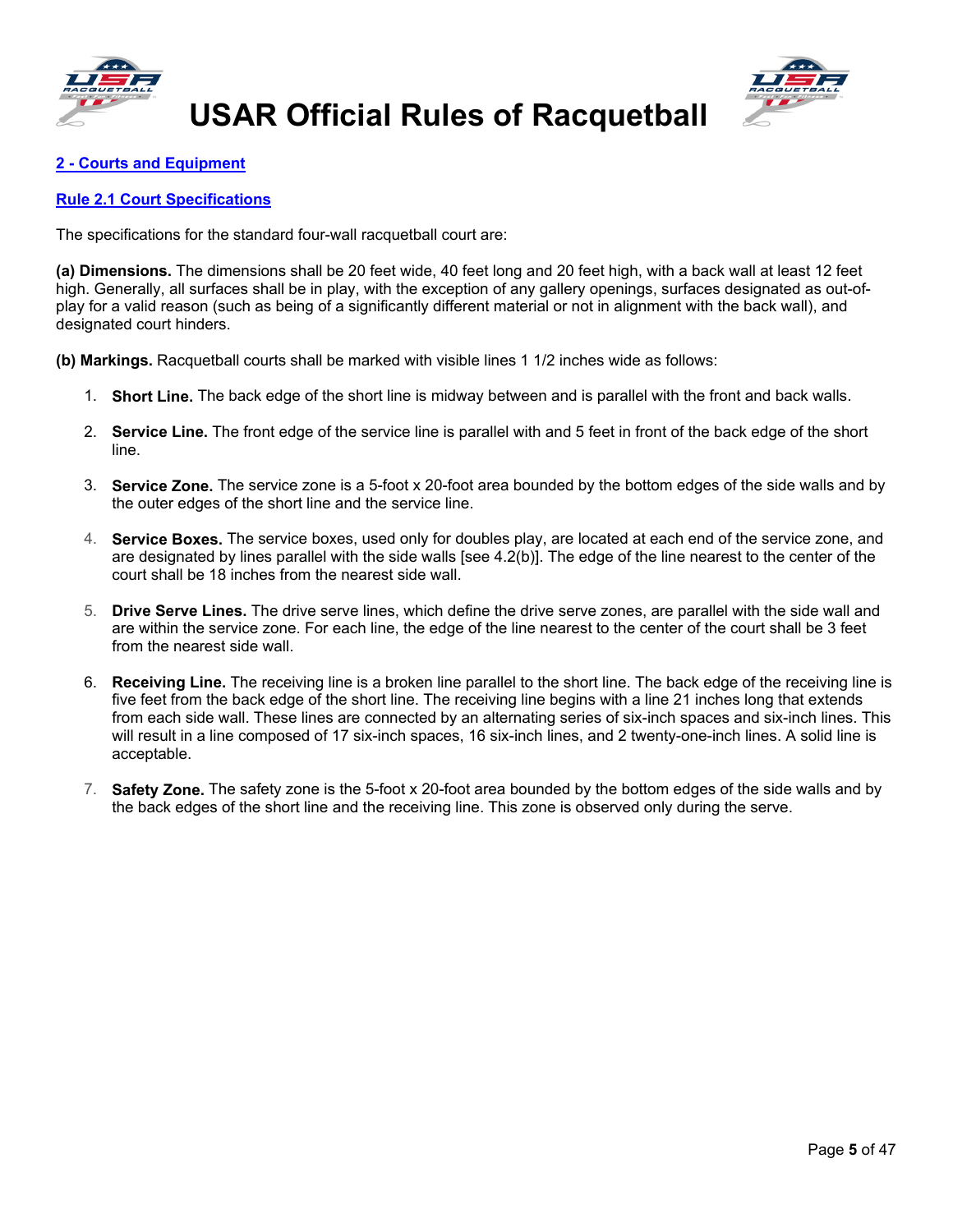## 2 - Courts and Equipment

### Rule 2.1 Court Specifications

The specifications for the standard four-wall racquetball court are:

**(a) Dimensions.** The dimensions shall be 20 feet wide, 40 feet long and 20 feet high, with a back wall at least 12 feet high. Generally, all surfaces shall be in play, with the exception of any gallery openings, surfaces designated as out-of-play for a valid reason (such as being of a significantly different material or not in alignment with the back wall), and designated court hinders.

**(b) Markings.** Racquetball courts shall be marked with visible lines 1 1/2 inches wide as follows:

1. **Short Line.** The back edge of the short line is midway between and is parallel with the front and back walls.
2. **Service Line.** The front edge of the service line is parallel with and 5 feet in front of the back edge of the short line.
3. **Service Zone.** The service zone is a 5-foot x 20-foot area bounded by the bottom edges of the side walls and by the outer edges of the short line and the service line.
4. **Service Boxes.** The service boxes, used only for doubles play, are located at each end of the service zone, and are designated by lines parallel with the side walls [see 4.2(b)]. The edge of the line nearest to the center of the court shall be 18 inches from the nearest side wall.
5. **Drive Serve Lines.** The drive serve lines, which define the drive serve zones, are parallel with the side wall and are within the service zone. For each line, the edge of the line nearest to the center of the court shall be 3 feet from the nearest side wall.
6. **Receiving Line.** The receiving line is a broken line parallel to the short line. The back edge of the receiving line is five feet from the back edge of the short line. The receiving line begins with a line 21 inches long that extends from each side wall. These lines are connected by an alternating series of six-inch spaces and six-inch lines. This will result in a line composed of 17 six-inch spaces, 16 six-inch lines, and 2 twenty-one-inch lines. A solid line is acceptable.
7. **Safety Zone.** The safety zone is the 5-foot x 20-foot area bounded by the bottom edges of the side walls and by the back edges of the short line and the receiving line. This zone is observed only during the serve.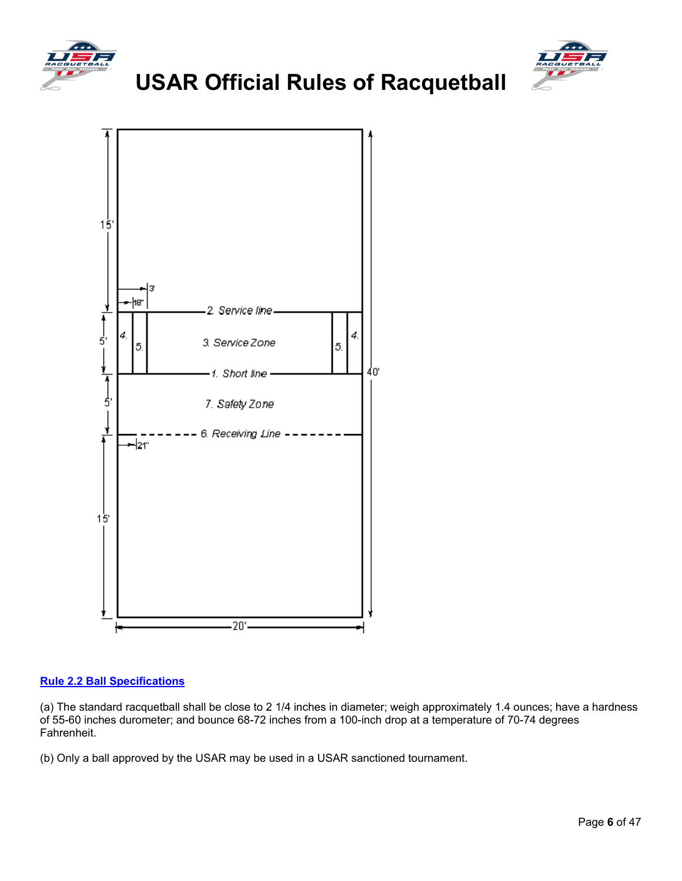**Rule 2.2 Ball Specifications**

(a) The standard racquetball shall be close to 2 1/4 inches in diameter; weigh approximately 1.4 ounces; have a hardness of 55-60 inches durometer; and bounce 68-72 inches from a 100-inch drop at a temperature of 70-74 degrees Fahrenheit.

(b) Only a ball approved by the USAR may be used in a USAR sanctioned tournament.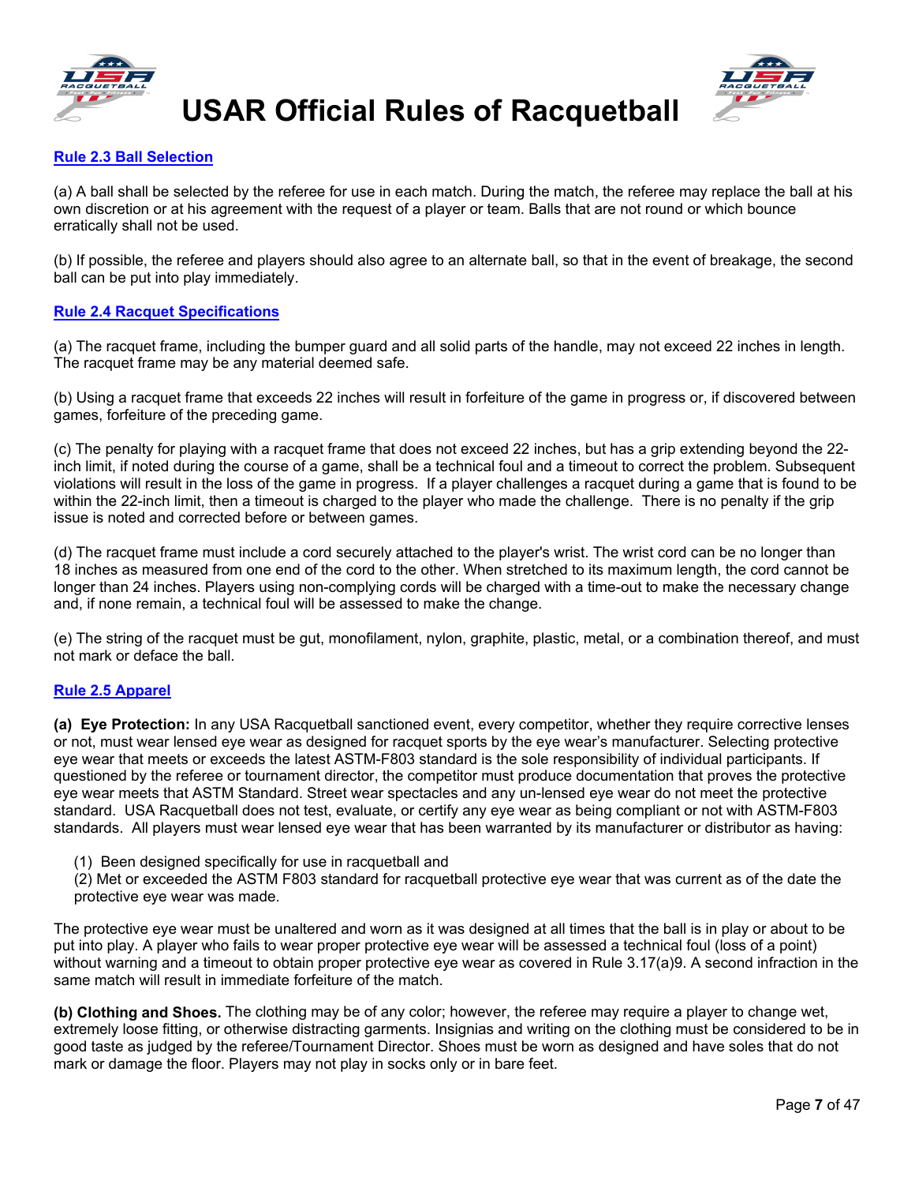## Rule 2.3 Ball Selection

(a) A ball shall be selected by the referee for use in each match. During the match, the referee may replace the ball at his own discretion or at his agreement with the request of a player or team. Balls that are not round or which bounce erratically shall not be used.

(b) If possible, the referee and players should also agree to an alternate ball, so that in the event of breakage, the second ball can be put into play immediately.

## Rule 2.4 Racquet Specifications

(a) The racquet frame, including the bumper guard and all solid parts of the handle, may not exceed 22 inches in length. The racquet frame may be any material deemed safe.

(b) Using a racquet frame that exceeds 22 inches will result in forfeiture of the game in progress or, if discovered between games, forfeiture of the preceding game.

(c) The penalty for playing with a racquet frame that does not exceed 22 inches, but has a grip extending beyond the 22-inch limit, if noted during the course of a game, shall be a technical foul and a timeout to correct the problem. Subsequent violations will result in the loss of the game in progress. If a player challenges a racquet during a game that is found to be within the 22-inch limit, then a timeout is charged to the player who made the challenge. There is no penalty if the grip issue is noted and corrected before or between games.

(d) The racquet frame must include a cord securely attached to the player's wrist. The wrist cord can be no longer than 18 inches as measured from one end of the cord to the other. When stretched to its maximum length, the cord cannot be longer than 24 inches. Players using non-complying cords will be charged with a time-out to make the necessary change and, if none remain, a technical foul will be assessed to make the change.

(e) The string of the racquet must be gut, monofilament, nylon, graphite, plastic, metal, or a combination thereof, and must not mark or deface the ball.

## Rule 2.5 Apparel

**(a) Eye Protection:** In any USA Racquetball sanctioned event, every competitor, whether they require corrective lenses or not, must wear lensed eye wear as designed for racquet sports by the eye wear's manufacturer. Selecting protective eye wear that meets or exceeds the latest ASTM-F803 standard is the sole responsibility of individual participants. If questioned by the referee or tournament director, the competitor must produce documentation that proves the protective eye wear meets that ASTM Standard. Street wear spectacles and any un-lensed eye wear do not meet the protective standard. USA Racquetball does not test, evaluate, or certify any eye wear as being compliant or not with ASTM-F803 standards. All players must wear lensed eye wear that has been warranted by its manufacturer or distributor as having:

(1) Been designed specifically for use in racquetball and
(2) Met or exceeded the ASTM F803 standard for racquetball protective eye wear that was current as of the date the protective eye wear was made.

The protective eye wear must be unaltered and worn as it was designed at all times that the ball is in play or about to be put into play. A player who fails to wear proper protective eye wear will be assessed a technical foul (loss of a point) without warning and a timeout to obtain proper protective eye wear as covered in Rule 3.17(a)9. A second infraction in the same match will result in immediate forfeiture of the match.

**(b) Clothing and Shoes.** The clothing may be of any color; however, the referee may require a player to change wet, extremely loose fitting, or otherwise distracting garments. Insignias and writing on the clothing must be considered to be in good taste as judged by the referee/Tournament Director. Shoes must be worn as designed and have soles that do not mark or damage the floor. Players may not play in socks only or in bare feet.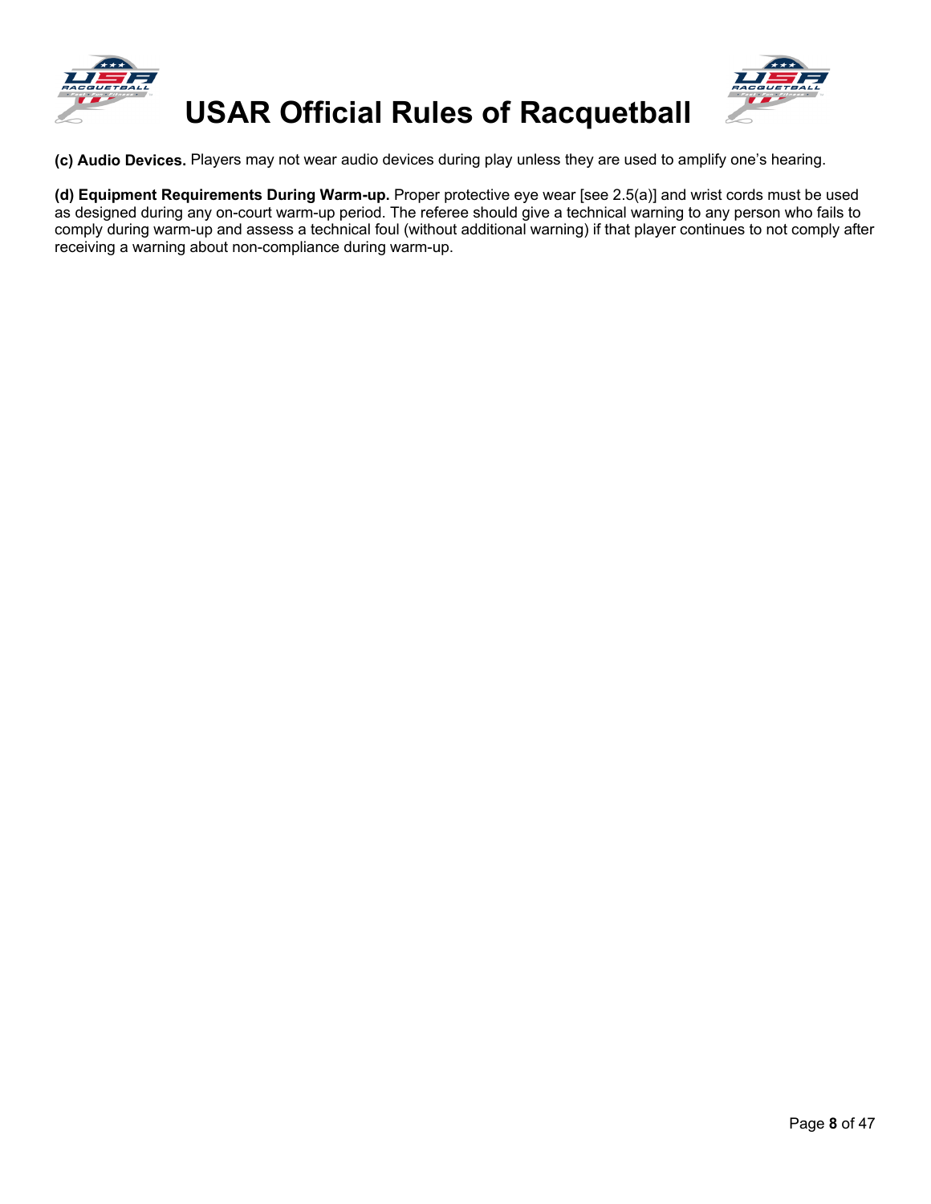**(c) Audio Devices.** Players may not wear audio devices during play unless they are used to amplify one's hearing.

**(d) Equipment Requirements During Warm-up.** Proper protective eye wear [see 2.5(a)] and wrist cords must be used as designed during any on-court warm-up period. The referee should give a technical warning to any person who fails to comply during warm-up and assess a technical foul (without additional warning) if that player continues to not comply after receiving a warning about non-compliance during warm-up.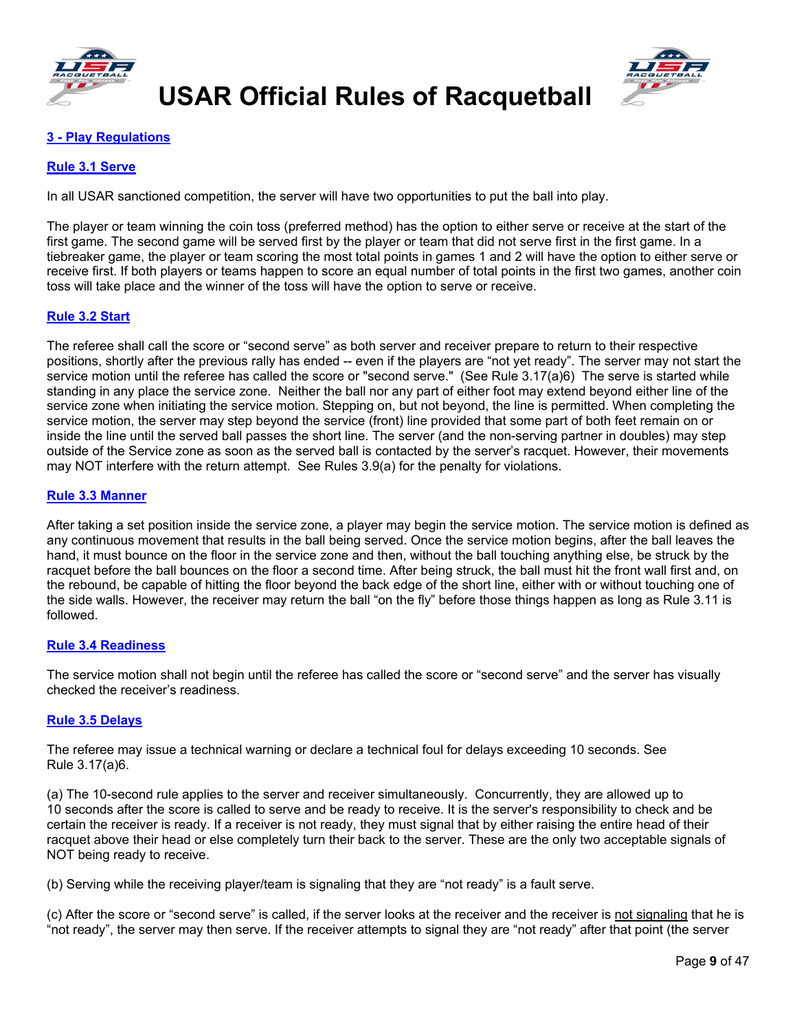## 3 - Play Regulations

### Rule 3.1 Serve

In all USAR sanctioned competition, the server will have two opportunities to put the ball into play.

The player or team winning the coin toss (preferred method) has the option to either serve or receive at the start of the first game. The second game will be served first by the player or team that did not serve first in the first game. In a tiebreaker game, the player or team scoring the most total points in games 1 and 2 will have the option to either serve or receive first. If both players or teams happen to score an equal number of total points in the first two games, another coin toss will take place and the winner of the toss will have the option to serve or receive.

### Rule 3.2 Start

The referee shall call the score or "second serve" as both server and receiver prepare to return to their respective positions, shortly after the previous rally has ended -- even if the players are "not yet ready". The server may not start the service motion until the referee has called the score or "second serve." (See Rule 3.17(a)6) The serve is started while standing in any place the service zone. Neither the ball nor any part of either foot may extend beyond either line of the service zone when initiating the service motion. Stepping on, but not beyond, the line is permitted. When completing the service motion, the server may step beyond the service (front) line provided that some part of both feet remain on or inside the line until the served ball passes the short line. The server (and the non-serving partner in doubles) may step outside of the Service zone as soon as the served ball is contacted by the server's racquet. However, their movements may NOT interfere with the return attempt. See Rules 3.9(a) for the penalty for violations.

### Rule 3.3 Manner

After taking a set position inside the service zone, a player may begin the service motion. The service motion is defined as any continuous movement that results in the ball being served. Once the service motion begins, after the ball leaves the hand, it must bounce on the floor in the service zone and then, without the ball touching anything else, be struck by the racquet before the ball bounces on the floor a second time. After being struck, the ball must hit the front wall first and, on the rebound, be capable of hitting the floor beyond the back edge of the short line, either with or without touching one of the side walls. However, the receiver may return the ball "on the fly" before those things happen as long as Rule 3.11 is followed.

### Rule 3.4 Readiness

The service motion shall not begin until the referee has called the score or "second serve" and the server has visually checked the receiver's readiness.

### Rule 3.5 Delays

The referee may issue a technical warning or declare a technical foul for delays exceeding 10 seconds. See Rule 3.17(a)6.

(a) The 10-second rule applies to the server and receiver simultaneously. Concurrently, they are allowed up to 10 seconds after the score is called to serve and be ready to receive. It is the server's responsibility to check and be certain the receiver is ready. If a receiver is not ready, they must signal that by either raising the entire head of their racquet above their head or else completely turn their back to the server. These are the only two acceptable signals of NOT being ready to receive.

(b) Serving while the receiving player/team is signaling that they are "not ready" is a fault serve.

(c) After the score or "second serve" is called, if the server looks at the receiver and the receiver is <u>not signaling</u> that he is "not ready", the server may then serve. If the receiver attempts to signal they are "not ready" after that point (the server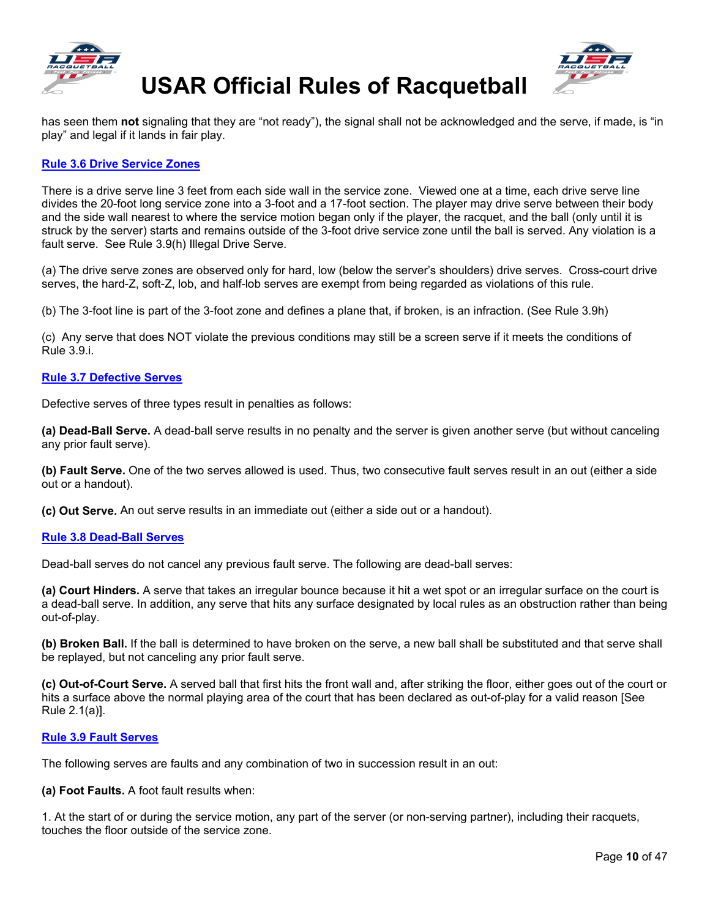has seen them **not** signaling that they are “not ready”), the signal shall not be acknowledged and the serve, if made, is “in play” and legal if it lands in fair play.

## Rule 3.6 Drive Service Zones

There is a drive serve line 3 feet from each side wall in the service zone. Viewed one at a time, each drive serve line divides the 20-foot long service zone into a 3-foot and a 17-foot section. The player may drive serve between their body and the side wall nearest to where the service motion began only if the player, the racquet, and the ball (only until it is struck by the server) starts and remains outside of the 3-foot drive service zone until the ball is served. Any violation is a fault serve. See Rule 3.9(h) Illegal Drive Serve.

(a) The drive serve zones are observed only for hard, low (below the server’s shoulders) drive serves. Cross-court drive serves, the hard-Z, soft-Z, lob, and half-lob serves are exempt from being regarded as violations of this rule.

(b) The 3-foot line is part of the 3-foot zone and defines a plane that, if broken, is an infraction. (See Rule 3.9h)

(c) Any serve that does NOT violate the previous conditions may still be a screen serve if it meets the conditions of Rule 3.9.i.

## Rule 3.7 Defective Serves

Defective serves of three types result in penalties as follows:

**(a) Dead-Ball Serve.** A dead-ball serve results in no penalty and the server is given another serve (but without canceling any prior fault serve).

**(b) Fault Serve.** One of the two serves allowed is used. Thus, two consecutive fault serves result in an out (either a side out or a handout).

**(c) Out Serve.** An out serve results in an immediate out (either a side out or a handout).

## Rule 3.8 Dead-Ball Serves

Dead-ball serves do not cancel any previous fault serve. The following are dead-ball serves:

**(a) Court Hinders.** A serve that takes an irregular bounce because it hit a wet spot or an irregular surface on the court is a dead-ball serve. In addition, any serve that hits any surface designated by local rules as an obstruction rather than being out-of-play.

**(b) Broken Ball.** If the ball is determined to have broken on the serve, a new ball shall be substituted and that serve shall be replayed, but not canceling any prior fault serve.

**(c) Out-of-Court Serve.** A served ball that first hits the front wall and, after striking the floor, either goes out of the court or hits a surface above the normal playing area of the court that has been declared as out-of-play for a valid reason [See Rule 2.1(a)].

## Rule 3.9 Fault Serves

The following serves are faults and any combination of two in succession result in an out:

**(a) Foot Faults.** A foot fault results when:

1. At the start of or during the service motion, any part of the server (or non-serving partner), including their racquets, touches the floor outside of the service zone.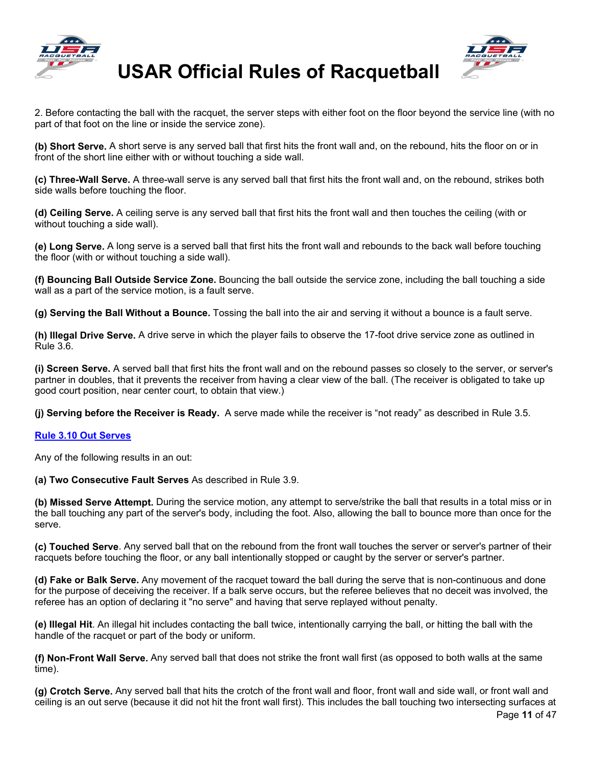2. Before contacting the ball with the racquet, the server steps with either foot on the floor beyond the service line (with no part of that foot on the line or inside the service zone).

**(b) Short Serve.** A short serve is any served ball that first hits the front wall and, on the rebound, hits the floor on or in front of the short line either with or without touching a side wall.

**(c) Three-Wall Serve.** A three-wall serve is any served ball that first hits the front wall and, on the rebound, strikes both side walls before touching the floor.

**(d) Ceiling Serve.** A ceiling serve is any served ball that first hits the front wall and then touches the ceiling (with or without touching a side wall).

**(e) Long Serve.** A long serve is a served ball that first hits the front wall and rebounds to the back wall before touching the floor (with or without touching a side wall).

**(f) Bouncing Ball Outside Service Zone.** Bouncing the ball outside the service zone, including the ball touching a side wall as a part of the service motion, is a fault serve.

**(g) Serving the Ball Without a Bounce.** Tossing the ball into the air and serving it without a bounce is a fault serve.

**(h) Illegal Drive Serve.** A drive serve in which the player fails to observe the 17-foot drive service zone as outlined in Rule 3.6.

**(i) Screen Serve.** A served ball that first hits the front wall and on the rebound passes so closely to the server, or server's partner in doubles, that it prevents the receiver from having a clear view of the ball. (The receiver is obligated to take up good court position, near center court, to obtain that view.)

**(j) Serving before the Receiver is Ready.** A serve made while the receiver is "not ready" as described in Rule 3.5.

## Rule 3.10 Out Serves

Any of the following results in an out:

**(a) Two Consecutive Fault Serves** As described in Rule 3.9.

**(b) Missed Serve Attempt.** During the service motion, any attempt to serve/strike the ball that results in a total miss or in the ball touching any part of the server's body, including the foot. Also, allowing the ball to bounce more than once for the serve.

**(c) Touched Serve**. Any served ball that on the rebound from the front wall touches the server or server's partner of their racquets before touching the floor, or any ball intentionally stopped or caught by the server or server's partner.

**(d) Fake or Balk Serve.** Any movement of the racquet toward the ball during the serve that is non-continuous and done for the purpose of deceiving the receiver. If a balk serve occurs, but the referee believes that no deceit was involved, the referee has an option of declaring it "no serve" and having that serve replayed without penalty.

**(e) Illegal Hit**. An illegal hit includes contacting the ball twice, intentionally carrying the ball, or hitting the ball with the handle of the racquet or part of the body or uniform.

**(f) Non-Front Wall Serve.** Any served ball that does not strike the front wall first (as opposed to both walls at the same time).

**(g) Crotch Serve.** Any served ball that hits the crotch of the front wall and floor, front wall and side wall, or front wall and ceiling is an out serve (because it did not hit the front wall first). This includes the ball touching two intersecting surfaces at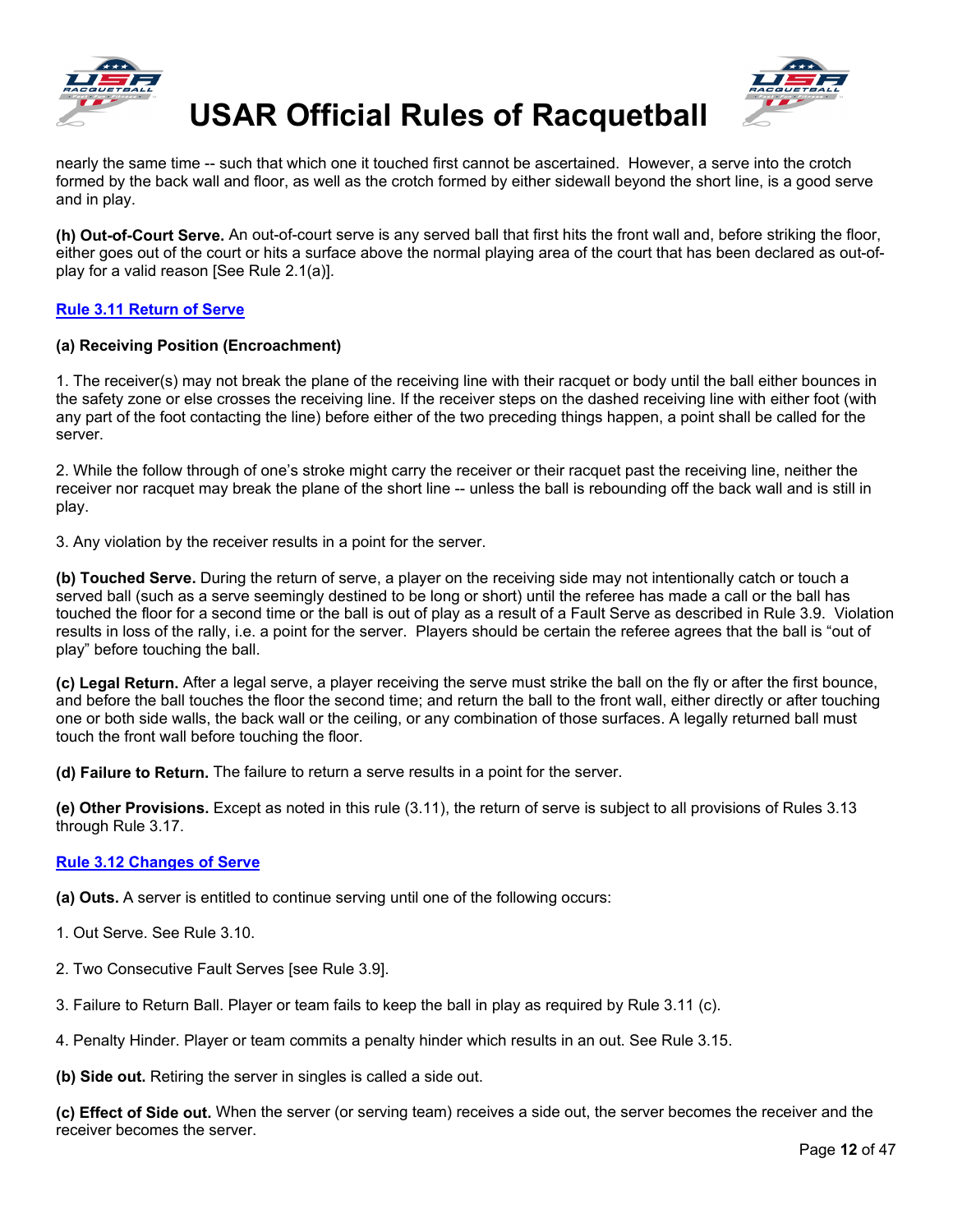nearly the same time -- such that which one it touched first cannot be ascertained. However, a serve into the crotch formed by the back wall and floor, as well as the crotch formed by either sidewall beyond the short line, is a good serve and in play.

**(h) Out-of-Court Serve.** An out-of-court serve is any served ball that first hits the front wall and, before striking the floor, either goes out of the court or hits a surface above the normal playing area of the court that has been declared as out-of-play for a valid reason [See Rule 2.1(a)].

## Rule 3.11 Return of Serve

**(a) Receiving Position (Encroachment)**

1. The receiver(s) may not break the plane of the receiving line with their racquet or body until the ball either bounces in the safety zone or else crosses the receiving line. If the receiver steps on the dashed receiving line with either foot (with any part of the foot contacting the line) before either of the two preceding things happen, a point shall be called for the server.

2. While the follow through of one's stroke might carry the receiver or their racquet past the receiving line, neither the receiver nor racquet may break the plane of the short line -- unless the ball is rebounding off the back wall and is still in play.

3. Any violation by the receiver results in a point for the server.

**(b) Touched Serve.** During the return of serve, a player on the receiving side may not intentionally catch or touch a served ball (such as a serve seemingly destined to be long or short) until the referee has made a call or the ball has touched the floor for a second time or the ball is out of play as a result of a Fault Serve as described in Rule 3.9. Violation results in loss of the rally, i.e. a point for the server. Players should be certain the referee agrees that the ball is "out of play" before touching the ball.

**(c) Legal Return.** After a legal serve, a player receiving the serve must strike the ball on the fly or after the first bounce, and before the ball touches the floor the second time; and return the ball to the front wall, either directly or after touching one or both side walls, the back wall or the ceiling, or any combination of those surfaces. A legally returned ball must touch the front wall before touching the floor.

**(d) Failure to Return.** The failure to return a serve results in a point for the server.

**(e) Other Provisions.** Except as noted in this rule (3.11), the return of serve is subject to all provisions of Rules 3.13 through Rule 3.17.

## Rule 3.12 Changes of Serve

**(a) Outs.** A server is entitled to continue serving until one of the following occurs:

1. Out Serve. See Rule 3.10.

2. Two Consecutive Fault Serves [see Rule 3.9].

3. Failure to Return Ball. Player or team fails to keep the ball in play as required by Rule 3.11 (c).

4. Penalty Hinder. Player or team commits a penalty hinder which results in an out. See Rule 3.15.

**(b) Side out.** Retiring the server in singles is called a side out.

**(c) Effect of Side out.** When the server (or serving team) receives a side out, the server becomes the receiver and the receiver becomes the server.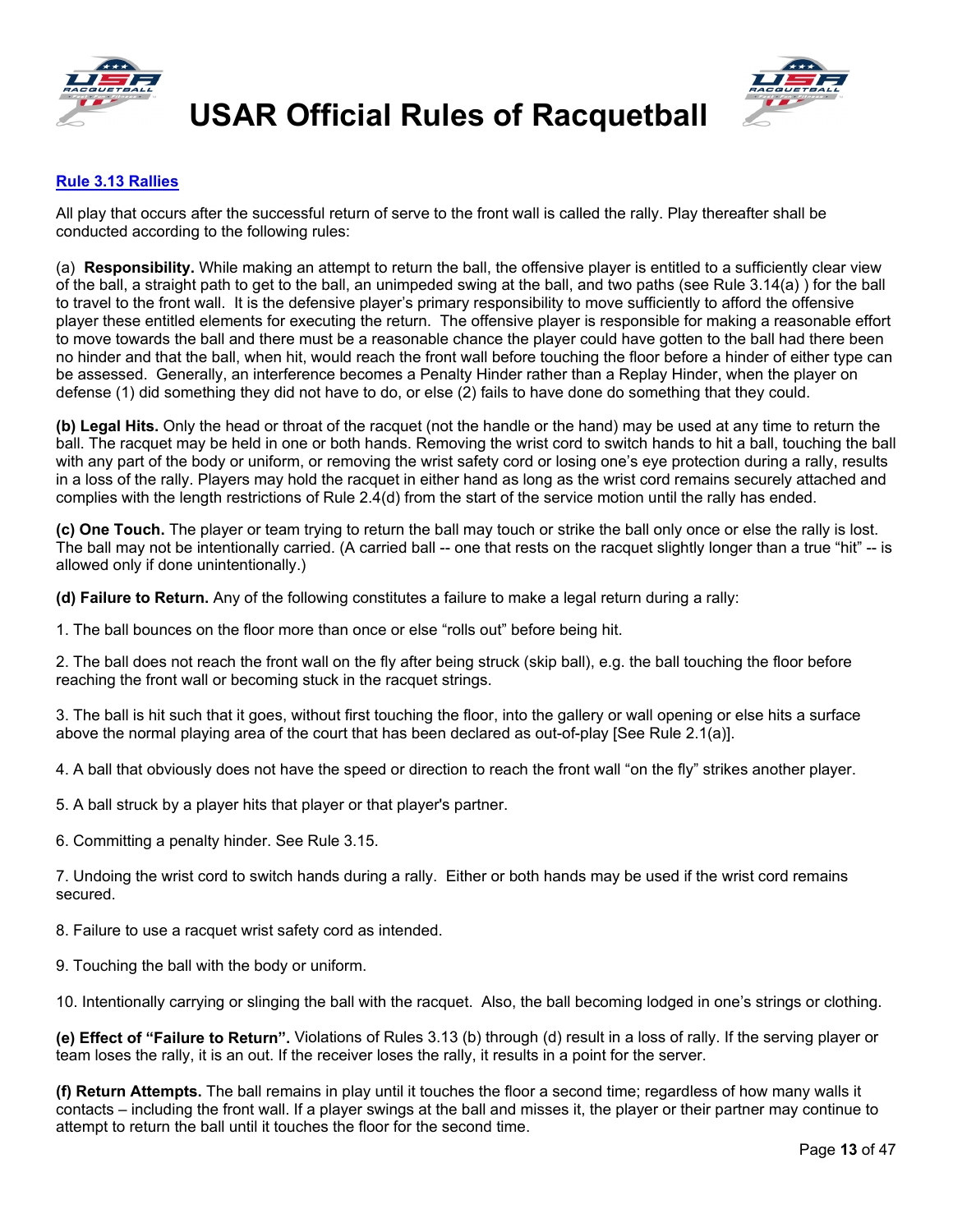## Rule 3.13 Rallies

All play that occurs after the successful return of serve to the front wall is called the rally. Play thereafter shall be conducted according to the following rules:

(a) **Responsibility.** While making an attempt to return the ball, the offensive player is entitled to a sufficiently clear view of the ball, a straight path to get to the ball, an unimpeded swing at the ball, and two paths (see Rule 3.14(a) ) for the ball to travel to the front wall. It is the defensive player's primary responsibility to move sufficiently to afford the offensive player these entitled elements for executing the return. The offensive player is responsible for making a reasonable effort to move towards the ball and there must be a reasonable chance the player could have gotten to the ball had there been no hinder and that the ball, when hit, would reach the front wall before touching the floor before a hinder of either type can be assessed. Generally, an interference becomes a Penalty Hinder rather than a Replay Hinder, when the player on defense (1) did something they did not have to do, or else (2) fails to have done do something that they could.

**(b) Legal Hits.** Only the head or throat of the racquet (not the handle or the hand) may be used at any time to return the ball. The racquet may be held in one or both hands. Removing the wrist cord to switch hands to hit a ball, touching the ball with any part of the body or uniform, or removing the wrist safety cord or losing one's eye protection during a rally, results in a loss of the rally. Players may hold the racquet in either hand as long as the wrist cord remains securely attached and complies with the length restrictions of Rule 2.4(d) from the start of the service motion until the rally has ended.

**(c) One Touch.** The player or team trying to return the ball may touch or strike the ball only once or else the rally is lost. The ball may not be intentionally carried. (A carried ball -- one that rests on the racquet slightly longer than a true "hit" -- is allowed only if done unintentionally.)

**(d) Failure to Return.** Any of the following constitutes a failure to make a legal return during a rally:

1. The ball bounces on the floor more than once or else "rolls out" before being hit.

2. The ball does not reach the front wall on the fly after being struck (skip ball), e.g. the ball touching the floor before reaching the front wall or becoming stuck in the racquet strings.

3. The ball is hit such that it goes, without first touching the floor, into the gallery or wall opening or else hits a surface above the normal playing area of the court that has been declared as out-of-play [See Rule 2.1(a)].

4. A ball that obviously does not have the speed or direction to reach the front wall "on the fly" strikes another player.

5. A ball struck by a player hits that player or that player's partner.

6. Committing a penalty hinder. See Rule 3.15.

7. Undoing the wrist cord to switch hands during a rally. Either or both hands may be used if the wrist cord remains secured.

8. Failure to use a racquet wrist safety cord as intended.

9. Touching the ball with the body or uniform.

10. Intentionally carrying or slinging the ball with the racquet. Also, the ball becoming lodged in one's strings or clothing.

**(e) Effect of "Failure to Return".** Violations of Rules 3.13 (b) through (d) result in a loss of rally. If the serving player or team loses the rally, it is an out. If the receiver loses the rally, it results in a point for the server.

**(f) Return Attempts.** The ball remains in play until it touches the floor a second time; regardless of how many walls it contacts – including the front wall. If a player swings at the ball and misses it, the player or their partner may continue to attempt to return the ball until it touches the floor for the second time.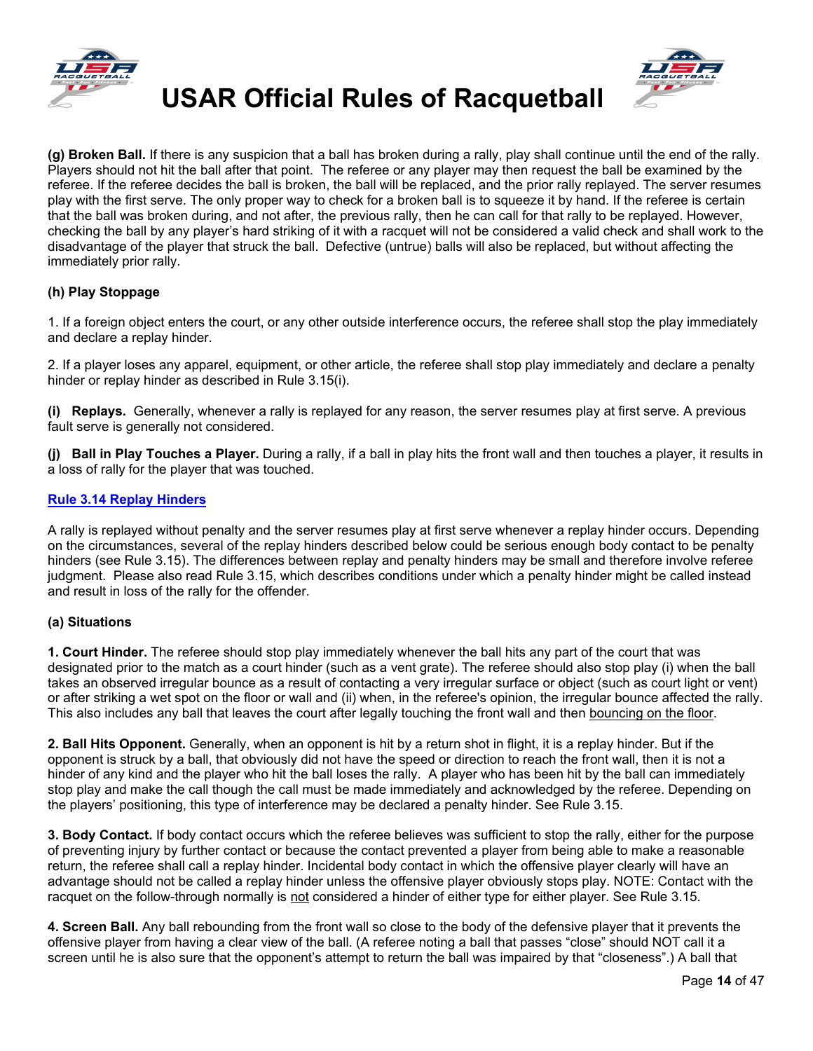**(g) Broken Ball.** If there is any suspicion that a ball has broken during a rally, play shall continue until the end of the rally. Players should not hit the ball after that point. The referee or any player may then request the ball be examined by the referee. If the referee decides the ball is broken, the ball will be replaced, and the prior rally replayed. The server resumes play with the first serve. The only proper way to check for a broken ball is to squeeze it by hand. If the referee is certain that the ball was broken during, and not after, the previous rally, then he can call for that rally to be replayed. However, checking the ball by any player's hard striking of it with a racquet will not be considered a valid check and shall work to the disadvantage of the player that struck the ball. Defective (untrue) balls will also be replaced, but without affecting the immediately prior rally.

**(h) Play Stoppage**

1. If a foreign object enters the court, or any other outside interference occurs, the referee shall stop the play immediately and declare a replay hinder.

2. If a player loses any apparel, equipment, or other article, the referee shall stop play immediately and declare a penalty hinder or replay hinder as described in Rule 3.15(i).

**(i) Replays.** Generally, whenever a rally is replayed for any reason, the server resumes play at first serve. A previous fault serve is generally not considered.

**(j) Ball in Play Touches a Player.** During a rally, if a ball in play hits the front wall and then touches a player, it results in a loss of rally for the player that was touched.

## Rule 3.14 Replay Hinders

A rally is replayed without penalty and the server resumes play at first serve whenever a replay hinder occurs. Depending on the circumstances, several of the replay hinders described below could be serious enough body contact to be penalty hinders (see Rule 3.15). The differences between replay and penalty hinders may be small and therefore involve referee judgment. Please also read Rule 3.15, which describes conditions under which a penalty hinder might be called instead and result in loss of the rally for the offender.

**(a) Situations**

**1. Court Hinder.** The referee should stop play immediately whenever the ball hits any part of the court that was designated prior to the match as a court hinder (such as a vent grate). The referee should also stop play (i) when the ball takes an observed irregular bounce as a result of contacting a very irregular surface or object (such as court light or vent) or after striking a wet spot on the floor or wall and (ii) when, in the referee's opinion, the irregular bounce affected the rally. This also includes any ball that leaves the court after legally touching the front wall and then bouncing on the floor.

**2. Ball Hits Opponent.** Generally, when an opponent is hit by a return shot in flight, it is a replay hinder. But if the opponent is struck by a ball, that obviously did not have the speed or direction to reach the front wall, then it is not a hinder of any kind and the player who hit the ball loses the rally. A player who has been hit by the ball can immediately stop play and make the call though the call must be made immediately and acknowledged by the referee. Depending on the players' positioning, this type of interference may be declared a penalty hinder. See Rule 3.15.

**3. Body Contact.** If body contact occurs which the referee believes was sufficient to stop the rally, either for the purpose of preventing injury by further contact or because the contact prevented a player from being able to make a reasonable return, the referee shall call a replay hinder. Incidental body contact in which the offensive player clearly will have an advantage should not be called a replay hinder unless the offensive player obviously stops play. NOTE: Contact with the racquet on the follow-through normally is not considered a hinder of either type for either player. See Rule 3.15.

**4. Screen Ball.** Any ball rebounding from the front wall so close to the body of the defensive player that it prevents the offensive player from having a clear view of the ball. (A referee noting a ball that passes "close" should NOT call it a screen until he is also sure that the opponent's attempt to return the ball was impaired by that "closeness".) A ball that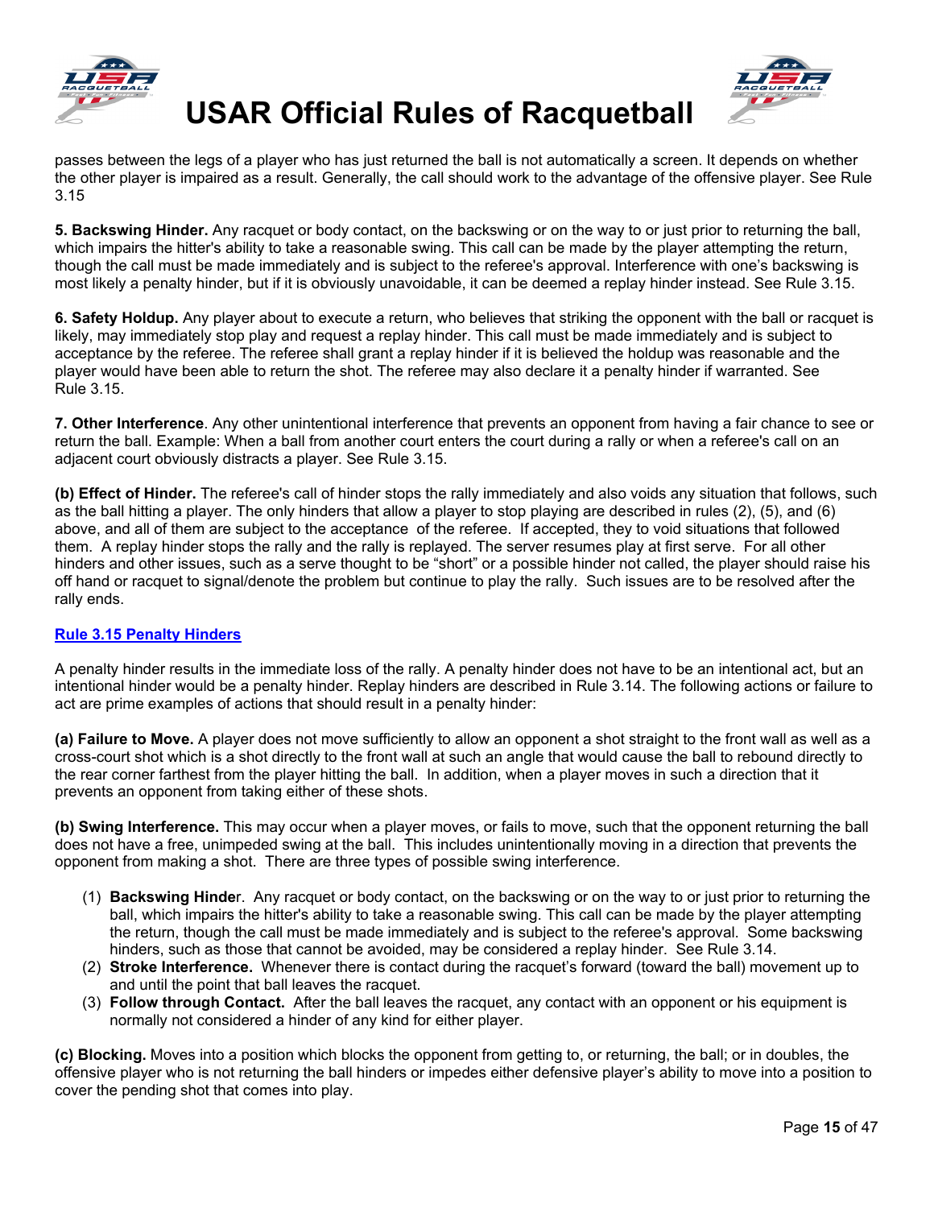passes between the legs of a player who has just returned the ball is not automatically a screen. It depends on whether the other player is impaired as a result. Generally, the call should work to the advantage of the offensive player. See Rule 3.15

**5. Backswing Hinder.** Any racquet or body contact, on the backswing or on the way to or just prior to returning the ball, which impairs the hitter's ability to take a reasonable swing. This call can be made by the player attempting the return, though the call must be made immediately and is subject to the referee's approval. Interference with one's backswing is most likely a penalty hinder, but if it is obviously unavoidable, it can be deemed a replay hinder instead. See Rule 3.15.

**6. Safety Holdup.** Any player about to execute a return, who believes that striking the opponent with the ball or racquet is likely, may immediately stop play and request a replay hinder. This call must be made immediately and is subject to acceptance by the referee. The referee shall grant a replay hinder if it is believed the holdup was reasonable and the player would have been able to return the shot. The referee may also declare it a penalty hinder if warranted. See Rule 3.15.

**7. Other Interference**. Any other unintentional interference that prevents an opponent from having a fair chance to see or return the ball. Example: When a ball from another court enters the court during a rally or when a referee's call on an adjacent court obviously distracts a player. See Rule 3.15.

**(b) Effect of Hinder.** The referee's call of hinder stops the rally immediately and also voids any situation that follows, such as the ball hitting a player. The only hinders that allow a player to stop playing are described in rules (2), (5), and (6) above, and all of them are subject to the acceptance of the referee. If accepted, they to void situations that followed them. A replay hinder stops the rally and the rally is replayed. The server resumes play at first serve. For all other hinders and other issues, such as a serve thought to be "short" or a possible hinder not called, the player should raise his off hand or racquet to signal/denote the problem but continue to play the rally. Such issues are to be resolved after the rally ends.

## Rule 3.15 Penalty Hinders

A penalty hinder results in the immediate loss of the rally. A penalty hinder does not have to be an intentional act, but an intentional hinder would be a penalty hinder. Replay hinders are described in Rule 3.14. The following actions or failure to act are prime examples of actions that should result in a penalty hinder:

**(a) Failure to Move.** A player does not move sufficiently to allow an opponent a shot straight to the front wall as well as a cross-court shot which is a shot directly to the front wall at such an angle that would cause the ball to rebound directly to the rear corner farthest from the player hitting the ball. In addition, when a player moves in such a direction that it prevents an opponent from taking either of these shots.

**(b) Swing Interference.** This may occur when a player moves, or fails to move, such that the opponent returning the ball does not have a free, unimpeded swing at the ball. This includes unintentionally moving in a direction that prevents the opponent from making a shot. There are three types of possible swing interference.

1. **Backswing Hinder**. Any racquet or body contact, on the backswing or on the way to or just prior to returning the ball, which impairs the hitter's ability to take a reasonable swing. This call can be made by the player attempting the return, though the call must be made immediately and is subject to the referee's approval. Some backswing hinders, such as those that cannot be avoided, may be considered a replay hinder. See Rule 3.14.
2. **Stroke Interference.** Whenever there is contact during the racquet's forward (toward the ball) movement up to and until the point that ball leaves the racquet.
3. **Follow through Contact.** After the ball leaves the racquet, any contact with an opponent or his equipment is normally not considered a hinder of any kind for either player.

**(c) Blocking.** Moves into a position which blocks the opponent from getting to, or returning, the ball; or in doubles, the offensive player who is not returning the ball hinders or impedes either defensive player's ability to move into a position to cover the pending shot that comes into play.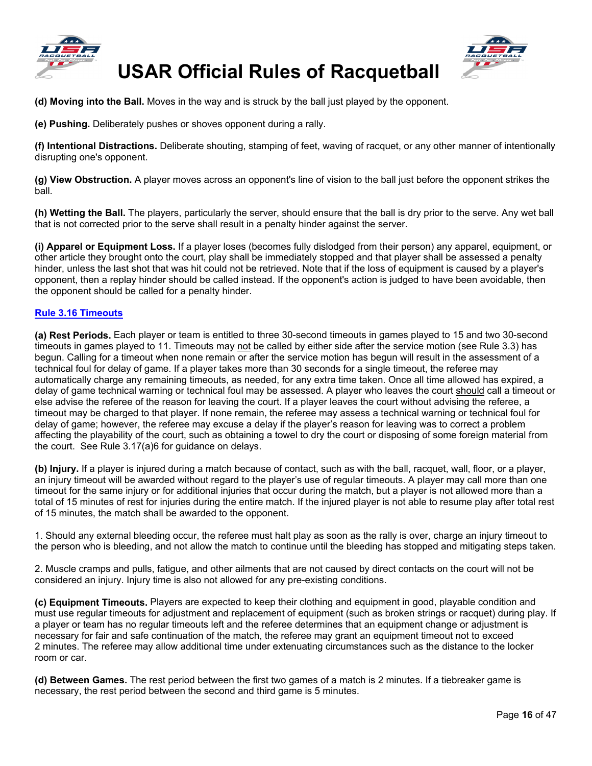**(d) Moving into the Ball.** Moves in the way and is struck by the ball just played by the opponent.

**(e) Pushing.** Deliberately pushes or shoves opponent during a rally.

**(f) Intentional Distractions.** Deliberate shouting, stamping of feet, waving of racquet, or any other manner of intentionally disrupting one's opponent.

**(g) View Obstruction.** A player moves across an opponent's line of vision to the ball just before the opponent strikes the ball.

**(h) Wetting the Ball.** The players, particularly the server, should ensure that the ball is dry prior to the serve. Any wet ball that is not corrected prior to the serve shall result in a penalty hinder against the server.

**(i) Apparel or Equipment Loss.** If a player loses (becomes fully dislodged from their person) any apparel, equipment, or other article they brought onto the court, play shall be immediately stopped and that player shall be assessed a penalty hinder, unless the last shot that was hit could not be retrieved. Note that if the loss of equipment is caused by a player's opponent, then a replay hinder should be called instead. If the opponent's action is judged to have been avoidable, then the opponent should be called for a penalty hinder.

## Rule 3.16 Timeouts

**(a) Rest Periods.** Each player or team is entitled to three 30-second timeouts in games played to 15 and two 30-second timeouts in games played to 11. Timeouts may not be called by either side after the service motion (see Rule 3.3) has begun. Calling for a timeout when none remain or after the service motion has begun will result in the assessment of a technical foul for delay of game. If a player takes more than 30 seconds for a single timeout, the referee may automatically charge any remaining timeouts, as needed, for any extra time taken. Once all time allowed has expired, a delay of game technical warning or technical foul may be assessed. A player who leaves the court should call a timeout or else advise the referee of the reason for leaving the court. If a player leaves the court without advising the referee, a timeout may be charged to that player. If none remain, the referee may assess a technical warning or technical foul for delay of game; however, the referee may excuse a delay if the player's reason for leaving was to correct a problem affecting the playability of the court, such as obtaining a towel to dry the court or disposing of some foreign material from the court. See Rule 3.17(a)6 for guidance on delays.

**(b) Injury.** If a player is injured during a match because of contact, such as with the ball, racquet, wall, floor, or a player, an injury timeout will be awarded without regard to the player's use of regular timeouts. A player may call more than one timeout for the same injury or for additional injuries that occur during the match, but a player is not allowed more than a total of 15 minutes of rest for injuries during the entire match. If the injured player is not able to resume play after total rest of 15 minutes, the match shall be awarded to the opponent.

1. Should any external bleeding occur, the referee must halt play as soon as the rally is over, charge an injury timeout to the person who is bleeding, and not allow the match to continue until the bleeding has stopped and mitigating steps taken.

2. Muscle cramps and pulls, fatigue, and other ailments that are not caused by direct contacts on the court will not be considered an injury. Injury time is also not allowed for any pre-existing conditions.

**(c) Equipment Timeouts.** Players are expected to keep their clothing and equipment in good, playable condition and must use regular timeouts for adjustment and replacement of equipment (such as broken strings or racquet) during play. If a player or team has no regular timeouts left and the referee determines that an equipment change or adjustment is necessary for fair and safe continuation of the match, the referee may grant an equipment timeout not to exceed 2 minutes. The referee may allow additional time under extenuating circumstances such as the distance to the locker room or car.

**(d) Between Games.** The rest period between the first two games of a match is 2 minutes. If a tiebreaker game is necessary, the rest period between the second and third game is 5 minutes.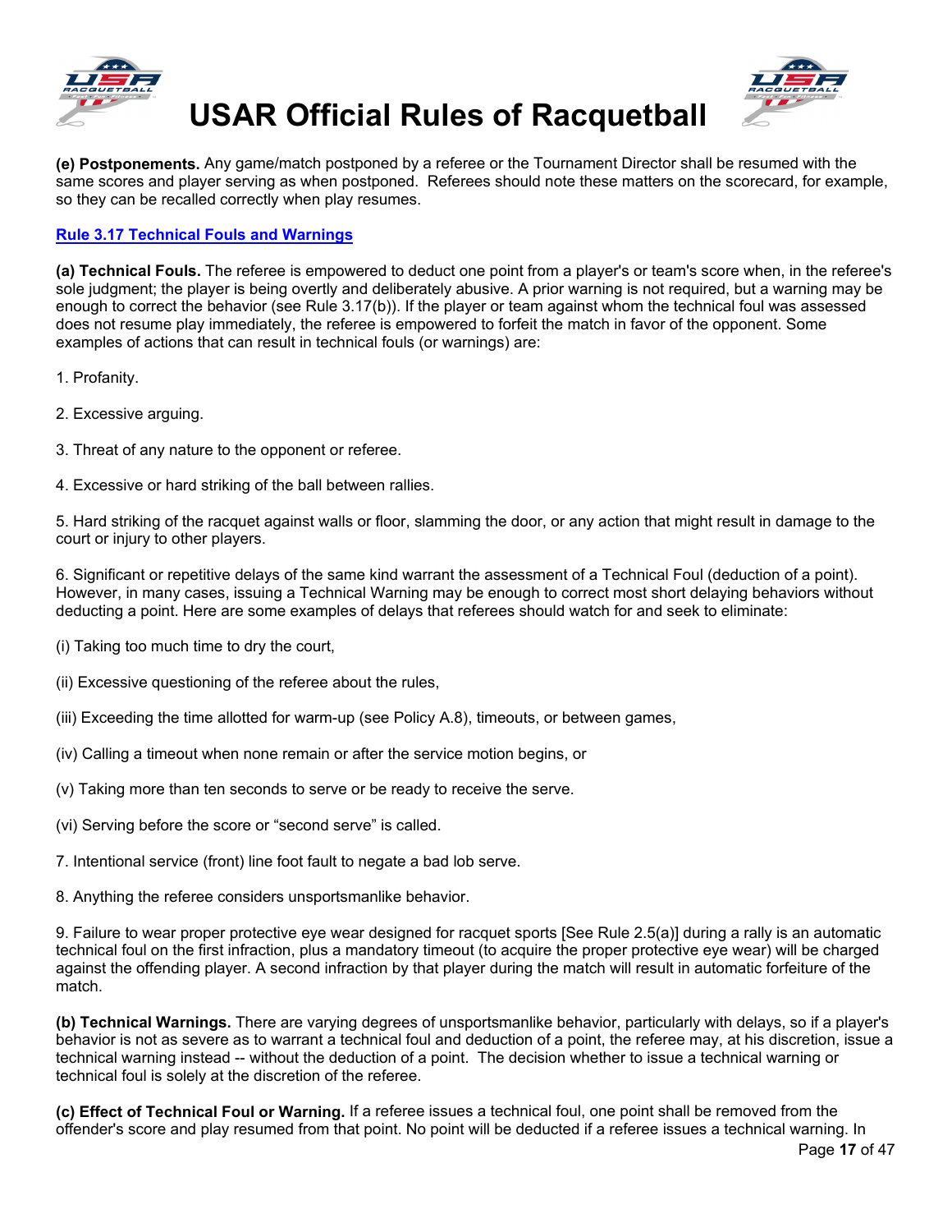**(e) Postponements.** Any game/match postponed by a referee or the Tournament Director shall be resumed with the same scores and player serving as when postponed. Referees should note these matters on the scorecard, for example, so they can be recalled correctly when play resumes.

## Rule 3.17 Technical Fouls and Warnings

**(a) Technical Fouls.** The referee is empowered to deduct one point from a player's or team's score when, in the referee's sole judgment; the player is being overtly and deliberately abusive. A prior warning is not required, but a warning may be enough to correct the behavior (see Rule 3.17(b)). If the player or team against whom the technical foul was assessed does not resume play immediately, the referee is empowered to forfeit the match in favor of the opponent. Some examples of actions that can result in technical fouls (or warnings) are:

1. Profanity.

2. Excessive arguing.

3. Threat of any nature to the opponent or referee.

4. Excessive or hard striking of the ball between rallies.

5. Hard striking of the racquet against walls or floor, slamming the door, or any action that might result in damage to the court or injury to other players.

6. Significant or repetitive delays of the same kind warrant the assessment of a Technical Foul (deduction of a point). However, in many cases, issuing a Technical Warning may be enough to correct most short delaying behaviors without deducting a point. Here are some examples of delays that referees should watch for and seek to eliminate:

(i) Taking too much time to dry the court,

(ii) Excessive questioning of the referee about the rules,

(iii) Exceeding the time allotted for warm-up (see Policy A.8), timeouts, or between games,

(iv) Calling a timeout when none remain or after the service motion begins, or

(v) Taking more than ten seconds to serve or be ready to receive the serve.

(vi) Serving before the score or "second serve" is called.

7. Intentional service (front) line foot fault to negate a bad lob serve.

8. Anything the referee considers unsportsmanlike behavior.

9. Failure to wear proper protective eye wear designed for racquet sports [See Rule 2.5(a)] during a rally is an automatic technical foul on the first infraction, plus a mandatory timeout (to acquire the proper protective eye wear) will be charged against the offending player. A second infraction by that player during the match will result in automatic forfeiture of the match.

**(b) Technical Warnings.** There are varying degrees of unsportsmanlike behavior, particularly with delays, so if a player's behavior is not as severe as to warrant a technical foul and deduction of a point, the referee may, at his discretion, issue a technical warning instead -- without the deduction of a point. The decision whether to issue a technical warning or technical foul is solely at the discretion of the referee.

**(c) Effect of Technical Foul or Warning.** If a referee issues a technical foul, one point shall be removed from the offender's score and play resumed from that point. No point will be deducted if a referee issues a technical warning. In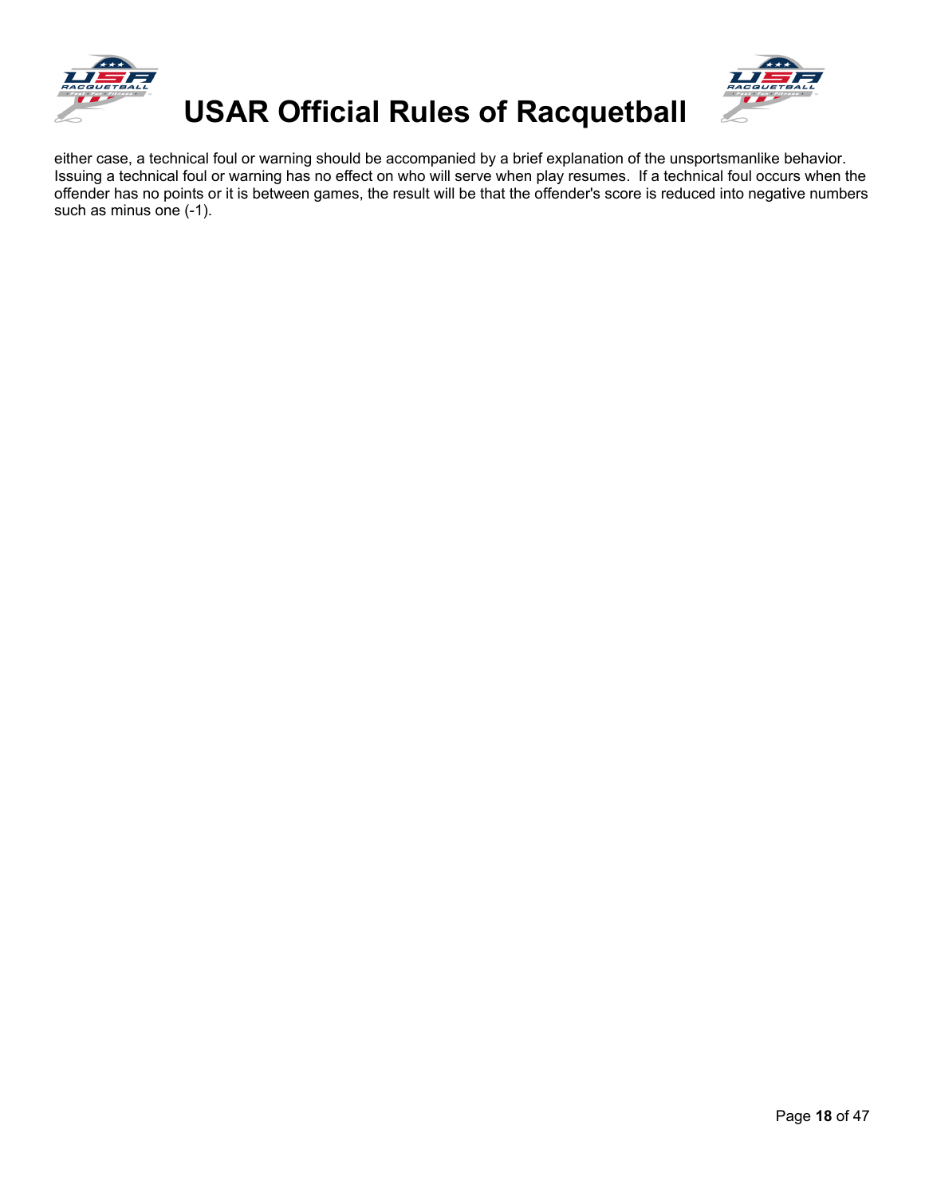either case, a technical foul or warning should be accompanied by a brief explanation of the unsportsmanlike behavior. Issuing a technical foul or warning has no effect on who will serve when play resumes. If a technical foul occurs when the offender has no points or it is between games, the result will be that the offender's score is reduced into negative numbers such as minus one (-1).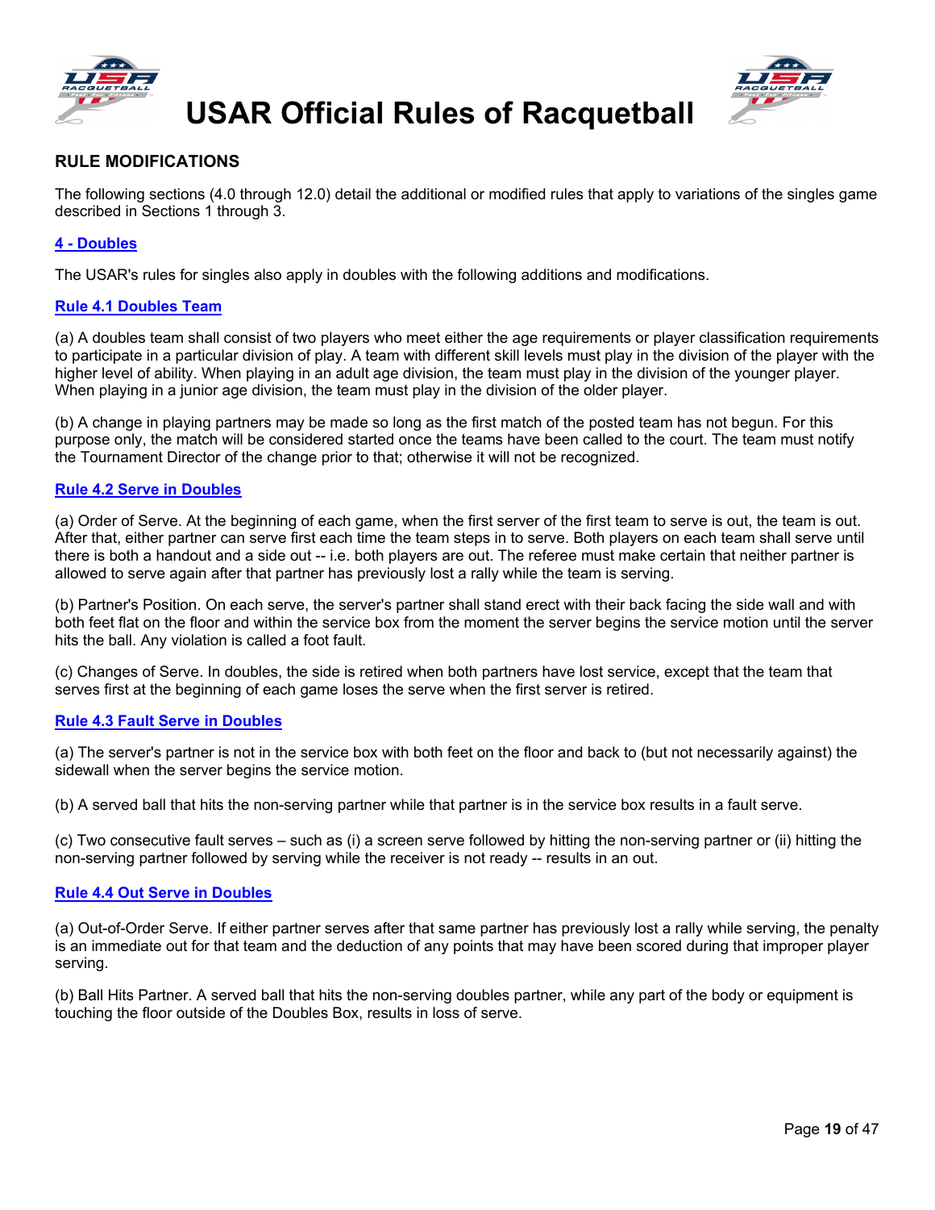## RULE MODIFICATIONS

The following sections (4.0 through 12.0) detail the additional or modified rules that apply to variations of the singles game described in Sections 1 through 3.

### 4 - Doubles

The USAR's rules for singles also apply in doubles with the following additions and modifications.

#### Rule 4.1 Doubles Team

(a) A doubles team shall consist of two players who meet either the age requirements or player classification requirements to participate in a particular division of play. A team with different skill levels must play in the division of the player with the higher level of ability. When playing in an adult age division, the team must play in the division of the younger player. When playing in a junior age division, the team must play in the division of the older player.

(b) A change in playing partners may be made so long as the first match of the posted team has not begun. For this purpose only, the match will be considered started once the teams have been called to the court. The team must notify the Tournament Director of the change prior to that; otherwise it will not be recognized.

#### Rule 4.2 Serve in Doubles

(a) Order of Serve. At the beginning of each game, when the first server of the first team to serve is out, the team is out. After that, either partner can serve first each time the team steps in to serve. Both players on each team shall serve until there is both a handout and a side out -- i.e. both players are out. The referee must make certain that neither partner is allowed to serve again after that partner has previously lost a rally while the team is serving.

(b) Partner's Position. On each serve, the server's partner shall stand erect with their back facing the side wall and with both feet flat on the floor and within the service box from the moment the server begins the service motion until the server hits the ball. Any violation is called a foot fault.

(c) Changes of Serve. In doubles, the side is retired when both partners have lost service, except that the team that serves first at the beginning of each game loses the serve when the first server is retired.

#### Rule 4.3 Fault Serve in Doubles

(a) The server's partner is not in the service box with both feet on the floor and back to (but not necessarily against) the sidewall when the server begins the service motion.

(b) A served ball that hits the non-serving partner while that partner is in the service box results in a fault serve.

(c) Two consecutive fault serves – such as (i) a screen serve followed by hitting the non-serving partner or (ii) hitting the non-serving partner followed by serving while the receiver is not ready -- results in an out.

#### Rule 4.4 Out Serve in Doubles

(a) Out-of-Order Serve. If either partner serves after that same partner has previously lost a rally while serving, the penalty is an immediate out for that team and the deduction of any points that may have been scored during that improper player serving.

(b) Ball Hits Partner. A served ball that hits the non-serving doubles partner, while any part of the body or equipment is touching the floor outside of the Doubles Box, results in loss of serve.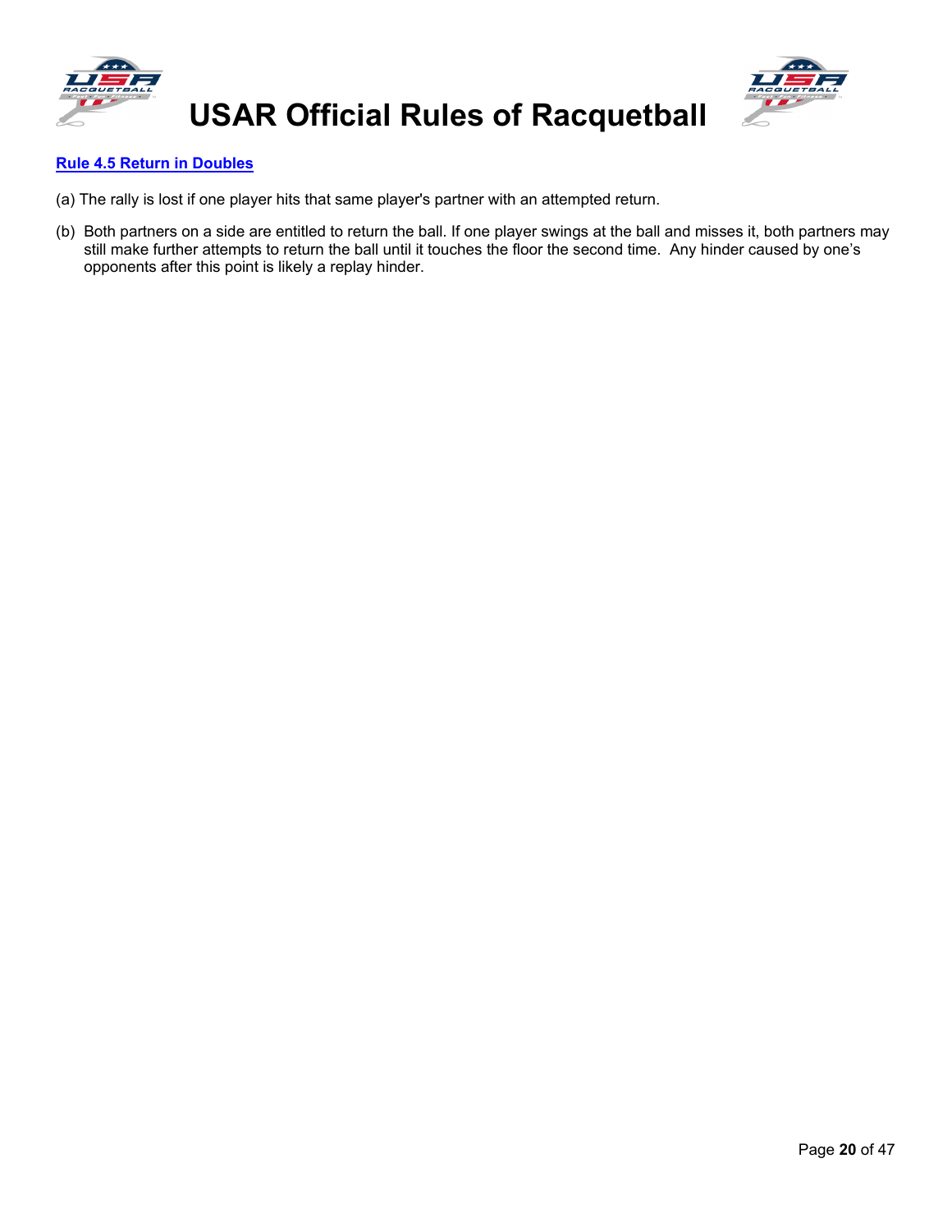## Rule 4.5 Return in Doubles

(a) The rally is lost if one player hits that same player's partner with an attempted return.

(b) Both partners on a side are entitled to return the ball. If one player swings at the ball and misses it, both partners may still make further attempts to return the ball until it touches the floor the second time. Any hinder caused by one's opponents after this point is likely a replay hinder.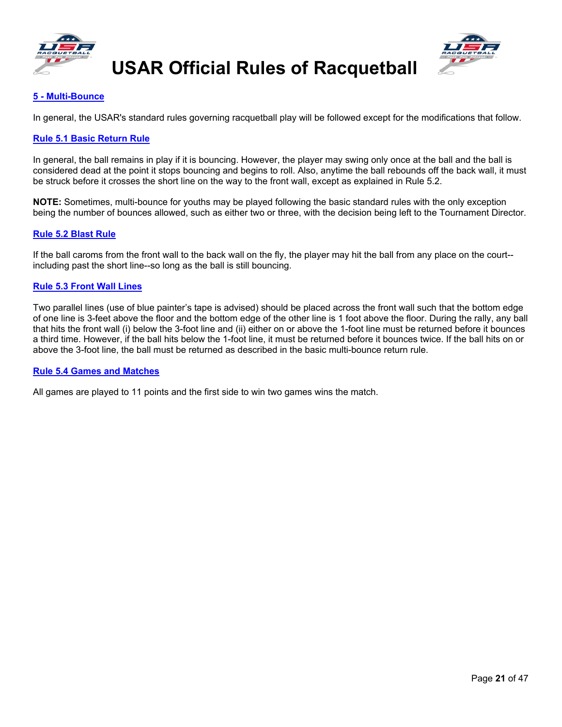## 5 - Multi-Bounce

In general, the USAR's standard rules governing racquetball play will be followed except for the modifications that follow.

### Rule 5.1 Basic Return Rule

In general, the ball remains in play if it is bouncing. However, the player may swing only once at the ball and the ball is considered dead at the point it stops bouncing and begins to roll. Also, anytime the ball rebounds off the back wall, it must be struck before it crosses the short line on the way to the front wall, except as explained in Rule 5.2.

**NOTE:** Sometimes, multi-bounce for youths may be played following the basic standard rules with the only exception being the number of bounces allowed, such as either two or three, with the decision being left to the Tournament Director.

### Rule 5.2 Blast Rule

If the ball caroms from the front wall to the back wall on the fly, the player may hit the ball from any place on the court--including past the short line--so long as the ball is still bouncing.

### Rule 5.3 Front Wall Lines

Two parallel lines (use of blue painter's tape is advised) should be placed across the front wall such that the bottom edge of one line is 3-feet above the floor and the bottom edge of the other line is 1 foot above the floor. During the rally, any ball that hits the front wall (i) below the 3-foot line and (ii) either on or above the 1-foot line must be returned before it bounces a third time. However, if the ball hits below the 1-foot line, it must be returned before it bounces twice. If the ball hits on or above the 3-foot line, the ball must be returned as described in the basic multi-bounce return rule.

### Rule 5.4 Games and Matches

All games are played to 11 points and the first side to win two games wins the match.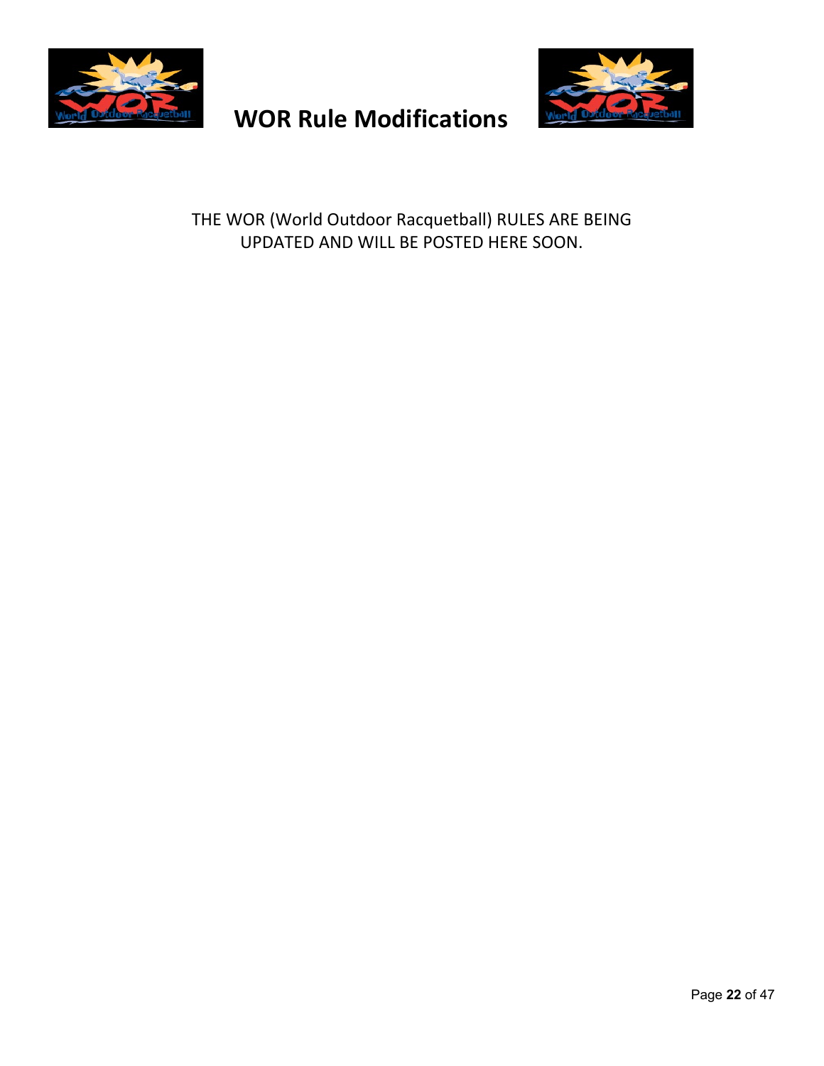# WOR Rule Modifications

THE WOR (World Outdoor Racquetball) RULES ARE BEING UPDATED AND WILL BE POSTED HERE SOON.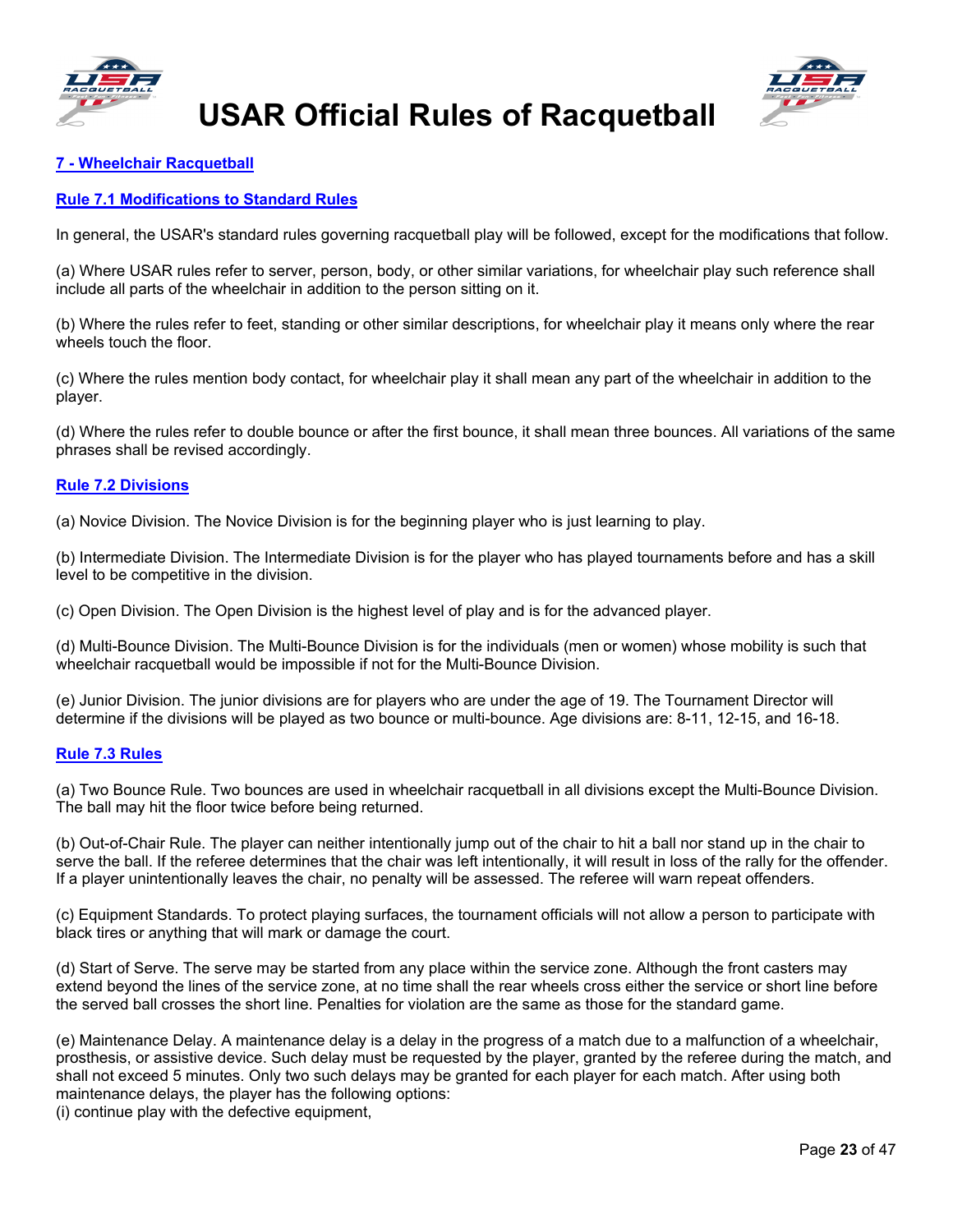## 7 - Wheelchair Racquetball

### Rule 7.1 Modifications to Standard Rules

In general, the USAR's standard rules governing racquetball play will be followed, except for the modifications that follow.

(a) Where USAR rules refer to server, person, body, or other similar variations, for wheelchair play such reference shall include all parts of the wheelchair in addition to the person sitting on it.

(b) Where the rules refer to feet, standing or other similar descriptions, for wheelchair play it means only where the rear wheels touch the floor.

(c) Where the rules mention body contact, for wheelchair play it shall mean any part of the wheelchair in addition to the player.

(d) Where the rules refer to double bounce or after the first bounce, it shall mean three bounces. All variations of the same phrases shall be revised accordingly.

### Rule 7.2 Divisions

(a) Novice Division. The Novice Division is for the beginning player who is just learning to play.

(b) Intermediate Division. The Intermediate Division is for the player who has played tournaments before and has a skill level to be competitive in the division.

(c) Open Division. The Open Division is the highest level of play and is for the advanced player.

(d) Multi-Bounce Division. The Multi-Bounce Division is for the individuals (men or women) whose mobility is such that wheelchair racquetball would be impossible if not for the Multi-Bounce Division.

(e) Junior Division. The junior divisions are for players who are under the age of 19. The Tournament Director will determine if the divisions will be played as two bounce or multi-bounce. Age divisions are: 8-11, 12-15, and 16-18.

### Rule 7.3 Rules

(a) Two Bounce Rule. Two bounces are used in wheelchair racquetball in all divisions except the Multi-Bounce Division. The ball may hit the floor twice before being returned.

(b) Out-of-Chair Rule. The player can neither intentionally jump out of the chair to hit a ball nor stand up in the chair to serve the ball. If the referee determines that the chair was left intentionally, it will result in loss of the rally for the offender. If a player unintentionally leaves the chair, no penalty will be assessed. The referee will warn repeat offenders.

(c) Equipment Standards. To protect playing surfaces, the tournament officials will not allow a person to participate with black tires or anything that will mark or damage the court.

(d) Start of Serve. The serve may be started from any place within the service zone. Although the front casters may extend beyond the lines of the service zone, at no time shall the rear wheels cross either the service or short line before the served ball crosses the short line. Penalties for violation are the same as those for the standard game.

(e) Maintenance Delay. A maintenance delay is a delay in the progress of a match due to a malfunction of a wheelchair, prosthesis, or assistive device. Such delay must be requested by the player, granted by the referee during the match, and shall not exceed 5 minutes. Only two such delays may be granted for each player for each match. After using both maintenance delays, the player has the following options:
(i) continue play with the defective equipment,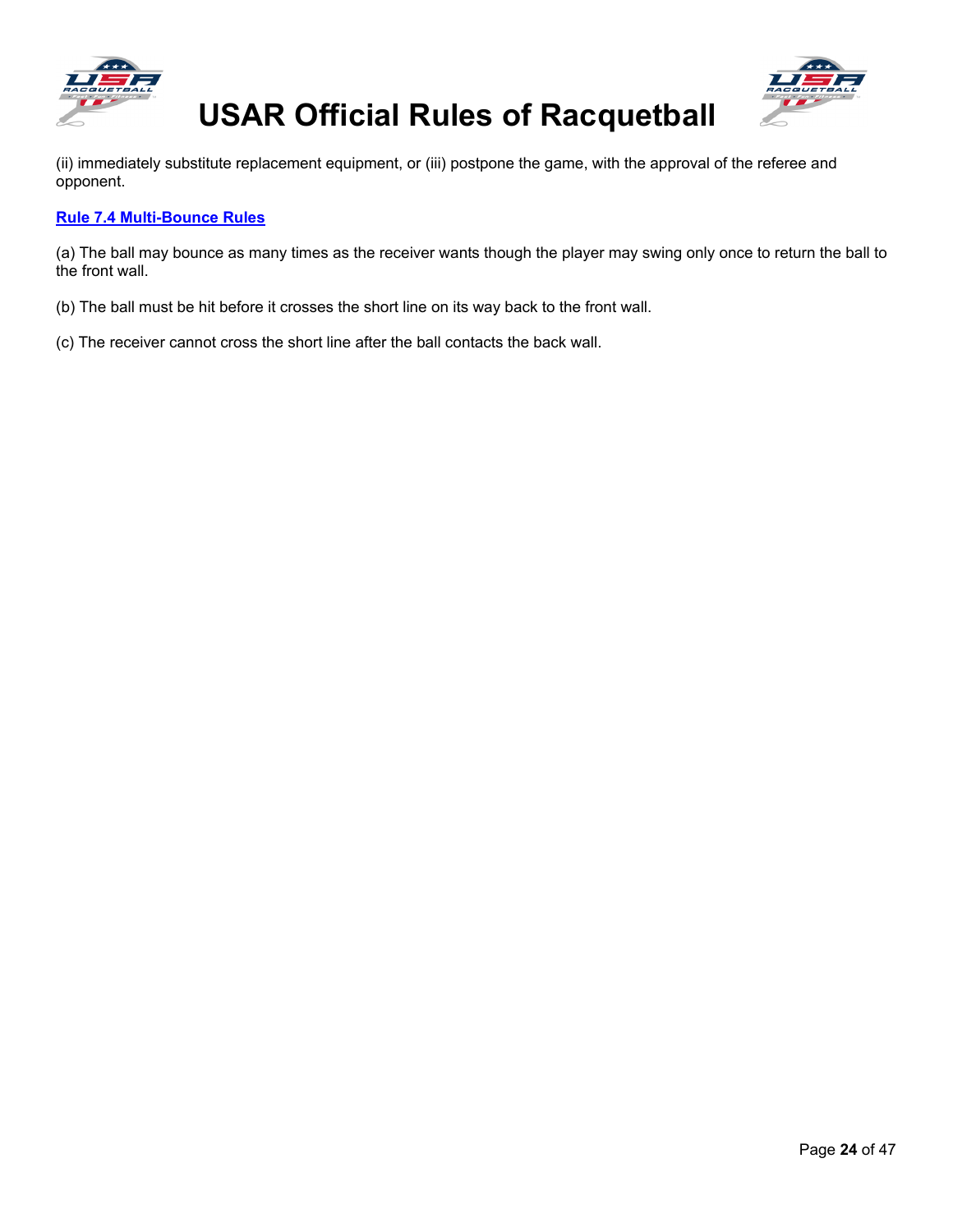(ii) immediately substitute replacement equipment, or (iii) postpone the game, with the approval of the referee and opponent.

## Rule 7.4 Multi-Bounce Rules

(a) The ball may bounce as many times as the receiver wants though the player may swing only once to return the ball to the front wall.

(b) The ball must be hit before it crosses the short line on its way back to the front wall.

(c) The receiver cannot cross the short line after the ball contacts the back wall.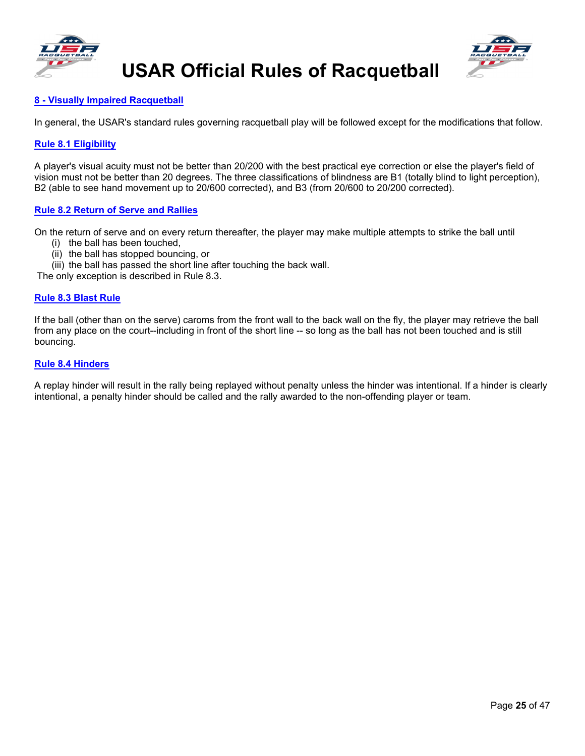## 8 - Visually Impaired Racquetball

In general, the USAR's standard rules governing racquetball play will be followed except for the modifications that follow.

### Rule 8.1 Eligibility

A player's visual acuity must not be better than 20/200 with the best practical eye correction or else the player's field of vision must not be better than 20 degrees. The three classifications of blindness are B1 (totally blind to light perception), B2 (able to see hand movement up to 20/600 corrected), and B3 (from 20/600 to 20/200 corrected).

### Rule 8.2 Return of Serve and Rallies

On the return of serve and on every return thereafter, the player may make multiple attempts to strike the ball until

- (i) the ball has been touched,
- (ii) the ball has stopped bouncing, or
- (iii) the ball has passed the short line after touching the back wall.

The only exception is described in Rule 8.3.

### Rule 8.3 Blast Rule

If the ball (other than on the serve) caroms from the front wall to the back wall on the fly, the player may retrieve the ball from any place on the court--including in front of the short line -- so long as the ball has not been touched and is still bouncing.

### Rule 8.4 Hinders

A replay hinder will result in the rally being replayed without penalty unless the hinder was intentional. If a hinder is clearly intentional, a penalty hinder should be called and the rally awarded to the non-offending player or team.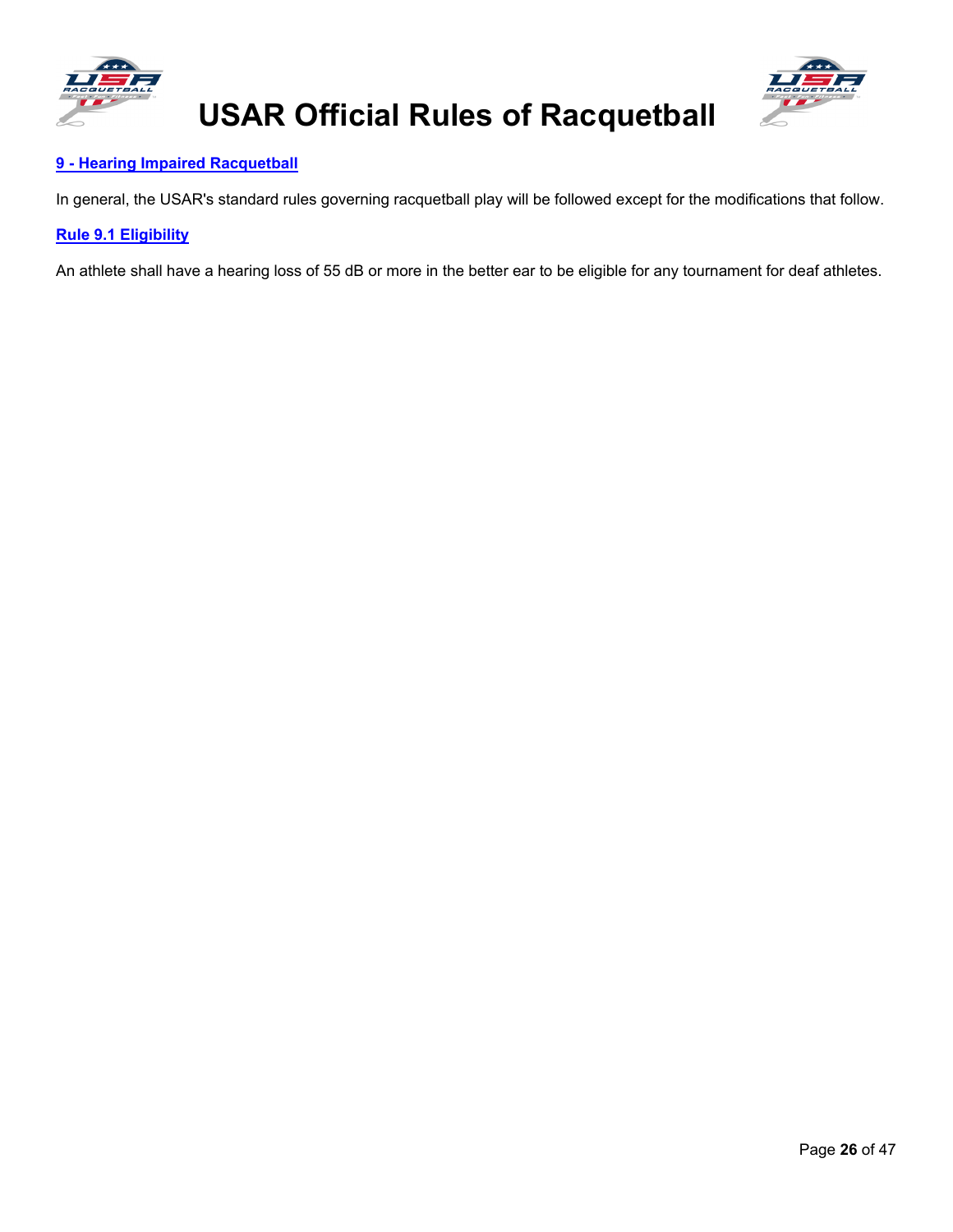## 9 - Hearing Impaired Racquetball

In general, the USAR's standard rules governing racquetball play will be followed except for the modifications that follow.

### Rule 9.1 Eligibility

An athlete shall have a hearing loss of 55 dB or more in the better ear to be eligible for any tournament for deaf athletes.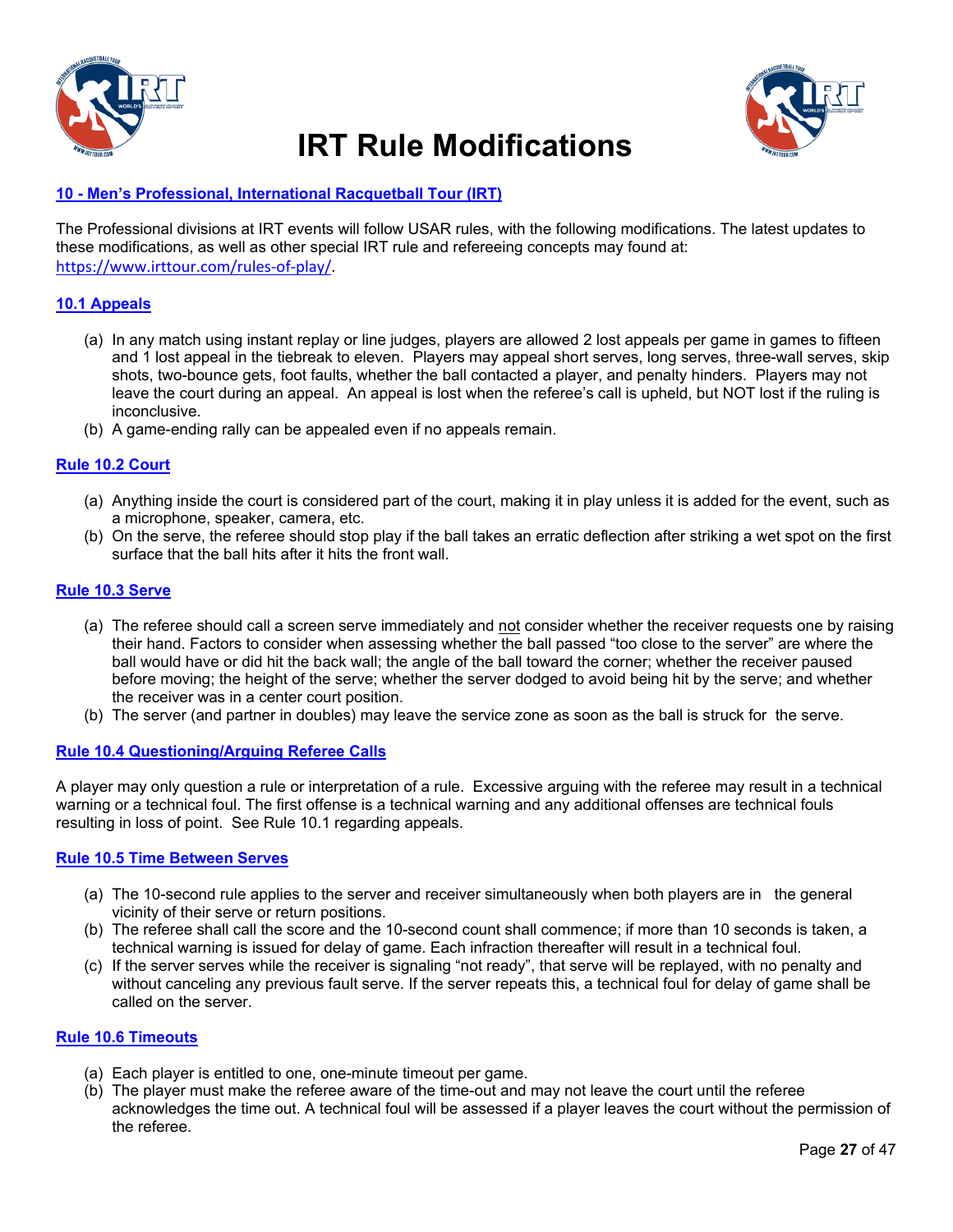# IRT Rule Modifications

## 10 - Men's Professional, International Racquetball Tour (IRT)

The Professional divisions at IRT events will follow USAR rules, with the following modifications. The latest updates to these modifications, as well as other special IRT rule and refereeing concepts may found at: https://www.irttour.com/rules-of-play/.

### 10.1 Appeals

(a) In any match using instant replay or line judges, players are allowed 2 lost appeals per game in games to fifteen and 1 lost appeal in the tiebreak to eleven. Players may appeal short serves, long serves, three-wall serves, skip shots, two-bounce gets, foot faults, whether the ball contacted a player, and penalty hinders. Players may not leave the court during an appeal. An appeal is lost when the referee's call is upheld, but NOT lost if the ruling is inconclusive.

(b) A game-ending rally can be appealed even if no appeals remain.

### Rule 10.2 Court

(a) Anything inside the court is considered part of the court, making it in play unless it is added for the event, such as a microphone, speaker, camera, etc.

(b) On the serve, the referee should stop play if the ball takes an erratic deflection after striking a wet spot on the first surface that the ball hits after it hits the front wall.

### Rule 10.3 Serve

(a) The referee should call a screen serve immediately and not consider whether the receiver requests one by raising their hand. Factors to consider when assessing whether the ball passed "too close to the server" are where the ball would have or did hit the back wall; the angle of the ball toward the corner; whether the receiver paused before moving; the height of the serve; whether the server dodged to avoid being hit by the serve; and whether the receiver was in a center court position.

(b) The server (and partner in doubles) may leave the service zone as soon as the ball is struck for the serve.

### Rule 10.4 Questioning/Arguing Referee Calls

A player may only question a rule or interpretation of a rule. Excessive arguing with the referee may result in a technical warning or a technical foul. The first offense is a technical warning and any additional offenses are technical fouls resulting in loss of point. See Rule 10.1 regarding appeals.

### Rule 10.5 Time Between Serves

(a) The 10-second rule applies to the server and receiver simultaneously when both players are in the general vicinity of their serve or return positions.

(b) The referee shall call the score and the 10-second count shall commence; if more than 10 seconds is taken, a technical warning is issued for delay of game. Each infraction thereafter will result in a technical foul.

(c) If the server serves while the receiver is signaling "not ready", that serve will be replayed, with no penalty and without canceling any previous fault serve. If the server repeats this, a technical foul for delay of game shall be called on the server.

### Rule 10.6 Timeouts

(a) Each player is entitled to one, one-minute timeout per game.

(b) The player must make the referee aware of the time-out and may not leave the court until the referee acknowledges the time out. A technical foul will be assessed if a player leaves the court without the permission of the referee.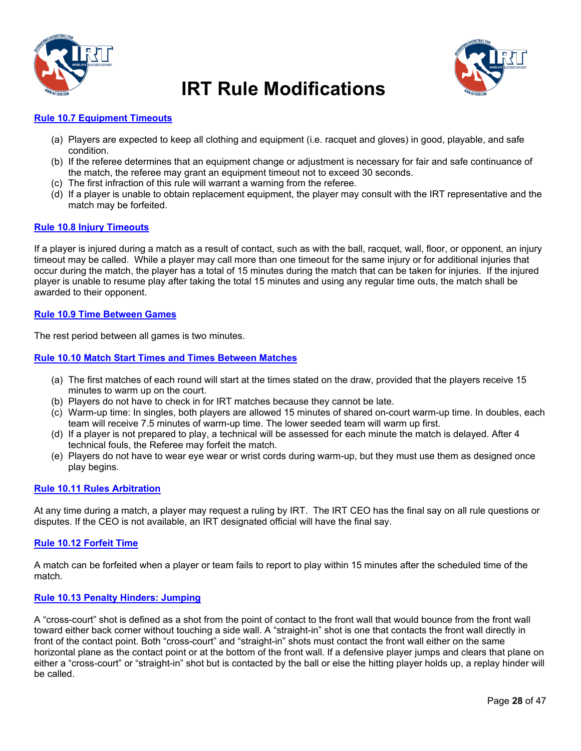# IRT Rule Modifications

### Rule 10.7 Equipment Timeouts

(a) Players are expected to keep all clothing and equipment (i.e. racquet and gloves) in good, playable, and safe condition.
(b) If the referee determines that an equipment change or adjustment is necessary for fair and safe continuance of the match, the referee may grant an equipment timeout not to exceed 30 seconds.
(c) The first infraction of this rule will warrant a warning from the referee.
(d) If a player is unable to obtain replacement equipment, the player may consult with the IRT representative and the match may be forfeited.

### Rule 10.8 Injury Timeouts

If a player is injured during a match as a result of contact, such as with the ball, racquet, wall, floor, or opponent, an injury timeout may be called. While a player may call more than one timeout for the same injury or for additional injuries that occur during the match, the player has a total of 15 minutes during the match that can be taken for injuries. If the injured player is unable to resume play after taking the total 15 minutes and using any regular time outs, the match shall be awarded to their opponent.

### Rule 10.9 Time Between Games

The rest period between all games is two minutes.

### Rule 10.10 Match Start Times and Times Between Matches

(a) The first matches of each round will start at the times stated on the draw, provided that the players receive 15 minutes to warm up on the court.
(b) Players do not have to check in for IRT matches because they cannot be late.
(c) Warm-up time: In singles, both players are allowed 15 minutes of shared on-court warm-up time. In doubles, each team will receive 7.5 minutes of warm-up time. The lower seeded team will warm up first.
(d) If a player is not prepared to play, a technical will be assessed for each minute the match is delayed. After 4 technical fouls, the Referee may forfeit the match.
(e) Players do not have to wear eye wear or wrist cords during warm-up, but they must use them as designed once play begins.

### Rule 10.11 Rules Arbitration

At any time during a match, a player may request a ruling by IRT. The IRT CEO has the final say on all rule questions or disputes. If the CEO is not available, an IRT designated official will have the final say.

### Rule 10.12 Forfeit Time

A match can be forfeited when a player or team fails to report to play within 15 minutes after the scheduled time of the match.

### Rule 10.13 Penalty Hinders: Jumping

A "cross-court" shot is defined as a shot from the point of contact to the front wall that would bounce from the front wall toward either back corner without touching a side wall. A "straight-in" shot is one that contacts the front wall directly in front of the contact point. Both "cross-court" and "straight-in" shots must contact the front wall either on the same horizontal plane as the contact point or at the bottom of the front wall. If a defensive player jumps and clears that plane on either a "cross-court" or "straight-in" shot but is contacted by the ball or else the hitting player holds up, a replay hinder will be called.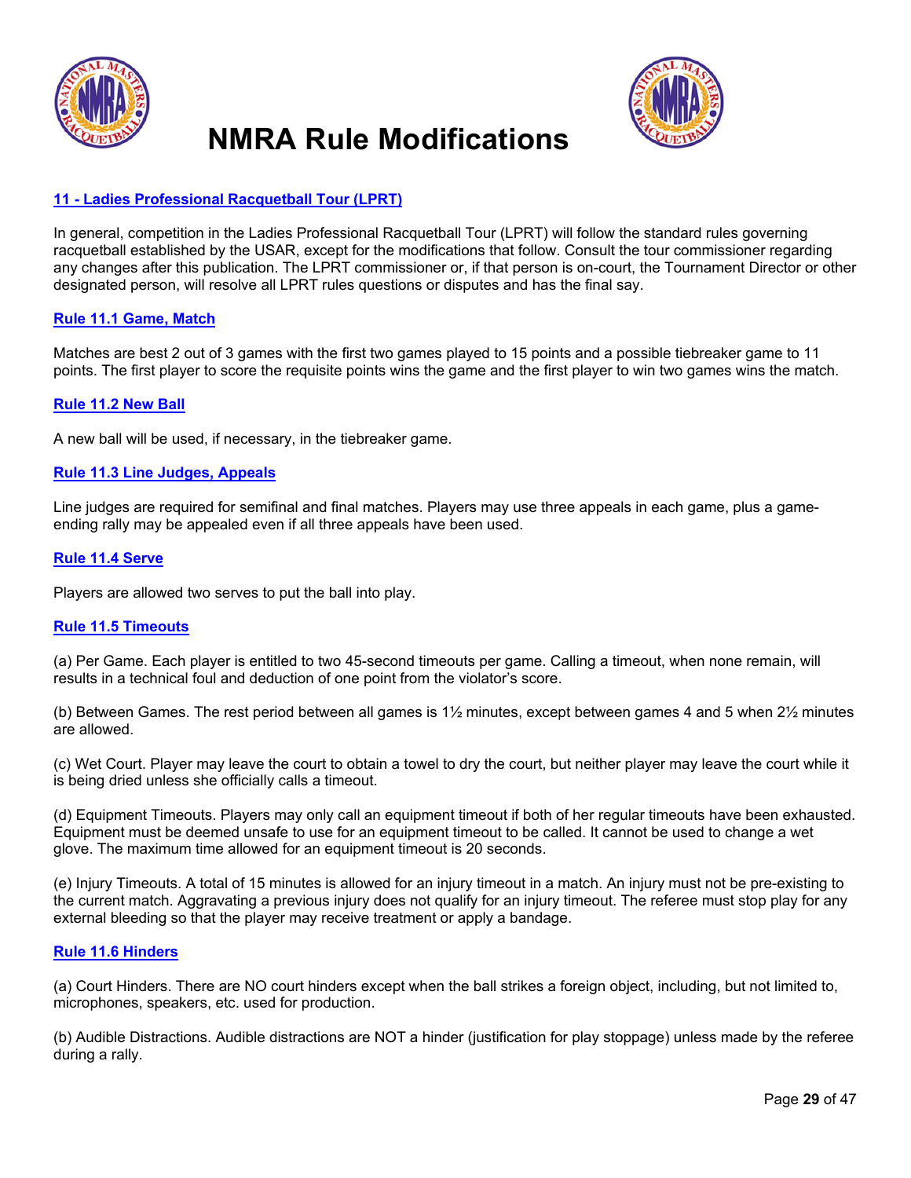# NMRA Rule Modifications

## 11 - Ladies Professional Racquetball Tour (LPRT)

In general, competition in the Ladies Professional Racquetball Tour (LPRT) will follow the standard rules governing racquetball established by the USAR, except for the modifications that follow. Consult the tour commissioner regarding any changes after this publication. The LPRT commissioner or, if that person is on-court, the Tournament Director or other designated person, will resolve all LPRT rules questions or disputes and has the final say.

### Rule 11.1 Game, Match

Matches are best 2 out of 3 games with the first two games played to 15 points and a possible tiebreaker game to 11 points. The first player to score the requisite points wins the game and the first player to win two games wins the match.

### Rule 11.2 New Ball

A new ball will be used, if necessary, in the tiebreaker game.

### Rule 11.3 Line Judges, Appeals

Line judges are required for semifinal and final matches. Players may use three appeals in each game, plus a game-ending rally may be appealed even if all three appeals have been used.

### Rule 11.4 Serve

Players are allowed two serves to put the ball into play.

### Rule 11.5 Timeouts

(a) Per Game. Each player is entitled to two 45-second timeouts per game. Calling a timeout, when none remain, will results in a technical foul and deduction of one point from the violator's score.

(b) Between Games. The rest period between all games is 1½ minutes, except between games 4 and 5 when 2½ minutes are allowed.

(c) Wet Court. Player may leave the court to obtain a towel to dry the court, but neither player may leave the court while it is being dried unless she officially calls a timeout.

(d) Equipment Timeouts. Players may only call an equipment timeout if both of her regular timeouts have been exhausted. Equipment must be deemed unsafe to use for an equipment timeout to be called. It cannot be used to change a wet glove. The maximum time allowed for an equipment timeout is 20 seconds.

(e) Injury Timeouts. A total of 15 minutes is allowed for an injury timeout in a match. An injury must not be pre-existing to the current match. Aggravating a previous injury does not qualify for an injury timeout. The referee must stop play for any external bleeding so that the player may receive treatment or apply a bandage.

### Rule 11.6 Hinders

(a) Court Hinders. There are NO court hinders except when the ball strikes a foreign object, including, but not limited to, microphones, speakers, etc. used for production.

(b) Audible Distractions. Audible distractions are NOT a hinder (justification for play stoppage) unless made by the referee during a rally.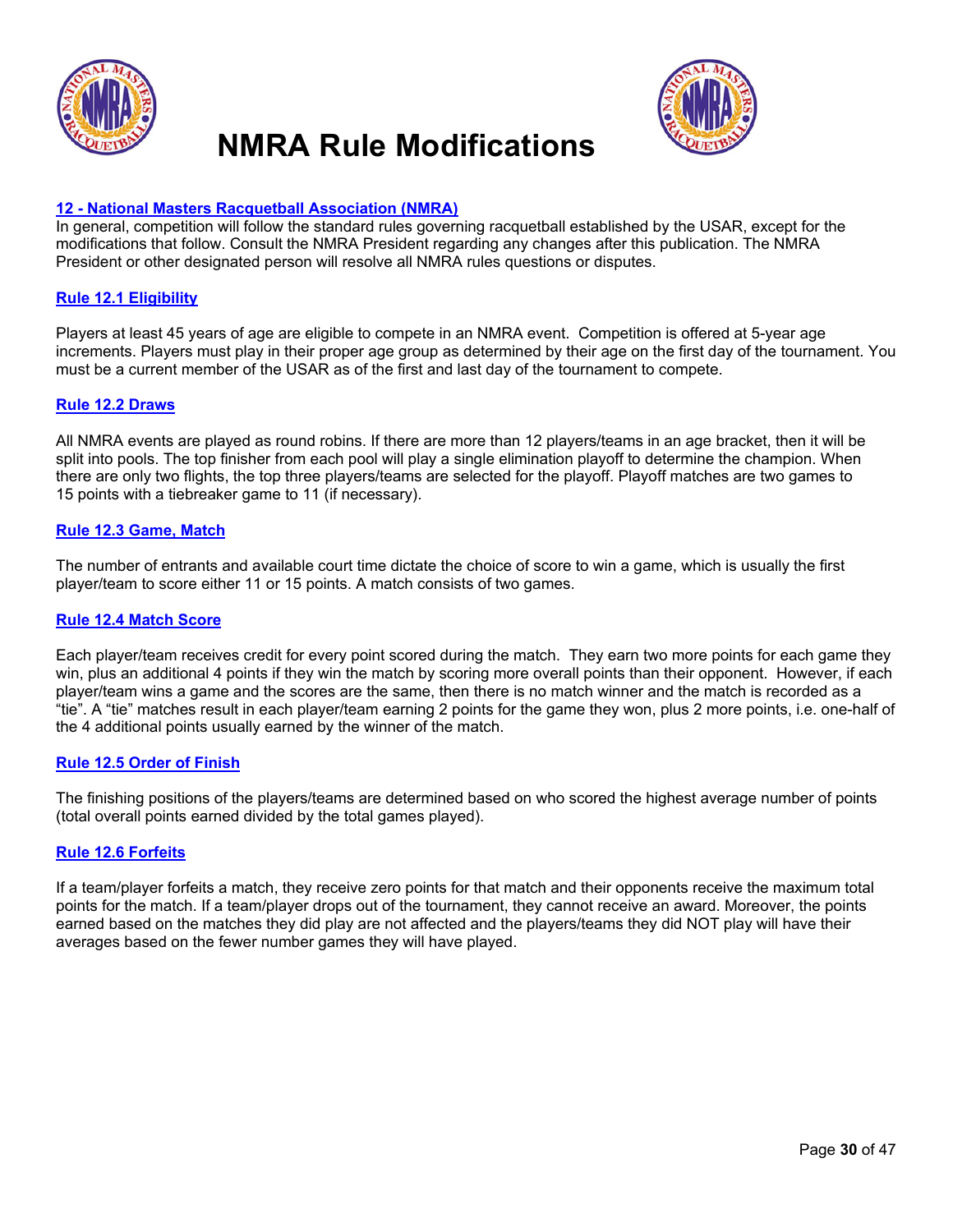# NMRA Rule Modifications

## 12 - National Masters Racquetball Association (NMRA)

In general, competition will follow the standard rules governing racquetball established by the USAR, except for the modifications that follow. Consult the NMRA President regarding any changes after this publication. The NMRA President or other designated person will resolve all NMRA rules questions or disputes.

### Rule 12.1 Eligibility

Players at least 45 years of age are eligible to compete in an NMRA event. Competition is offered at 5-year age increments. Players must play in their proper age group as determined by their age on the first day of the tournament. You must be a current member of the USAR as of the first and last day of the tournament to compete.

### Rule 12.2 Draws

All NMRA events are played as round robins. If there are more than 12 players/teams in an age bracket, then it will be split into pools. The top finisher from each pool will play a single elimination playoff to determine the champion. When there are only two flights, the top three players/teams are selected for the playoff. Playoff matches are two games to 15 points with a tiebreaker game to 11 (if necessary).

### Rule 12.3 Game, Match

The number of entrants and available court time dictate the choice of score to win a game, which is usually the first player/team to score either 11 or 15 points. A match consists of two games.

### Rule 12.4 Match Score

Each player/team receives credit for every point scored during the match. They earn two more points for each game they win, plus an additional 4 points if they win the match by scoring more overall points than their opponent. However, if each player/team wins a game and the scores are the same, then there is no match winner and the match is recorded as a "tie". A "tie" matches result in each player/team earning 2 points for the game they won, plus 2 more points, i.e. one-half of the 4 additional points usually earned by the winner of the match.

### Rule 12.5 Order of Finish

The finishing positions of the players/teams are determined based on who scored the highest average number of points (total overall points earned divided by the total games played).

### Rule 12.6 Forfeits

If a team/player forfeits a match, they receive zero points for that match and their opponents receive the maximum total points for the match. If a team/player drops out of the tournament, they cannot receive an award. Moreover, the points earned based on the matches they did play are not affected and the players/teams they did NOT play will have their averages based on the fewer number games they will have played.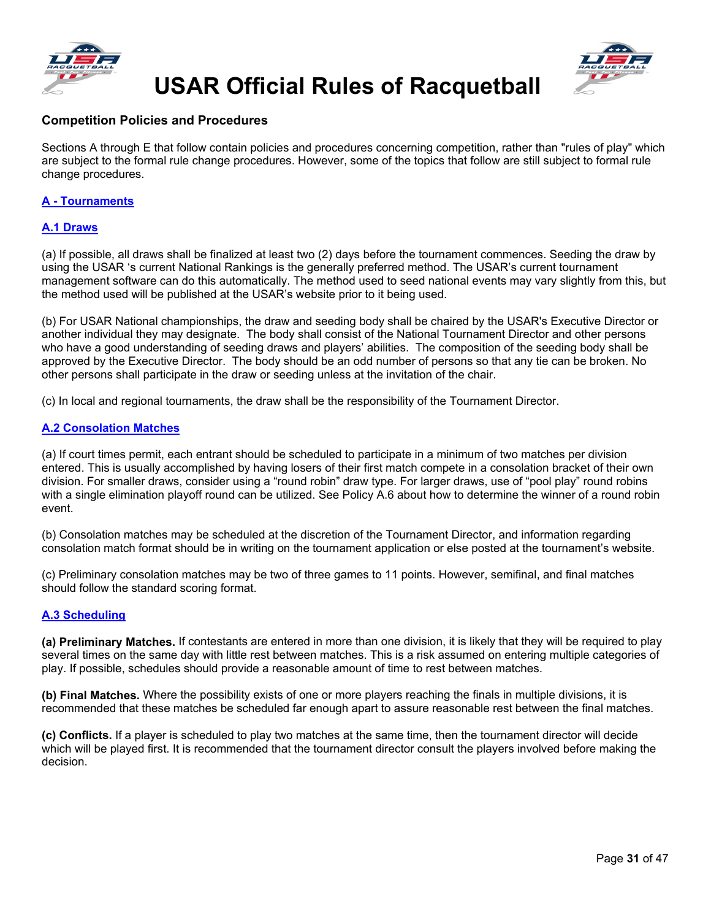## Competition Policies and Procedures

Sections A through E that follow contain policies and procedures concerning competition, rather than "rules of play" which are subject to the formal rule change procedures. However, some of the topics that follow are still subject to formal rule change procedures.

### A - Tournaments

#### A.1 Draws

(a) If possible, all draws shall be finalized at least two (2) days before the tournament commences. Seeding the draw by using the USAR 's current National Rankings is the generally preferred method. The USAR's current tournament management software can do this automatically. The method used to seed national events may vary slightly from this, but the method used will be published at the USAR's website prior to it being used.

(b) For USAR National championships, the draw and seeding body shall be chaired by the USAR's Executive Director or another individual they may designate. The body shall consist of the National Tournament Director and other persons who have a good understanding of seeding draws and players' abilities. The composition of the seeding body shall be approved by the Executive Director. The body should be an odd number of persons so that any tie can be broken. No other persons shall participate in the draw or seeding unless at the invitation of the chair.

(c) In local and regional tournaments, the draw shall be the responsibility of the Tournament Director.

#### A.2 Consolation Matches

(a) If court times permit, each entrant should be scheduled to participate in a minimum of two matches per division entered. This is usually accomplished by having losers of their first match compete in a consolation bracket of their own division. For smaller draws, consider using a "round robin" draw type. For larger draws, use of "pool play" round robins with a single elimination playoff round can be utilized. See Policy A.6 about how to determine the winner of a round robin event.

(b) Consolation matches may be scheduled at the discretion of the Tournament Director, and information regarding consolation match format should be in writing on the tournament application or else posted at the tournament's website.

(c) Preliminary consolation matches may be two of three games to 11 points. However, semifinal, and final matches should follow the standard scoring format.

#### A.3 Scheduling

**(a) Preliminary Matches.** If contestants are entered in more than one division, it is likely that they will be required to play several times on the same day with little rest between matches. This is a risk assumed on entering multiple categories of play. If possible, schedules should provide a reasonable amount of time to rest between matches.

**(b) Final Matches.** Where the possibility exists of one or more players reaching the finals in multiple divisions, it is recommended that these matches be scheduled far enough apart to assure reasonable rest between the final matches.

**(c) Conflicts.** If a player is scheduled to play two matches at the same time, then the tournament director will decide which will be played first. It is recommended that the tournament director consult the players involved before making the decision.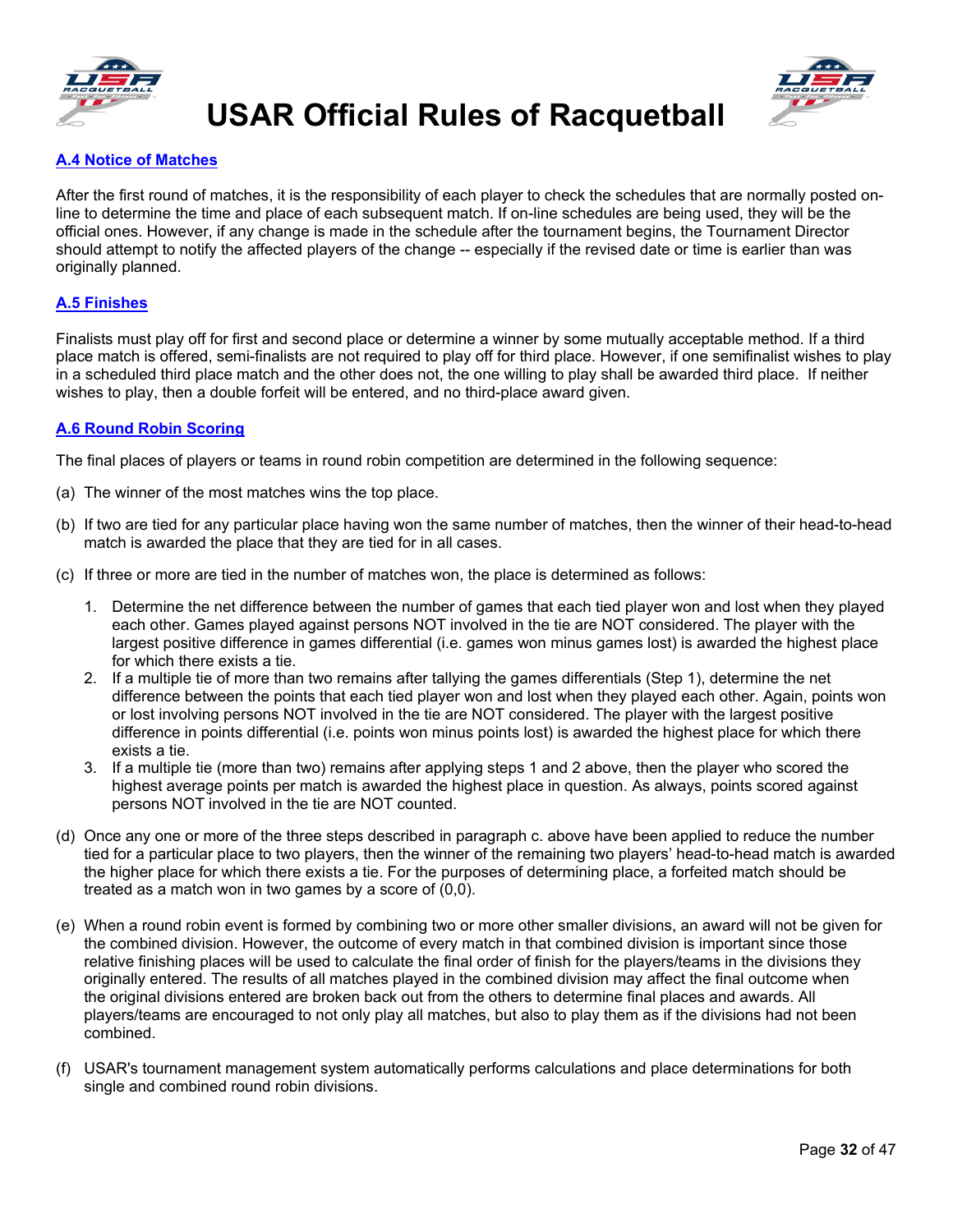### A.4 Notice of Matches

After the first round of matches, it is the responsibility of each player to check the schedules that are normally posted on-line to determine the time and place of each subsequent match. If on-line schedules are being used, they will be the official ones. However, if any change is made in the schedule after the tournament begins, the Tournament Director should attempt to notify the affected players of the change -- especially if the revised date or time is earlier than was originally planned.

### A.5 Finishes

Finalists must play off for first and second place or determine a winner by some mutually acceptable method. If a third place match is offered, semi-finalists are not required to play off for third place. However, if one semifinalist wishes to play in a scheduled third place match and the other does not, the one willing to play shall be awarded third place. If neither wishes to play, then a double forfeit will be entered, and no third-place award given.

### A.6 Round Robin Scoring

The final places of players or teams in round robin competition are determined in the following sequence:

(a) The winner of the most matches wins the top place.

(b) If two are tied for any particular place having won the same number of matches, then the winner of their head-to-head match is awarded the place that they are tied for in all cases.

(c) If three or more are tied in the number of matches won, the place is determined as follows:

1. Determine the net difference between the number of games that each tied player won and lost when they played each other. Games played against persons NOT involved in the tie are NOT considered. The player with the largest positive difference in games differential (i.e. games won minus games lost) is awarded the highest place for which there exists a tie.
2. If a multiple tie of more than two remains after tallying the games differentials (Step 1), determine the net difference between the points that each tied player won and lost when they played each other. Again, points won or lost involving persons NOT involved in the tie are NOT considered. The player with the largest positive difference in points differential (i.e. points won minus points lost) is awarded the highest place for which there exists a tie.
3. If a multiple tie (more than two) remains after applying steps 1 and 2 above, then the player who scored the highest average points per match is awarded the highest place in question. As always, points scored against persons NOT involved in the tie are NOT counted.

(d) Once any one or more of the three steps described in paragraph c. above have been applied to reduce the number tied for a particular place to two players, then the winner of the remaining two players' head-to-head match is awarded the higher place for which there exists a tie. For the purposes of determining place, a forfeited match should be treated as a match won in two games by a score of (0,0).

(e) When a round robin event is formed by combining two or more other smaller divisions, an award will not be given for the combined division. However, the outcome of every match in that combined division is important since those relative finishing places will be used to calculate the final order of finish for the players/teams in the divisions they originally entered. The results of all matches played in the combined division may affect the final outcome when the original divisions entered are broken back out from the others to determine final places and awards. All players/teams are encouraged to not only play all matches, but also to play them as if the divisions had not been combined.

(f) USAR's tournament management system automatically performs calculations and place determinations for both single and combined round robin divisions.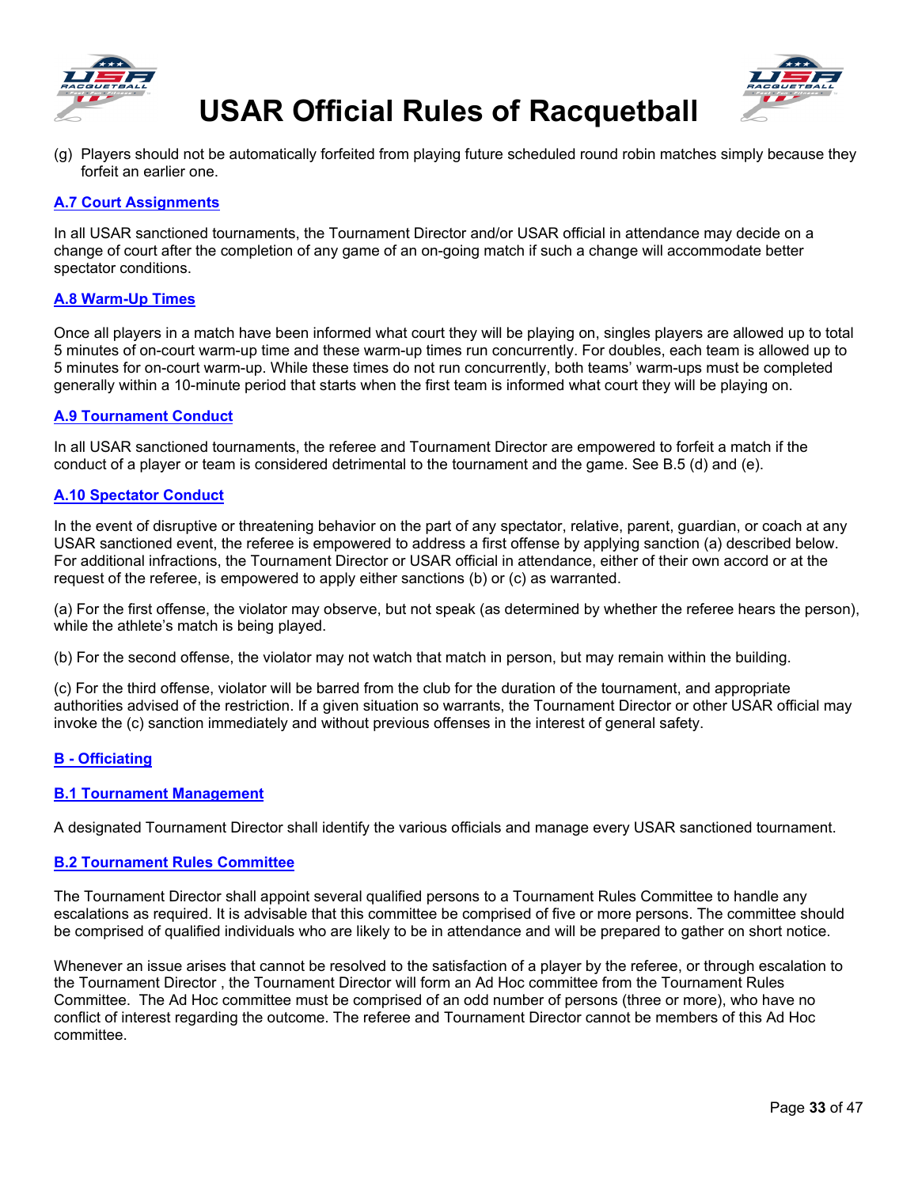(g) Players should not be automatically forfeited from playing future scheduled round robin matches simply because they forfeit an earlier one.

### A.7 Court Assignments

In all USAR sanctioned tournaments, the Tournament Director and/or USAR official in attendance may decide on a change of court after the completion of any game of an on-going match if such a change will accommodate better spectator conditions.

### A.8 Warm-Up Times

Once all players in a match have been informed what court they will be playing on, singles players are allowed up to total 5 minutes of on-court warm-up time and these warm-up times run concurrently. For doubles, each team is allowed up to 5 minutes for on-court warm-up. While these times do not run concurrently, both teams' warm-ups must be completed generally within a 10-minute period that starts when the first team is informed what court they will be playing on.

### A.9 Tournament Conduct

In all USAR sanctioned tournaments, the referee and Tournament Director are empowered to forfeit a match if the conduct of a player or team is considered detrimental to the tournament and the game. See B.5 (d) and (e).

### A.10 Spectator Conduct

In the event of disruptive or threatening behavior on the part of any spectator, relative, parent, guardian, or coach at any USAR sanctioned event, the referee is empowered to address a first offense by applying sanction (a) described below. For additional infractions, the Tournament Director or USAR official in attendance, either of their own accord or at the request of the referee, is empowered to apply either sanctions (b) or (c) as warranted.

(a) For the first offense, the violator may observe, but not speak (as determined by whether the referee hears the person), while the athlete's match is being played.

(b) For the second offense, the violator may not watch that match in person, but may remain within the building.

(c) For the third offense, violator will be barred from the club for the duration of the tournament, and appropriate authorities advised of the restriction. If a given situation so warrants, the Tournament Director or other USAR official may invoke the (c) sanction immediately and without previous offenses in the interest of general safety.

## B - Officiating

### B.1 Tournament Management

A designated Tournament Director shall identify the various officials and manage every USAR sanctioned tournament.

### B.2 Tournament Rules Committee

The Tournament Director shall appoint several qualified persons to a Tournament Rules Committee to handle any escalations as required. It is advisable that this committee be comprised of five or more persons. The committee should be comprised of qualified individuals who are likely to be in attendance and will be prepared to gather on short notice.

Whenever an issue arises that cannot be resolved to the satisfaction of a player by the referee, or through escalation to the Tournament Director , the Tournament Director will form an Ad Hoc committee from the Tournament Rules Committee. The Ad Hoc committee must be comprised of an odd number of persons (three or more), who have no conflict of interest regarding the outcome. The referee and Tournament Director cannot be members of this Ad Hoc committee.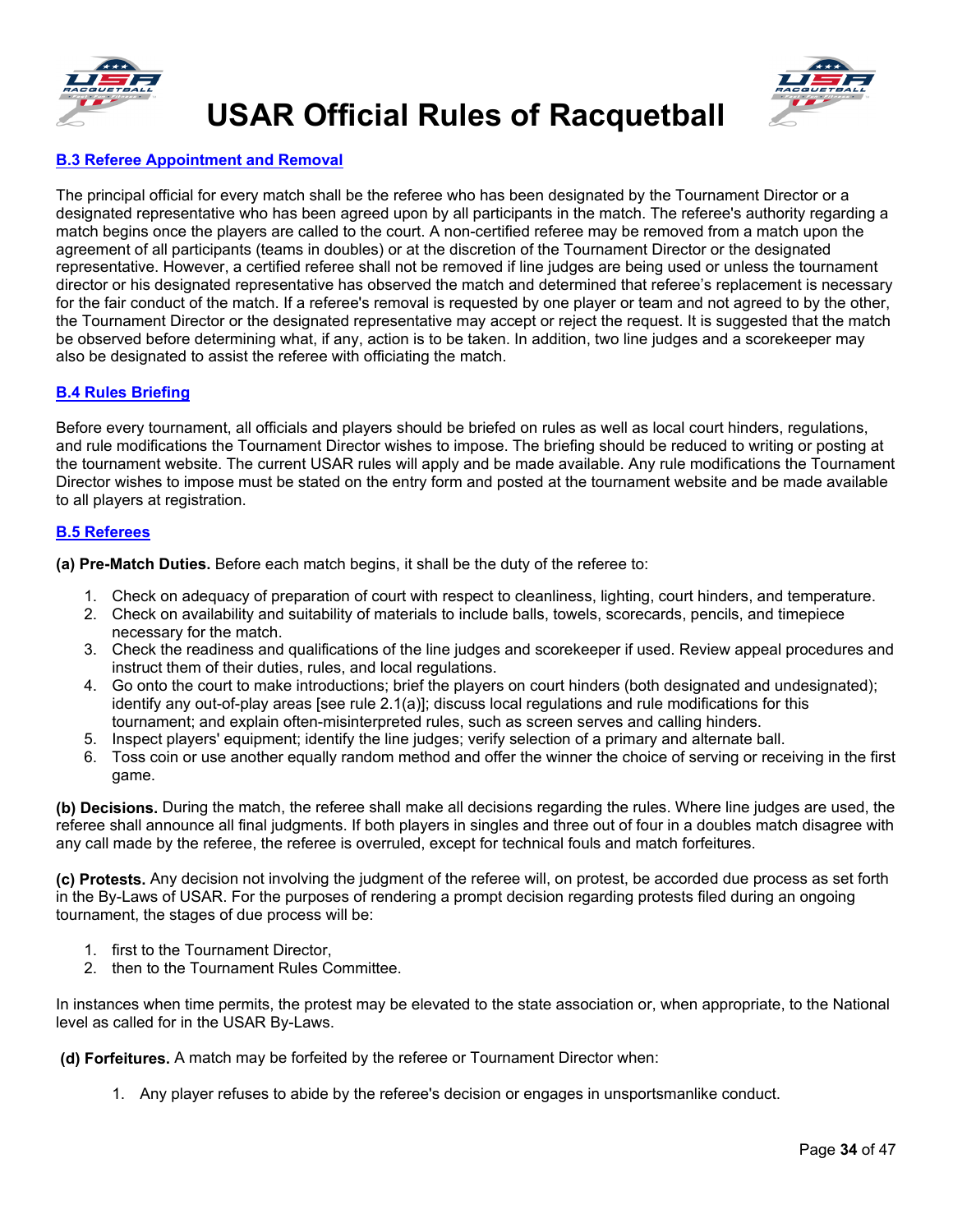### B.3 Referee Appointment and Removal

The principal official for every match shall be the referee who has been designated by the Tournament Director or a designated representative who has been agreed upon by all participants in the match. The referee's authority regarding a match begins once the players are called to the court. A non-certified referee may be removed from a match upon the agreement of all participants (teams in doubles) or at the discretion of the Tournament Director or the designated representative. However, a certified referee shall not be removed if line judges are being used or unless the tournament director or his designated representative has observed the match and determined that referee's replacement is necessary for the fair conduct of the match. If a referee's removal is requested by one player or team and not agreed to by the other, the Tournament Director or the designated representative may accept or reject the request. It is suggested that the match be observed before determining what, if any, action is to be taken. In addition, two line judges and a scorekeeper may also be designated to assist the referee with officiating the match.

### B.4 Rules Briefing

Before every tournament, all officials and players should be briefed on rules as well as local court hinders, regulations, and rule modifications the Tournament Director wishes to impose. The briefing should be reduced to writing or posting at the tournament website. The current USAR rules will apply and be made available. Any rule modifications the Tournament Director wishes to impose must be stated on the entry form and posted at the tournament website and be made available to all players at registration.

### B.5 Referees

**(a) Pre-Match Duties.** Before each match begins, it shall be the duty of the referee to:

1. Check on adequacy of preparation of court with respect to cleanliness, lighting, court hinders, and temperature.
2. Check on availability and suitability of materials to include balls, towels, scorecards, pencils, and timepiece necessary for the match.
3. Check the readiness and qualifications of the line judges and scorekeeper if used. Review appeal procedures and instruct them of their duties, rules, and local regulations.
4. Go onto the court to make introductions; brief the players on court hinders (both designated and undesignated); identify any out-of-play areas [see rule 2.1(a)]; discuss local regulations and rule modifications for this tournament; and explain often-misinterpreted rules, such as screen serves and calling hinders.
5. Inspect players' equipment; identify the line judges; verify selection of a primary and alternate ball.
6. Toss coin or use another equally random method and offer the winner the choice of serving or receiving in the first game.

**(b) Decisions.** During the match, the referee shall make all decisions regarding the rules. Where line judges are used, the referee shall announce all final judgments. If both players in singles and three out of four in a doubles match disagree with any call made by the referee, the referee is overruled, except for technical fouls and match forfeitures.

**(c) Protests.** Any decision not involving the judgment of the referee will, on protest, be accorded due process as set forth in the By-Laws of USAR. For the purposes of rendering a prompt decision regarding protests filed during an ongoing tournament, the stages of due process will be:

1. first to the Tournament Director,
2. then to the Tournament Rules Committee.

In instances when time permits, the protest may be elevated to the state association or, when appropriate, to the National level as called for in the USAR By-Laws.

**(d) Forfeitures.** A match may be forfeited by the referee or Tournament Director when:

1. Any player refuses to abide by the referee's decision or engages in unsportsmanlike conduct.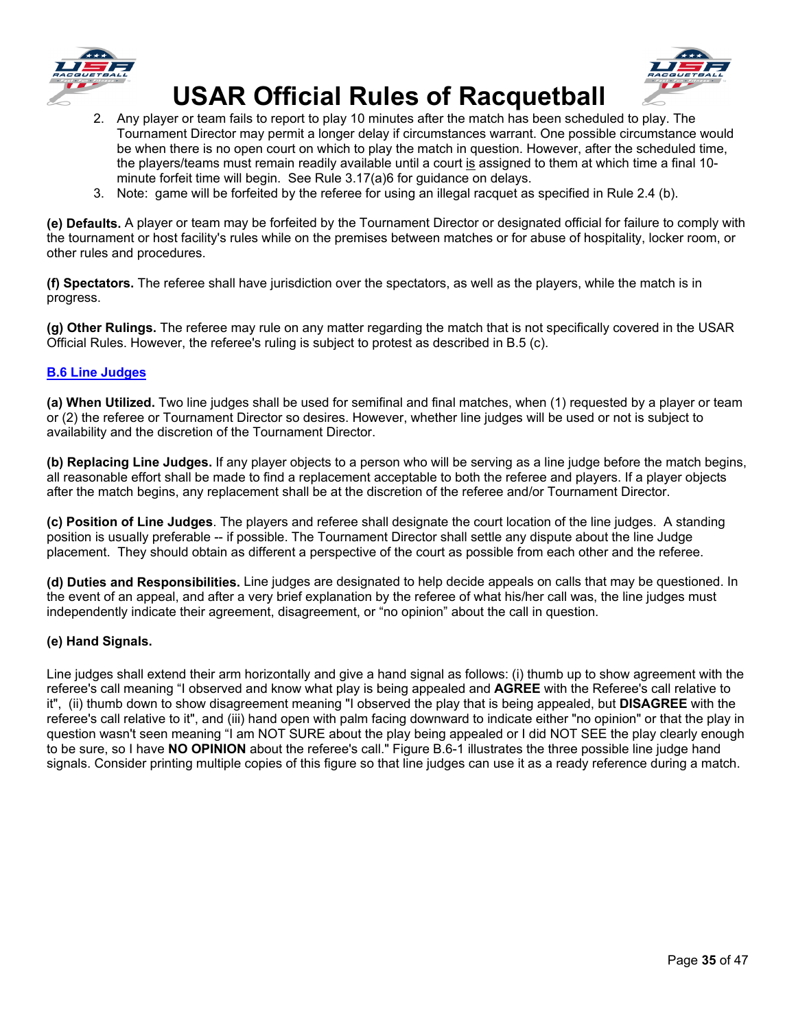2. Any player or team fails to report to play 10 minutes after the match has been scheduled to play. The Tournament Director may permit a longer delay if circumstances warrant. One possible circumstance would be when there is no open court on which to play the match in question. However, after the scheduled time, the players/teams must remain readily available until a court is assigned to them at which time a final 10-minute forfeit time will begin. See Rule 3.17(a)6 for guidance on delays.
3. Note: game will be forfeited by the referee for using an illegal racquet as specified in Rule 2.4 (b).

**(e) Defaults.** A player or team may be forfeited by the Tournament Director or designated official for failure to comply with the tournament or host facility's rules while on the premises between matches or for abuse of hospitality, locker room, or other rules and procedures.

**(f) Spectators.** The referee shall have jurisdiction over the spectators, as well as the players, while the match is in progress.

**(g) Other Rulings.** The referee may rule on any matter regarding the match that is not specifically covered in the USAR Official Rules. However, the referee's ruling is subject to protest as described in B.5 (c).

## B.6 Line Judges

**(a) When Utilized.** Two line judges shall be used for semifinal and final matches, when (1) requested by a player or team or (2) the referee or Tournament Director so desires. However, whether line judges will be used or not is subject to availability and the discretion of the Tournament Director.

**(b) Replacing Line Judges.** If any player objects to a person who will be serving as a line judge before the match begins, all reasonable effort shall be made to find a replacement acceptable to both the referee and players. If a player objects after the match begins, any replacement shall be at the discretion of the referee and/or Tournament Director.

**(c) Position of Line Judges**. The players and referee shall designate the court location of the line judges. A standing position is usually preferable -- if possible. The Tournament Director shall settle any dispute about the line Judge placement. They should obtain as different a perspective of the court as possible from each other and the referee.

**(d) Duties and Responsibilities.** Line judges are designated to help decide appeals on calls that may be questioned. In the event of an appeal, and after a very brief explanation by the referee of what his/her call was, the line judges must independently indicate their agreement, disagreement, or "no opinion" about the call in question.

**(e) Hand Signals.**

Line judges shall extend their arm horizontally and give a hand signal as follows: (i) thumb up to show agreement with the referee's call meaning "I observed and know what play is being appealed and **AGREE** with the Referee's call relative to it", (ii) thumb down to show disagreement meaning "I observed the play that is being appealed, but **DISAGREE** with the referee's call relative to it", and (iii) hand open with palm facing downward to indicate either "no opinion" or that the play in question wasn't seen meaning "I am NOT SURE about the play being appealed or I did NOT SEE the play clearly enough to be sure, so I have **NO OPINION** about the referee's call." Figure B.6-1 illustrates the three possible line judge hand signals. Consider printing multiple copies of this figure so that line judges can use it as a ready reference during a match.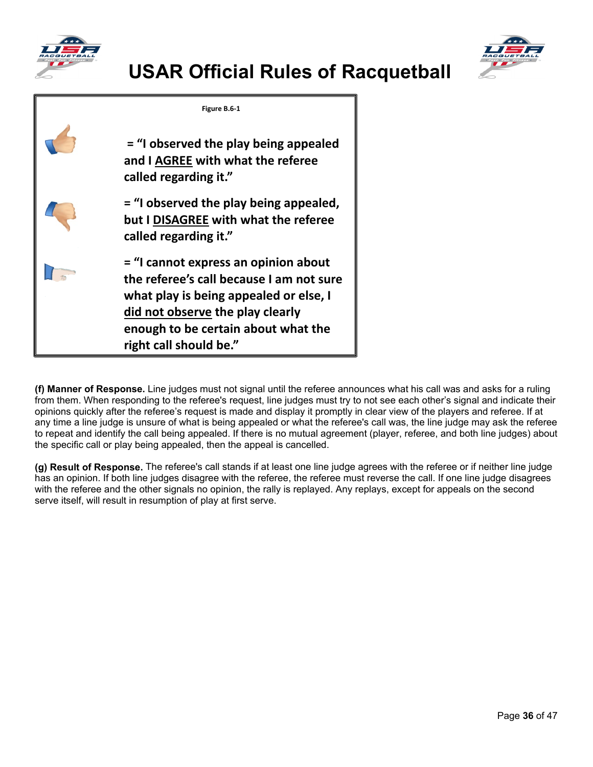**Figure B.6-1**

| Signal | Meaning |
| --- | --- |
| Thumbs up | = "I observed the play being appealed and I AGREE with what the referee called regarding it." |
| Thumbs down | = "I observed the play being appealed, but I DISAGREE with what the referee called regarding it." |
| Flat hand, palm down | = "I cannot express an opinion about the referee's call because I am not sure what play is being appealed or else, I did not observe the play clearly enough to be certain about what the right call should be." |

**(f) Manner of Response.** Line judges must not signal until the referee announces what his call was and asks for a ruling from them. When responding to the referee's request, line judges must try to not see each other's signal and indicate their opinions quickly after the referee's request is made and display it promptly in clear view of the players and referee. If at any time a line judge is unsure of what is being appealed or what the referee's call was, the line judge may ask the referee to repeat and identify the call being appealed. If there is no mutual agreement (player, referee, and both line judges) about the specific call or play being appealed, then the appeal is cancelled.

**(g) Result of Response.** The referee's call stands if at least one line judge agrees with the referee or if neither line judge has an opinion. If both line judges disagree with the referee, the referee must reverse the call. If one line judge disagrees with the referee and the other signals no opinion, the rally is replayed. Any replays, except for appeals on the second serve itself, will result in resumption of play at first serve.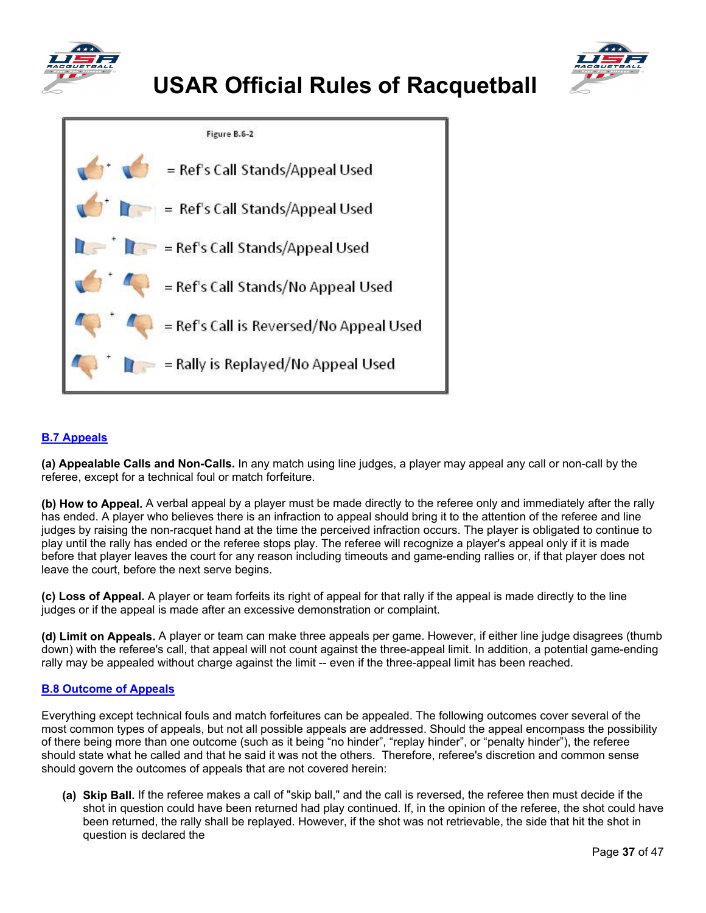Figure B.6-2

+ = Ref's Call Stands/Appeal Used

+ = Ref's Call Stands/Appeal Used

+ = Ref's Call Stands/Appeal Used

+ = Ref's Call Stands/No Appeal Used

+ = Ref's Call is Reversed/No Appeal Used

+ = Rally is Replayed/No Appeal Used

## B.7 Appeals

**(a) Appealable Calls and Non-Calls.** In any match using line judges, a player may appeal any call or non-call by the referee, except for a technical foul or match forfeiture.

**(b) How to Appeal.** A verbal appeal by a player must be made directly to the referee only and immediately after the rally has ended. A player who believes there is an infraction to appeal should bring it to the attention of the referee and line judges by raising the non-racquet hand at the time the perceived infraction occurs. The player is obligated to continue to play until the rally has ended or the referee stops play. The referee will recognize a player's appeal only if it is made before that player leaves the court for any reason including timeouts and game-ending rallies or, if that player does not leave the court, before the next serve begins.

**(c) Loss of Appeal.** A player or team forfeits its right of appeal for that rally if the appeal is made directly to the line judges or if the appeal is made after an excessive demonstration or complaint.

**(d) Limit on Appeals.** A player or team can make three appeals per game. However, if either line judge disagrees (thumb down) with the referee's call, that appeal will not count against the three-appeal limit. In addition, a potential game-ending rally may be appealed without charge against the limit -- even if the three-appeal limit has been reached.

## B.8 Outcome of Appeals

Everything except technical fouls and match forfeitures can be appealed. The following outcomes cover several of the most common types of appeals, but not all possible appeals are addressed. Should the appeal encompass the possibility of there being more than one outcome (such as it being "no hinder", "replay hinder", or "penalty hinder"), the referee should state what he called and that he said it was not the others. Therefore, referee's discretion and common sense should govern the outcomes of appeals that are not covered herein:

- **(a) Skip Ball.** If the referee makes a call of "skip ball," and the call is reversed, the referee then must decide if the shot in question could have been returned had play continued. If, in the opinion of the referee, the shot could have been returned, the rally shall be replayed. However, if the shot was not retrievable, the side that hit the shot in question is declared the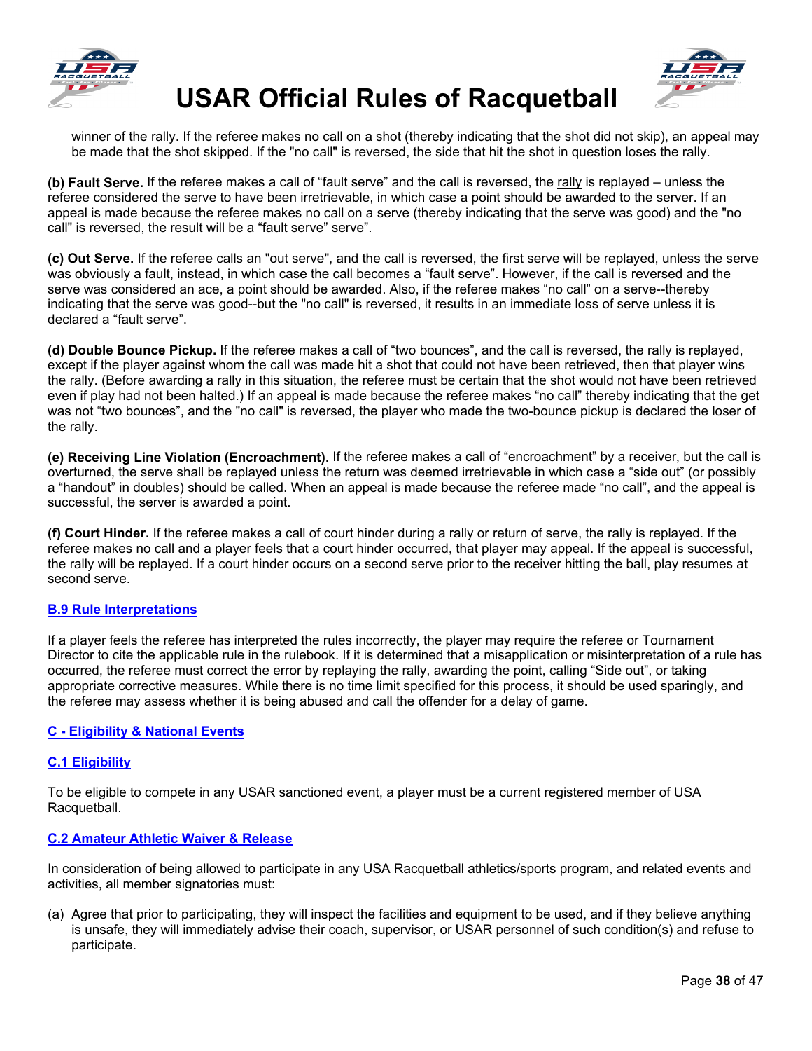winner of the rally. If the referee makes no call on a shot (thereby indicating that the shot did not skip), an appeal may be made that the shot skipped. If the "no call" is reversed, the side that hit the shot in question loses the rally.

**(b) Fault Serve.** If the referee makes a call of "fault serve" and the call is reversed, the rally is replayed – unless the referee considered the serve to have been irretrievable, in which case a point should be awarded to the server. If an appeal is made because the referee makes no call on a serve (thereby indicating that the serve was good) and the "no call" is reversed, the result will be a "fault serve" serve".

**(c) Out Serve.** If the referee calls an "out serve", and the call is reversed, the first serve will be replayed, unless the serve was obviously a fault, instead, in which case the call becomes a "fault serve". However, if the call is reversed and the serve was considered an ace, a point should be awarded. Also, if the referee makes "no call" on a serve--thereby indicating that the serve was good--but the "no call" is reversed, it results in an immediate loss of serve unless it is declared a "fault serve".

**(d) Double Bounce Pickup.** If the referee makes a call of "two bounces", and the call is reversed, the rally is replayed, except if the player against whom the call was made hit a shot that could not have been retrieved, then that player wins the rally. (Before awarding a rally in this situation, the referee must be certain that the shot would not have been retrieved even if play had not been halted.) If an appeal is made because the referee makes "no call" thereby indicating that the get was not "two bounces", and the "no call" is reversed, the player who made the two-bounce pickup is declared the loser of the rally.

**(e) Receiving Line Violation (Encroachment).** If the referee makes a call of "encroachment" by a receiver, but the call is overturned, the serve shall be replayed unless the return was deemed irretrievable in which case a "side out" (or possibly a "handout" in doubles) should be called. When an appeal is made because the referee made "no call", and the appeal is successful, the server is awarded a point.

**(f) Court Hinder.** If the referee makes a call of court hinder during a rally or return of serve, the rally is replayed. If the referee makes no call and a player feels that a court hinder occurred, that player may appeal. If the appeal is successful, the rally will be replayed. If a court hinder occurs on a second serve prior to the receiver hitting the ball, play resumes at second serve.

### B.9 Rule Interpretations

If a player feels the referee has interpreted the rules incorrectly, the player may require the referee or Tournament Director to cite the applicable rule in the rulebook. If it is determined that a misapplication or misinterpretation of a rule has occurred, the referee must correct the error by replaying the rally, awarding the point, calling "Side out", or taking appropriate corrective measures. While there is no time limit specified for this process, it should be used sparingly, and the referee may assess whether it is being abused and call the offender for a delay of game.

## C - Eligibility & National Events

### C.1 Eligibility

To be eligible to compete in any USAR sanctioned event, a player must be a current registered member of USA Racquetball.

### C.2 Amateur Athletic Waiver & Release

In consideration of being allowed to participate in any USA Racquetball athletics/sports program, and related events and activities, all member signatories must:

(a) Agree that prior to participating, they will inspect the facilities and equipment to be used, and if they believe anything is unsafe, they will immediately advise their coach, supervisor, or USAR personnel of such condition(s) and refuse to participate.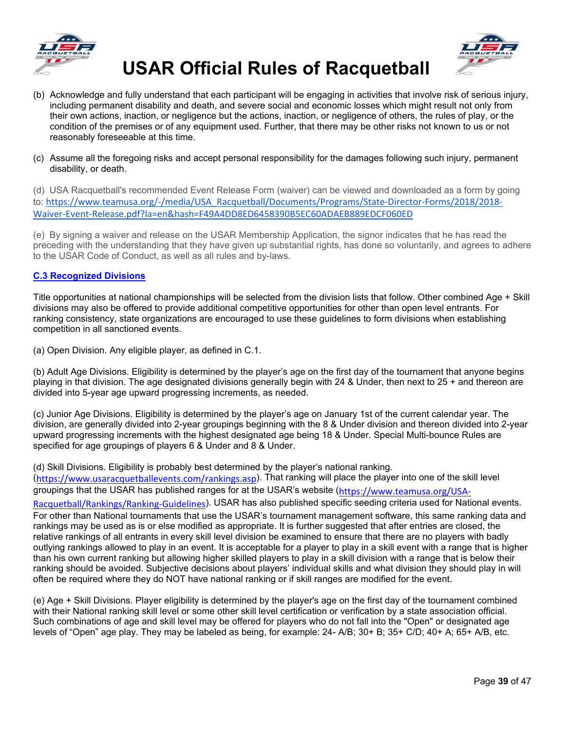(b) Acknowledge and fully understand that each participant will be engaging in activities that involve risk of serious injury, including permanent disability and death, and severe social and economic losses which might result not only from their own actions, inaction, or negligence but the actions, inaction, or negligence of others, the rules of play, or the condition of the premises or of any equipment used. Further, that there may be other risks not known to us or not reasonably foreseeable at this time.

(c) Assume all the foregoing risks and accept personal responsibility for the damages following such injury, permanent disability, or death.

(d) USA Racquetball's recommended Event Release Form (waiver) can be viewed and downloaded as a form by going to: https://www.teamusa.org/-/media/USA_Racquetball/Documents/Programs/State-Director-Forms/2018/2018-Waiver-Event-Release.pdf?la=en&hash=F49A4DD8ED6458390B5EC60ADAEB889EDCF060ED

(e) By signing a waiver and release on the USAR Membership Application, the signor indicates that he has read the preceding with the understanding that they have given up substantial rights, has done so voluntarily, and agrees to adhere to the USAR Code of Conduct, as well as all rules and by-laws.

### C.3 Recognized Divisions

Title opportunities at national championships will be selected from the division lists that follow. Other combined Age + Skill divisions may also be offered to provide additional competitive opportunities for other than open level entrants. For ranking consistency, state organizations are encouraged to use these guidelines to form divisions when establishing competition in all sanctioned events.

(a) Open Division. Any eligible player, as defined in C.1.

(b) Adult Age Divisions. Eligibility is determined by the player's age on the first day of the tournament that anyone begins playing in that division. The age designated divisions generally begin with 24 & Under, then next to 25 + and thereon are divided into 5-year age upward progressing increments, as needed.

(c) Junior Age Divisions. Eligibility is determined by the player's age on January 1st of the current calendar year. The division, are generally divided into 2-year groupings beginning with the 8 & Under division and thereon divided into 2-year upward progressing increments with the highest designated age being 18 & Under. Special Multi-bounce Rules are specified for age groupings of players 6 & Under and 8 & Under.

(d) Skill Divisions. Eligibility is probably best determined by the player's national ranking. (https://www.usaracquetballevents.com/rankings.asp). That ranking will place the player into one of the skill level groupings that the USAR has published ranges for at the USAR's website (https://www.teamusa.org/USA-Racquetball/Rankings/Ranking-Guidelines). USAR has also published specific seeding criteria used for National events. For other than National tournaments that use the USAR's tournament management software, this same ranking data and rankings may be used as is or else modified as appropriate. It is further suggested that after entries are closed, the relative rankings of all entrants in every skill level division be examined to ensure that there are no players with badly outlying rankings allowed to play in an event. It is acceptable for a player to play in a skill event with a range that is higher than his own current ranking but allowing higher skilled players to play in a skill division with a range that is below their ranking should be avoided. Subjective decisions about players' individual skills and what division they should play in will often be required where they do NOT have national ranking or if skill ranges are modified for the event.

(e) Age + Skill Divisions. Player eligibility is determined by the player's age on the first day of the tournament combined with their National ranking skill level or some other skill level certification or verification by a state association official. Such combinations of age and skill level may be offered for players who do not fall into the "Open" or designated age levels of "Open" age play. They may be labeled as being, for example: 24- A/B; 30+ B; 35+ C/D; 40+ A; 65+ A/B, etc.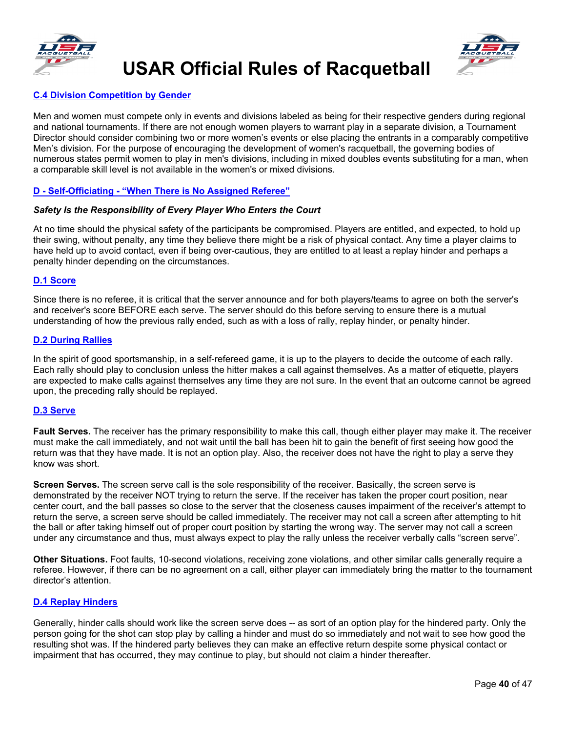### C.4 Division Competition by Gender

Men and women must compete only in events and divisions labeled as being for their respective genders during regional and national tournaments. If there are not enough women players to warrant play in a separate division, a Tournament Director should consider combining two or more women's events or else placing the entrants in a comparably competitive Men's division. For the purpose of encouraging the development of women's racquetball, the governing bodies of numerous states permit women to play in men's divisions, including in mixed doubles events substituting for a man, when a comparable skill level is not available in the women's or mixed divisions.

## D - Self-Officiating - "When There is No Assigned Referee"

***Safety Is the Responsibility of Every Player Who Enters the Court***

At no time should the physical safety of the participants be compromised. Players are entitled, and expected, to hold up their swing, without penalty, any time they believe there might be a risk of physical contact. Any time a player claims to have held up to avoid contact, even if being over-cautious, they are entitled to at least a replay hinder and perhaps a penalty hinder depending on the circumstances.

### D.1 Score

Since there is no referee, it is critical that the server announce and for both players/teams to agree on both the server's and receiver's score BEFORE each serve. The server should do this before serving to ensure there is a mutual understanding of how the previous rally ended, such as with a loss of rally, replay hinder, or penalty hinder.

### D.2 During Rallies

In the spirit of good sportsmanship, in a self-refereed game, it is up to the players to decide the outcome of each rally. Each rally should play to conclusion unless the hitter makes a call against themselves. As a matter of etiquette, players are expected to make calls against themselves any time they are not sure. In the event that an outcome cannot be agreed upon, the preceding rally should be replayed.

### D.3 Serve

**Fault Serves.** The receiver has the primary responsibility to make this call, though either player may make it. The receiver must make the call immediately, and not wait until the ball has been hit to gain the benefit of first seeing how good the return was that they have made. It is not an option play. Also, the receiver does not have the right to play a serve they know was short.

**Screen Serves.** The screen serve call is the sole responsibility of the receiver. Basically, the screen serve is demonstrated by the receiver NOT trying to return the serve. If the receiver has taken the proper court position, near center court, and the ball passes so close to the server that the closeness causes impairment of the receiver's attempt to return the serve, a screen serve should be called immediately. The receiver may not call a screen after attempting to hit the ball or after taking himself out of proper court position by starting the wrong way. The server may not call a screen under any circumstance and thus, must always expect to play the rally unless the receiver verbally calls "screen serve".

**Other Situations.** Foot faults, 10-second violations, receiving zone violations, and other similar calls generally require a referee. However, if there can be no agreement on a call, either player can immediately bring the matter to the tournament director's attention.

### D.4 Replay Hinders

Generally, hinder calls should work like the screen serve does -- as sort of an option play for the hindered party. Only the person going for the shot can stop play by calling a hinder and must do so immediately and not wait to see how good the resulting shot was. If the hindered party believes they can make an effective return despite some physical contact or impairment that has occurred, they may continue to play, but should not claim a hinder thereafter.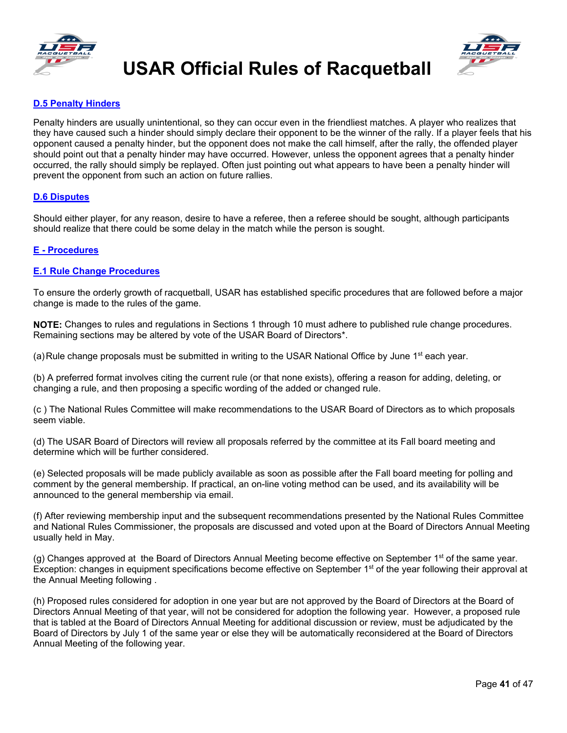### D.5 Penalty Hinders

Penalty hinders are usually unintentional, so they can occur even in the friendliest matches. A player who realizes that they have caused such a hinder should simply declare their opponent to be the winner of the rally. If a player feels that his opponent caused a penalty hinder, but the opponent does not make the call himself, after the rally, the offended player should point out that a penalty hinder may have occurred. However, unless the opponent agrees that a penalty hinder occurred, the rally should simply be replayed. Often just pointing out what appears to have been a penalty hinder will prevent the opponent from such an action on future rallies.

### D.6 Disputes

Should either player, for any reason, desire to have a referee, then a referee should be sought, although participants should realize that there could be some delay in the match while the person is sought.

## E - Procedures

### E.1 Rule Change Procedures

To ensure the orderly growth of racquetball, USAR has established specific procedures that are followed before a major change is made to the rules of the game.

**NOTE:** Changes to rules and regulations in Sections 1 through 10 must adhere to published rule change procedures. Remaining sections may be altered by vote of the USAR Board of Directors*.

(a) Rule change proposals must be submitted in writing to the USAR National Office by June 1st each year.

(b) A preferred format involves citing the current rule (or that none exists), offering a reason for adding, deleting, or changing a rule, and then proposing a specific wording of the added or changed rule.

(c ) The National Rules Committee will make recommendations to the USAR Board of Directors as to which proposals seem viable.

(d) The USAR Board of Directors will review all proposals referred by the committee at its Fall board meeting and determine which will be further considered.

(e) Selected proposals will be made publicly available as soon as possible after the Fall board meeting for polling and comment by the general membership. If practical, an on-line voting method can be used, and its availability will be announced to the general membership via email.

(f) After reviewing membership input and the subsequent recommendations presented by the National Rules Committee and National Rules Commissioner, the proposals are discussed and voted upon at the Board of Directors Annual Meeting usually held in May.

(g) Changes approved at the Board of Directors Annual Meeting become effective on September 1st of the same year. Exception: changes in equipment specifications become effective on September 1st of the year following their approval at the Annual Meeting following .

(h) Proposed rules considered for adoption in one year but are not approved by the Board of Directors at the Board of Directors Annual Meeting of that year, will not be considered for adoption the following year. However, a proposed rule that is tabled at the Board of Directors Annual Meeting for additional discussion or review, must be adjudicated by the Board of Directors by July 1 of the same year or else they will be automatically reconsidered at the Board of Directors Annual Meeting of the following year.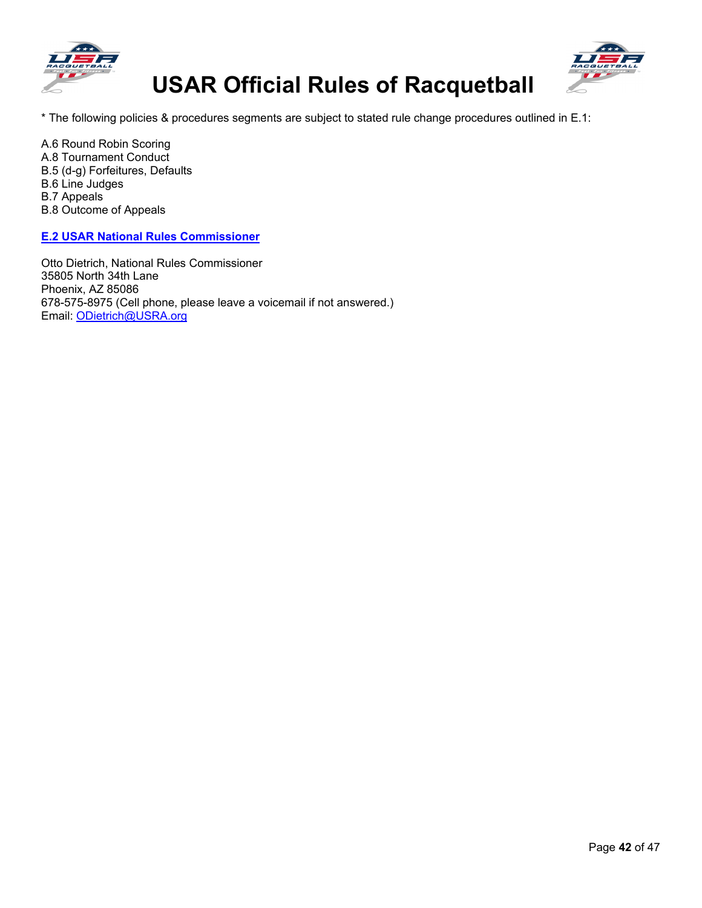* The following policies & procedures segments are subject to stated rule change procedures outlined in E.1:

A.6 Round Robin Scoring
A.8 Tournament Conduct
B.5 (d-g) Forfeitures, Defaults
B.6 Line Judges
B.7 Appeals
B.8 Outcome of Appeals

### E.2 USAR National Rules Commissioner

Otto Dietrich, National Rules Commissioner
35805 North 34th Lane
Phoenix, AZ 85086
678-575-8975 (Cell phone, please leave a voicemail if not answered.)
Email: ODietrich@USRA.org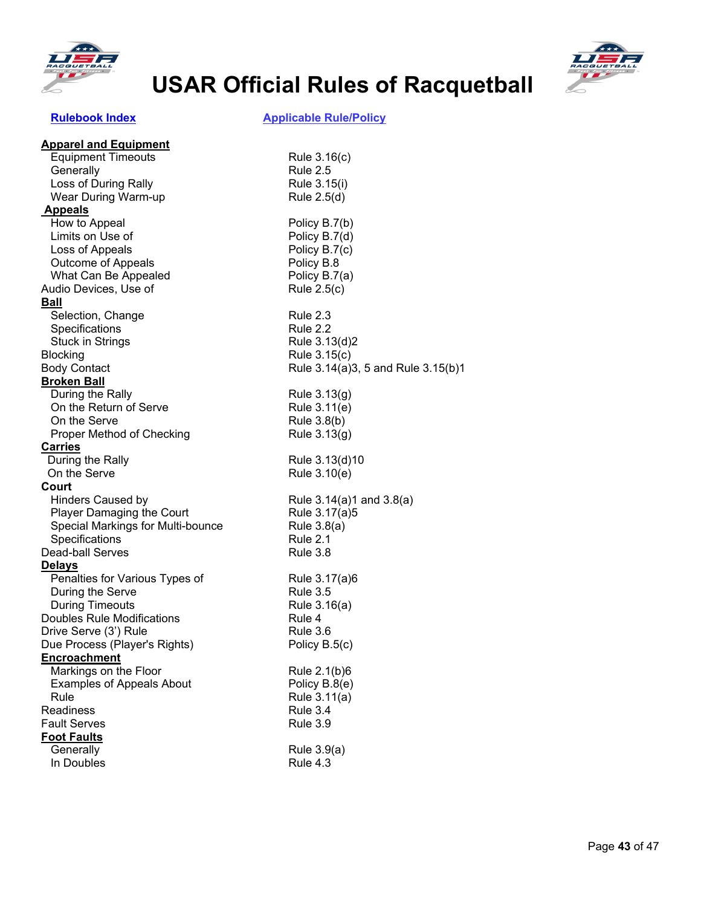# USAR Official Rules of Racquetball

| **Rulebook Index** | **Applicable Rule/Policy** |
|---|---|
| **Apparel and Equipment** | |
| Equipment Timeouts | Rule 3.16(c) |
| Generally | Rule 2.5 |
| Loss of During Rally | Rule 3.15(i) |
| Wear During Warm-up | Rule 2.5(d) |
| **Appeals** | |
| How to Appeal | Policy B.7(b) |
| Limits on Use of | Policy B.7(d) |
| Loss of Appeals | Policy B.7(c) |
| Outcome of Appeals | Policy B.8 |
| What Can Be Appealed | Policy B.7(a) |
| Audio Devices, Use of | Rule 2.5(c) |
| **Ball** | |
| Selection, Change | Rule 2.3 |
| Specifications | Rule 2.2 |
| Stuck in Strings | Rule 3.13(d)2 |
| Blocking | Rule 3.15(c) |
| Body Contact | Rule 3.14(a)3, 5 and Rule 3.15(b)1 |
| **Broken Ball** | |
| During the Rally | Rule 3.13(g) |
| On the Return of Serve | Rule 3.11(e) |
| On the Serve | Rule 3.8(b) |
| Proper Method of Checking | Rule 3.13(g) |
| **Carries** | |
| During the Rally | Rule 3.13(d)10 |
| On the Serve | Rule 3.10(e) |
| **Court** | |
| Hinders Caused by | Rule 3.14(a)1 and 3.8(a) |
| Player Damaging the Court | Rule 3.17(a)5 |
| Special Markings for Multi-bounce | Rule 3.8(a) |
| Specifications | Rule 2.1 |
| Dead-ball Serves | Rule 3.8 |
| **Delays** | |
| Penalties for Various Types of | Rule 3.17(a)6 |
| During the Serve | Rule 3.5 |
| During Timeouts | Rule 3.16(a) |
| Doubles Rule Modifications | Rule 4 |
| Drive Serve (3') Rule | Rule 3.6 |
| Due Process (Player's Rights) | Policy B.5(c) |
| **Encroachment** | |
| Markings on the Floor | Rule 2.1(b)6 |
| Examples of Appeals About | Policy B.8(e) |
| Rule | Rule 3.11(a) |
| Readiness | Rule 3.4 |
| Fault Serves | Rule 3.9 |
| **Foot Faults** | |
| Generally | Rule 3.9(a) |
| In Doubles | Rule 4.3 |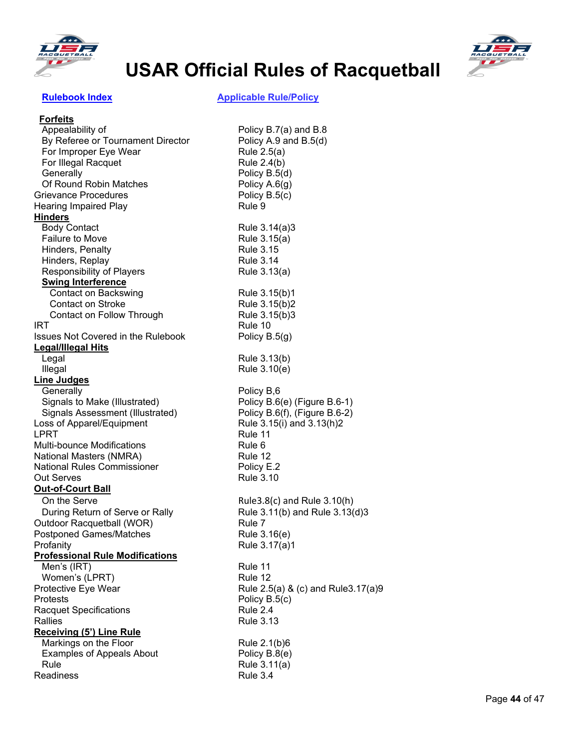# USAR Official Rules of Racquetball

| Rulebook Index | Applicable Rule/Policy |
|---|---|
| **Forfeits** | |
| Appealability of | Policy B.7(a) and B.8 |
| By Referee or Tournament Director | Policy A.9 and B.5(d) |
| For Improper Eye Wear | Rule 2.5(a) |
| For Illegal Racquet | Rule 2.4(b) |
| Generally | Policy B.5(d) |
| Of Round Robin Matches | Policy A.6(g) |
| Grievance Procedures | Policy B.5(c) |
| Hearing Impaired Play | Rule 9 |
| **Hinders** | |
| Body Contact | Rule 3.14(a)3 |
| Failure to Move | Rule 3.15(a) |
| Hinders, Penalty | Rule 3.15 |
| Hinders, Replay | Rule 3.14 |
| Responsibility of Players | Rule 3.13(a) |
| **Swing Interference** | |
| Contact on Backswing | Rule 3.15(b)1 |
| Contact on Stroke | Rule 3.15(b)2 |
| Contact on Follow Through | Rule 3.15(b)3 |
| IRT | Rule 10 |
| Issues Not Covered in the Rulebook | Policy B.5(g) |
| **Legal/Illegal Hits** | |
| Legal | Rule 3.13(b) |
| Illegal | Rule 3.10(e) |
| **Line Judges** | |
| Generally | Policy B,6 |
| Signals to Make (Illustrated) | Policy B.6(e) (Figure B.6-1) |
| Signals Assessment (Illustrated) | Policy B.6(f), (Figure B.6-2) |
| Loss of Apparel/Equipment | Rule 3.15(i) and 3.13(h)2 |
| LPRT | Rule 11 |
| Multi-bounce Modifications | Rule 6 |
| National Masters (NMRA) | Rule 12 |
| National Rules Commissioner | Policy E.2 |
| Out Serves | Rule 3.10 |
| **Out-of-Court Ball** | |
| On the Serve | Rule3.8(c) and Rule 3.10(h) |
| During Return of Serve or Rally | Rule 3.11(b) and Rule 3.13(d)3 |
| Outdoor Racquetball (WOR) | Rule 7 |
| Postponed Games/Matches | Rule 3.16(e) |
| Profanity | Rule 3.17(a)1 |
| **Professional Rule Modifications** | |
| Men's (IRT) | Rule 11 |
| Women's (LPRT) | Rule 12 |
| Protective Eye Wear | Rule 2.5(a) & (c) and Rule3.17(a)9 |
| Protests | Policy B.5(c) |
| Racquet Specifications | Rule 2.4 |
| Rallies | Rule 3.13 |
| **Receiving (5') Line Rule** | |
| Markings on the Floor | Rule 2.1(b)6 |
| Examples of Appeals About | Policy B.8(e) |
| Rule | Rule 3.11(a) |
| Readiness | Rule 3.4 |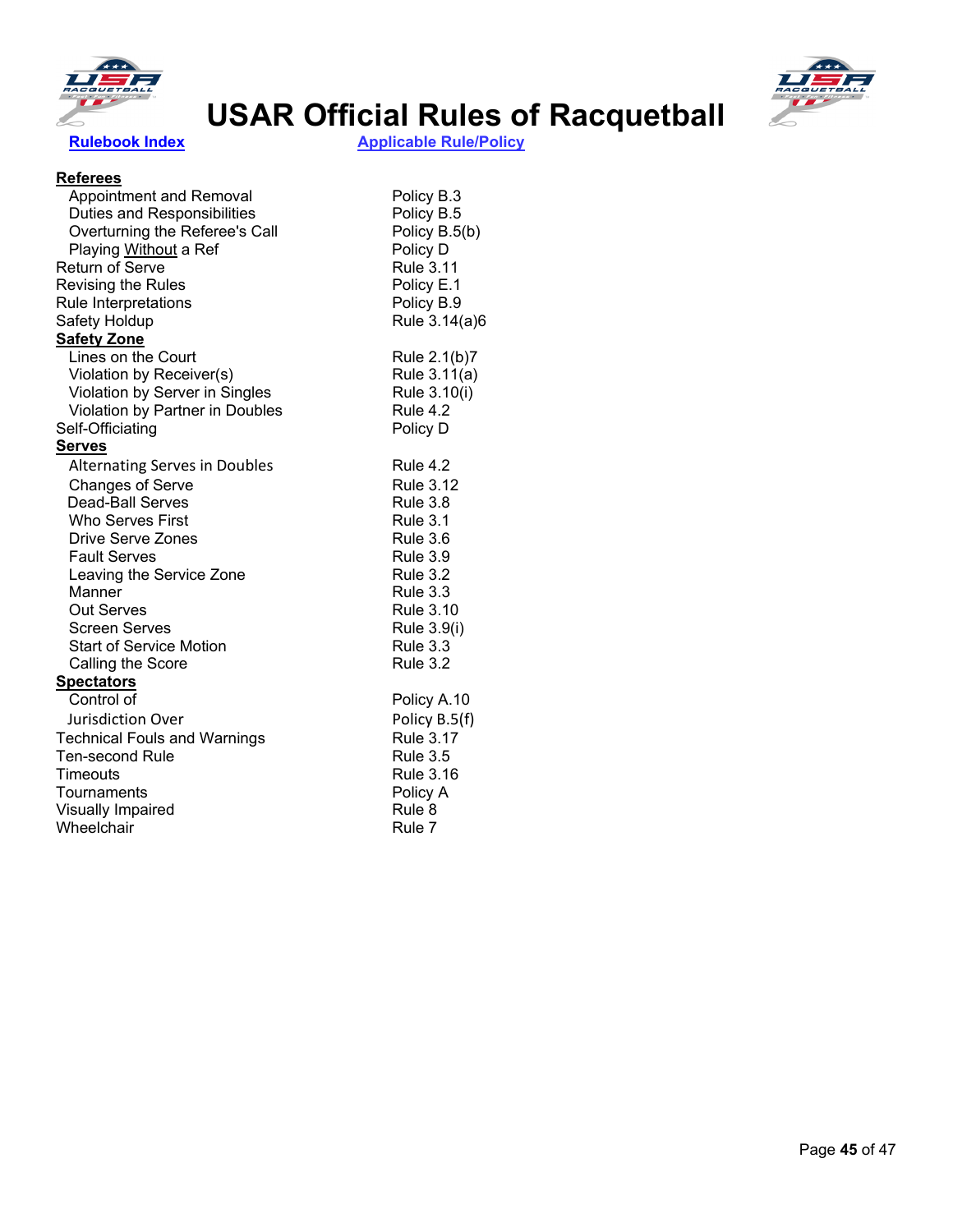# USAR Official Rules of Racquetball

| Rulebook Index | Applicable Rule/Policy |
|---|---|
| **Referees** | |
| Appointment and Removal | Policy B.3 |
| Duties and Responsibilities | Policy B.5 |
| Overturning the Referee's Call | Policy B.5(b) |
| Playing Without a Ref | Policy D |
| Return of Serve | Rule 3.11 |
| Revising the Rules | Policy E.1 |
| Rule Interpretations | Policy B.9 |
| Safety Holdup | Rule 3.14(a)6 |
| **Safety Zone** | |
| Lines on the Court | Rule 2.1(b)7 |
| Violation by Receiver(s) | Rule 3.11(a) |
| Violation by Server in Singles | Rule 3.10(i) |
| Violation by Partner in Doubles | Rule 4.2 |
| Self-Officiating | Policy D |
| **Serves** | |
| Alternating Serves in Doubles | Rule 4.2 |
| Changes of Serve | Rule 3.12 |
| Dead-Ball Serves | Rule 3.8 |
| Who Serves First | Rule 3.1 |
| Drive Serve Zones | Rule 3.6 |
| Fault Serves | Rule 3.9 |
| Leaving the Service Zone | Rule 3.2 |
| Manner | Rule 3.3 |
| Out Serves | Rule 3.10 |
| Screen Serves | Rule 3.9(i) |
| Start of Service Motion | Rule 3.3 |
| Calling the Score | Rule 3.2 |
| **Spectators** | |
| Control of | Policy A.10 |
| Jurisdiction Over | Policy B.5(f) |
| Technical Fouls and Warnings | Rule 3.17 |
| Ten-second Rule | Rule 3.5 |
| Timeouts | Rule 3.16 |
| Tournaments | Policy A |
| Visually Impaired | Rule 8 |
| Wheelchair | Rule 7 |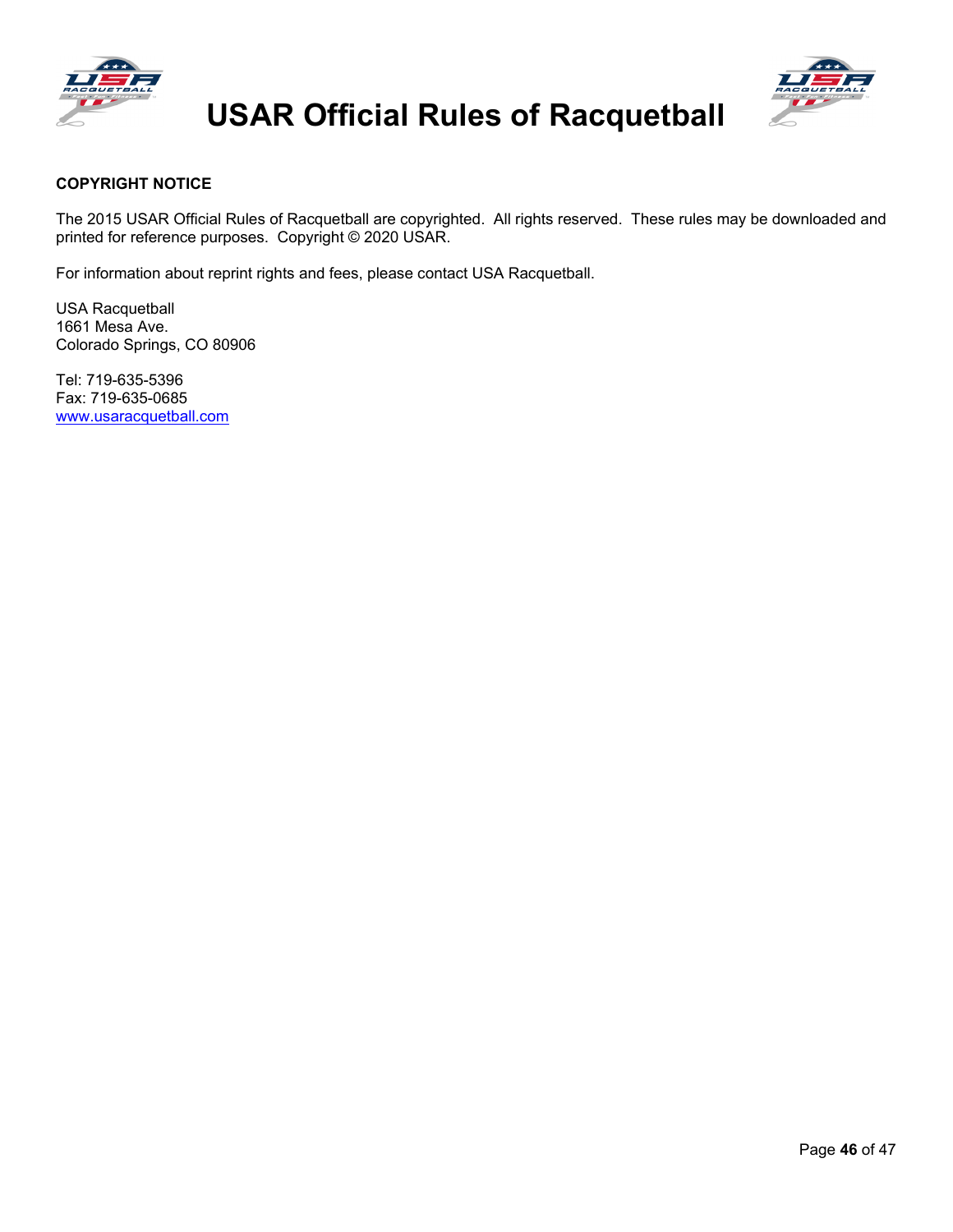## COPYRIGHT NOTICE

The 2015 USAR Official Rules of Racquetball are copyrighted. All rights reserved. These rules may be downloaded and printed for reference purposes. Copyright © 2020 USAR.

For information about reprint rights and fees, please contact USA Racquetball.

USA Racquetball  
1661 Mesa Ave.  
Colorado Springs, CO 80906

Tel: 719-635-5396  
Fax: 719-635-0685  
www.usaracquetball.com